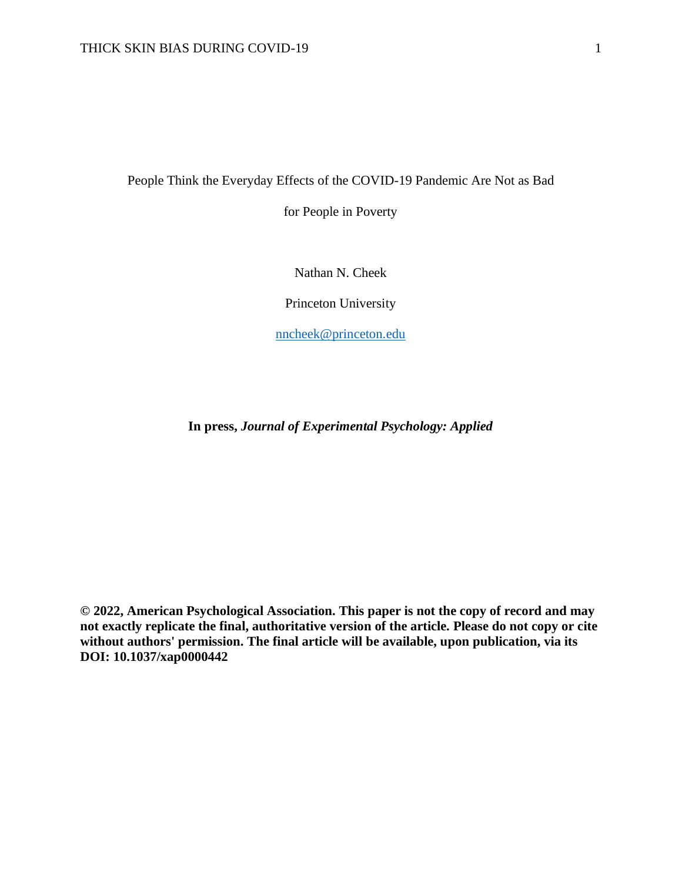# People Think the Everyday Effects of the COVID-19 Pandemic Are Not as Bad for People in Poverty

Nathan N. Cheek

Princeton University

nncheek@princeton.edu

**In press, *Journal of Experimental Psychology: Applied***

**© 2022, American Psychological Association. This paper is not the copy of record and may not exactly replicate the final, authoritative version of the article. Please do not copy or cite without authors' permission. The final article will be available, upon publication, via its DOI: 10.1037/xap0000442**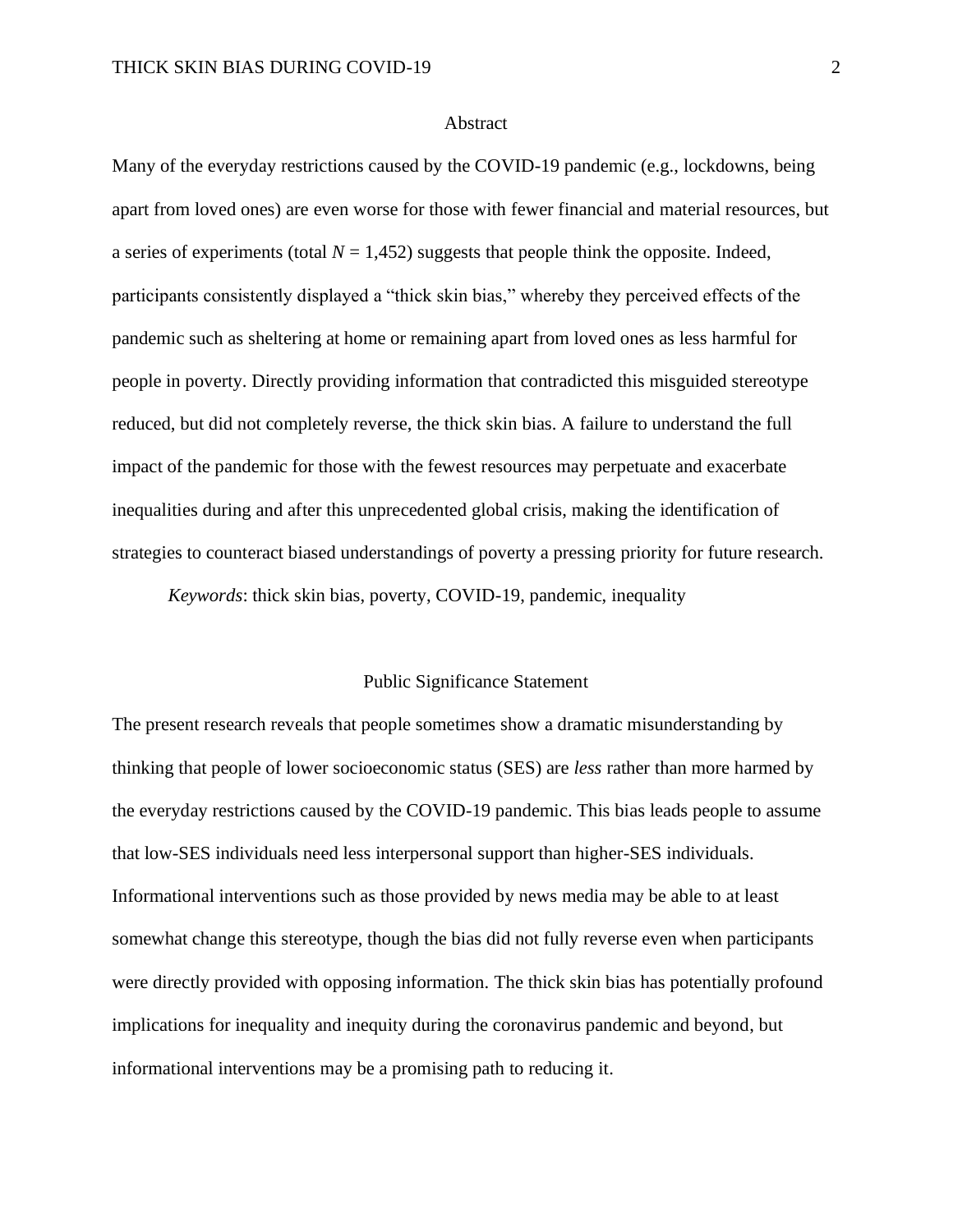## Abstract

Many of the everyday restrictions caused by the COVID-19 pandemic (e.g., lockdowns, being apart from loved ones) are even worse for those with fewer financial and material resources, but a series of experiments (total $N = 1{,}452$) suggests that people think the opposite. Indeed, participants consistently displayed a "thick skin bias," whereby they perceived effects of the pandemic such as sheltering at home or remaining apart from loved ones as less harmful for people in poverty. Directly providing information that contradicted this misguided stereotype reduced, but did not completely reverse, the thick skin bias. A failure to understand the full impact of the pandemic for those with the fewest resources may perpetuate and exacerbate inequalities during and after this unprecedented global crisis, making the identification of strategies to counteract biased understandings of poverty a pressing priority for future research.

*Keywords*: thick skin bias, poverty, COVID-19, pandemic, inequality

## Public Significance Statement

The present research reveals that people sometimes show a dramatic misunderstanding by thinking that people of lower socioeconomic status (SES) are *less* rather than more harmed by the everyday restrictions caused by the COVID-19 pandemic. This bias leads people to assume that low-SES individuals need less interpersonal support than higher-SES individuals. Informational interventions such as those provided by news media may be able to at least somewhat change this stereotype, though the bias did not fully reverse even when participants were directly provided with opposing information. The thick skin bias has potentially profound implications for inequality and inequity during the coronavirus pandemic and beyond, but informational interventions may be a promising path to reducing it.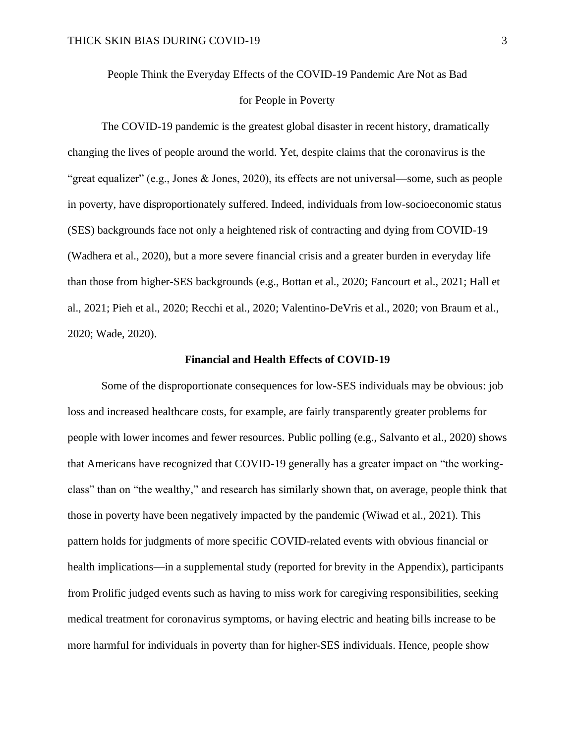People Think the Everyday Effects of the COVID-19 Pandemic Are Not as Bad for People in Poverty

The COVID-19 pandemic is the greatest global disaster in recent history, dramatically changing the lives of people around the world. Yet, despite claims that the coronavirus is the "great equalizer" (e.g., Jones & Jones, 2020), its effects are not universal—some, such as people in poverty, have disproportionately suffered. Indeed, individuals from low-socioeconomic status (SES) backgrounds face not only a heightened risk of contracting and dying from COVID-19 (Wadhera et al., 2020), but a more severe financial crisis and a greater burden in everyday life than those from higher-SES backgrounds (e.g., Bottan et al., 2020; Fancourt et al., 2021; Hall et al., 2021; Pieh et al., 2020; Recchi et al., 2020; Valentino-DeVris et al., 2020; von Braum et al., 2020; Wade, 2020).

## Financial and Health Effects of COVID-19

Some of the disproportionate consequences for low-SES individuals may be obvious: job loss and increased healthcare costs, for example, are fairly transparently greater problems for people with lower incomes and fewer resources. Public polling (e.g., Salvanto et al., 2020) shows that Americans have recognized that COVID-19 generally has a greater impact on "the working-class" than on "the wealthy," and research has similarly shown that, on average, people think that those in poverty have been negatively impacted by the pandemic (Wiwad et al., 2021). This pattern holds for judgments of more specific COVID-related events with obvious financial or health implications—in a supplemental study (reported for brevity in the Appendix), participants from Prolific judged events such as having to miss work for caregiving responsibilities, seeking medical treatment for coronavirus symptoms, or having electric and heating bills increase to be more harmful for individuals in poverty than for higher-SES individuals. Hence, people show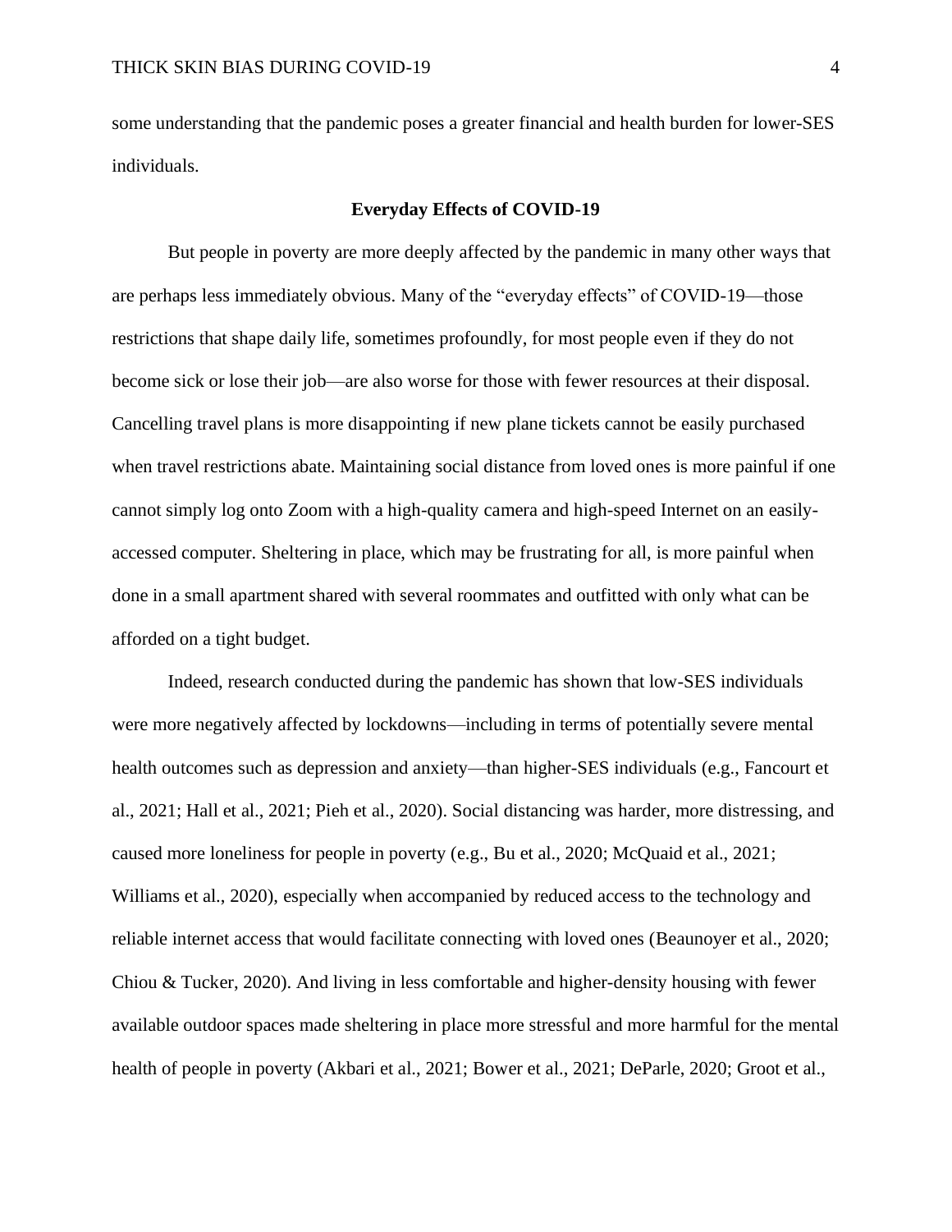some understanding that the pandemic poses a greater financial and health burden for lower-SES individuals.

## Everyday Effects of COVID-19

But people in poverty are more deeply affected by the pandemic in many other ways that are perhaps less immediately obvious. Many of the "everyday effects" of COVID-19—those restrictions that shape daily life, sometimes profoundly, for most people even if they do not become sick or lose their job—are also worse for those with fewer resources at their disposal. Cancelling travel plans is more disappointing if new plane tickets cannot be easily purchased when travel restrictions abate. Maintaining social distance from loved ones is more painful if one cannot simply log onto Zoom with a high-quality camera and high-speed Internet on an easily-accessed computer. Sheltering in place, which may be frustrating for all, is more painful when done in a small apartment shared with several roommates and outfitted with only what can be afforded on a tight budget.

Indeed, research conducted during the pandemic has shown that low-SES individuals were more negatively affected by lockdowns—including in terms of potentially severe mental health outcomes such as depression and anxiety—than higher-SES individuals (e.g., Fancourt et al., 2021; Hall et al., 2021; Pieh et al., 2020). Social distancing was harder, more distressing, and caused more loneliness for people in poverty (e.g., Bu et al., 2020; McQuaid et al., 2021; Williams et al., 2020), especially when accompanied by reduced access to the technology and reliable internet access that would facilitate connecting with loved ones (Beaunoyer et al., 2020; Chiou & Tucker, 2020). And living in less comfortable and higher-density housing with fewer available outdoor spaces made sheltering in place more stressful and more harmful for the mental health of people in poverty (Akbari et al., 2021; Bower et al., 2021; DeParle, 2020; Groot et al.,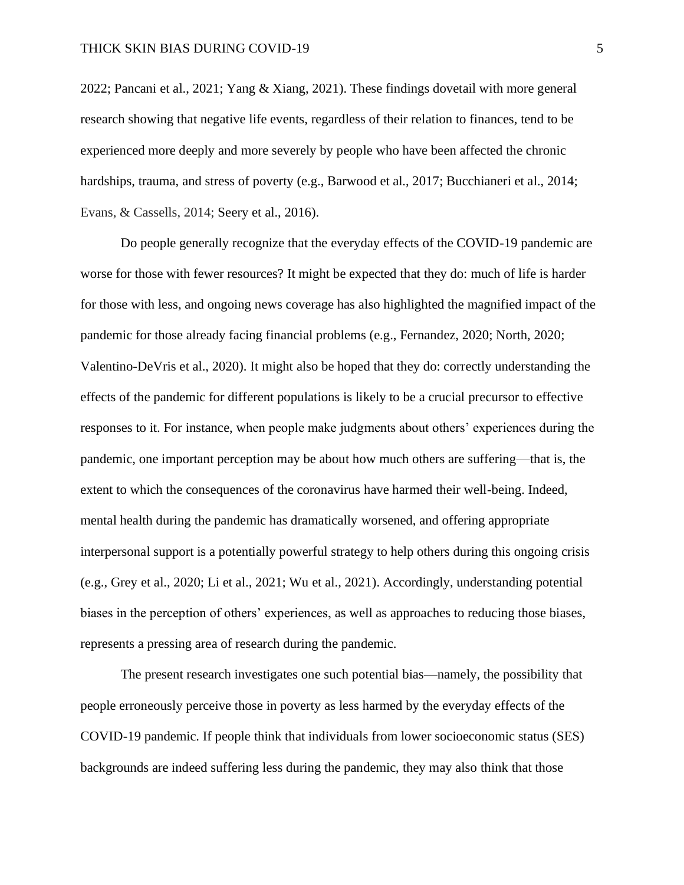2022; Pancani et al., 2021; Yang & Xiang, 2021). These findings dovetail with more general research showing that negative life events, regardless of their relation to finances, tend to be experienced more deeply and more severely by people who have been affected the chronic hardships, trauma, and stress of poverty (e.g., Barwood et al., 2017; Bucchianeri et al., 2014; Evans, & Cassells, 2014; Seery et al., 2016).

Do people generally recognize that the everyday effects of the COVID-19 pandemic are worse for those with fewer resources? It might be expected that they do: much of life is harder for those with less, and ongoing news coverage has also highlighted the magnified impact of the pandemic for those already facing financial problems (e.g., Fernandez, 2020; North, 2020; Valentino-DeVris et al., 2020). It might also be hoped that they do: correctly understanding the effects of the pandemic for different populations is likely to be a crucial precursor to effective responses to it. For instance, when people make judgments about others' experiences during the pandemic, one important perception may be about how much others are suffering—that is, the extent to which the consequences of the coronavirus have harmed their well-being. Indeed, mental health during the pandemic has dramatically worsened, and offering appropriate interpersonal support is a potentially powerful strategy to help others during this ongoing crisis (e.g., Grey et al., 2020; Li et al., 2021; Wu et al., 2021). Accordingly, understanding potential biases in the perception of others' experiences, as well as approaches to reducing those biases, represents a pressing area of research during the pandemic.

The present research investigates one such potential bias—namely, the possibility that people erroneously perceive those in poverty as less harmed by the everyday effects of the COVID-19 pandemic. If people think that individuals from lower socioeconomic status (SES) backgrounds are indeed suffering less during the pandemic, they may also think that those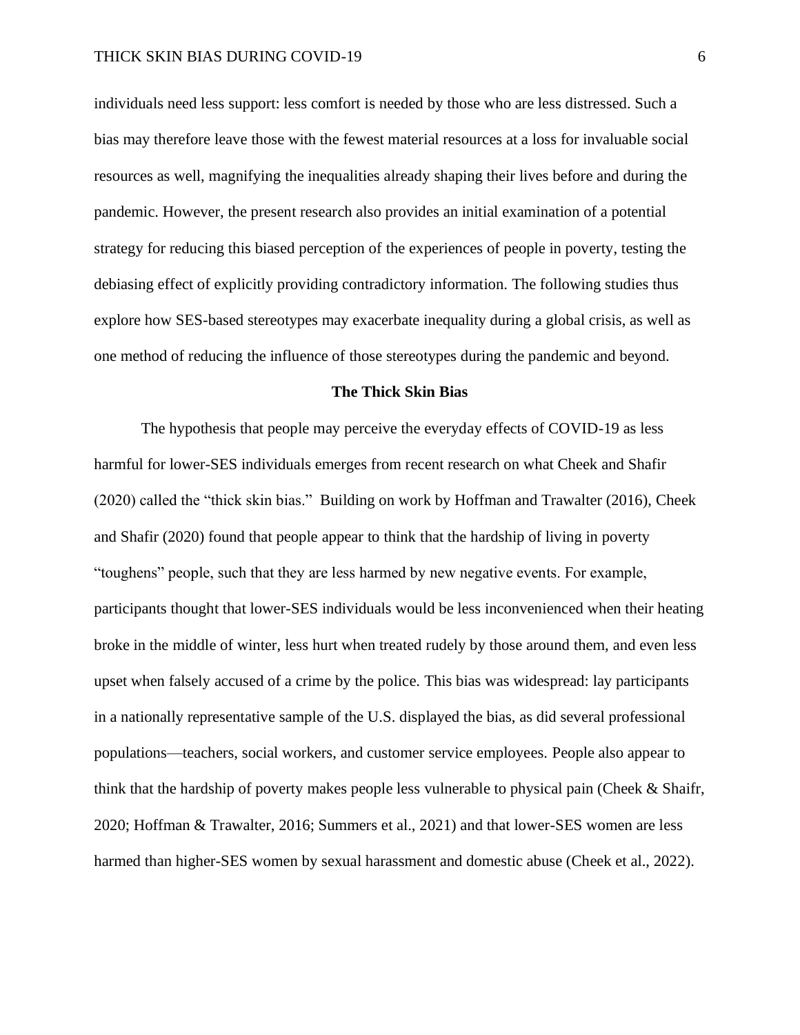individuals need less support: less comfort is needed by those who are less distressed. Such a bias may therefore leave those with the fewest material resources at a loss for invaluable social resources as well, magnifying the inequalities already shaping their lives before and during the pandemic. However, the present research also provides an initial examination of a potential strategy for reducing this biased perception of the experiences of people in poverty, testing the debiasing effect of explicitly providing contradictory information. The following studies thus explore how SES-based stereotypes may exacerbate inequality during a global crisis, as well as one method of reducing the influence of those stereotypes during the pandemic and beyond.

## The Thick Skin Bias

The hypothesis that people may perceive the everyday effects of COVID-19 as less harmful for lower-SES individuals emerges from recent research on what Cheek and Shafir (2020) called the "thick skin bias." Building on work by Hoffman and Trawalter (2016), Cheek and Shafir (2020) found that people appear to think that the hardship of living in poverty "toughens" people, such that they are less harmed by new negative events. For example, participants thought that lower-SES individuals would be less inconvenienced when their heating broke in the middle of winter, less hurt when treated rudely by those around them, and even less upset when falsely accused of a crime by the police. This bias was widespread: lay participants in a nationally representative sample of the U.S. displayed the bias, as did several professional populations—teachers, social workers, and customer service employees. People also appear to think that the hardship of poverty makes people less vulnerable to physical pain (Cheek & Shaifr, 2020; Hoffman & Trawalter, 2016; Summers et al., 2021) and that lower-SES women are less harmed than higher-SES women by sexual harassment and domestic abuse (Cheek et al., 2022).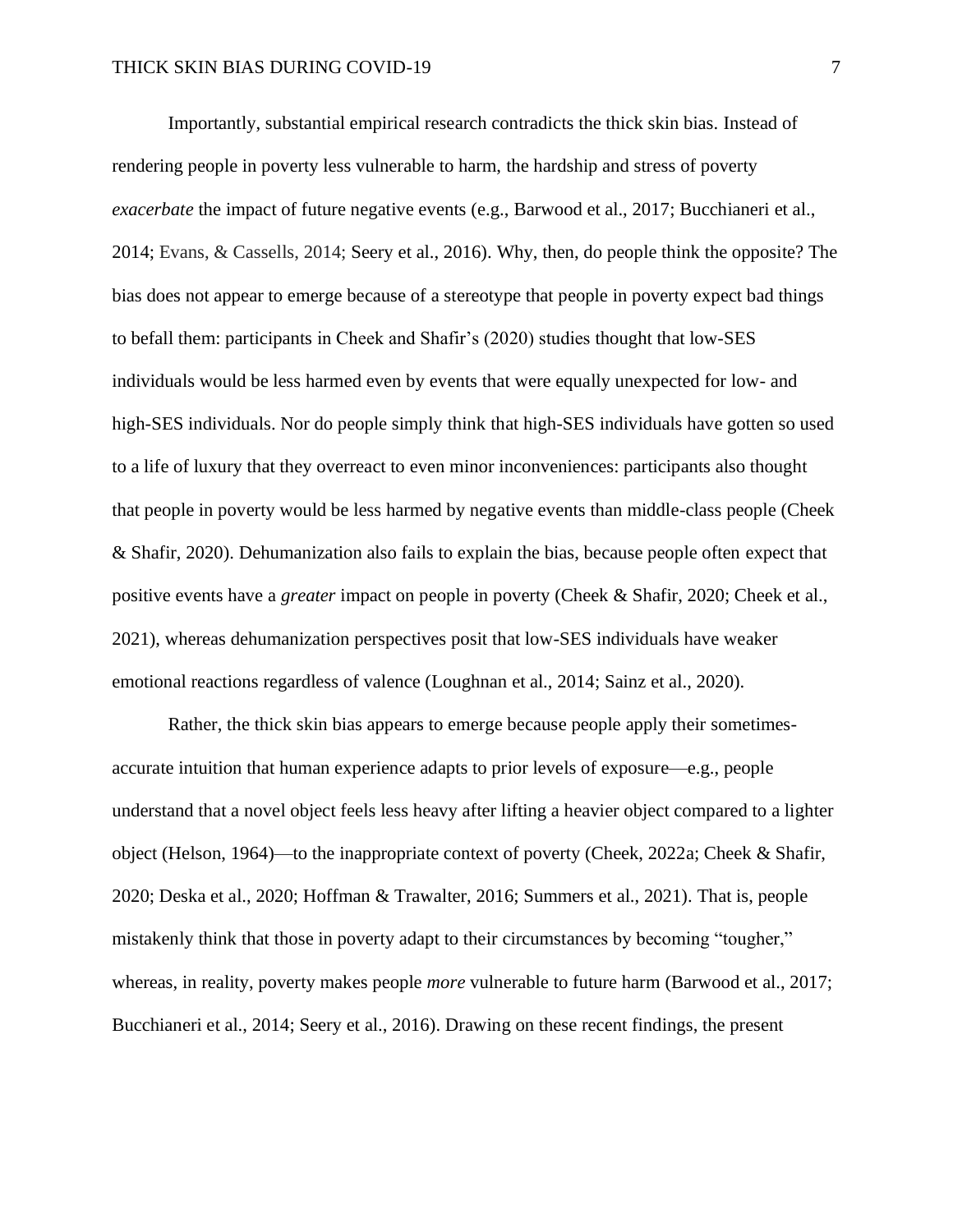Importantly, substantial empirical research contradicts the thick skin bias. Instead of rendering people in poverty less vulnerable to harm, the hardship and stress of poverty *exacerbate* the impact of future negative events (e.g., Barwood et al., 2017; Bucchianeri et al., 2014; Evans, & Cassells, 2014; Seery et al., 2016). Why, then, do people think the opposite? The bias does not appear to emerge because of a stereotype that people in poverty expect bad things to befall them: participants in Cheek and Shafir's (2020) studies thought that low-SES individuals would be less harmed even by events that were equally unexpected for low- and high-SES individuals. Nor do people simply think that high-SES individuals have gotten so used to a life of luxury that they overreact to even minor inconveniences: participants also thought that people in poverty would be less harmed by negative events than middle-class people (Cheek & Shafir, 2020). Dehumanization also fails to explain the bias, because people often expect that positive events have a *greater* impact on people in poverty (Cheek & Shafir, 2020; Cheek et al., 2021), whereas dehumanization perspectives posit that low-SES individuals have weaker emotional reactions regardless of valence (Loughnan et al., 2014; Sainz et al., 2020).

Rather, the thick skin bias appears to emerge because people apply their sometimes-accurate intuition that human experience adapts to prior levels of exposure—e.g., people understand that a novel object feels less heavy after lifting a heavier object compared to a lighter object (Helson, 1964)—to the inappropriate context of poverty (Cheek, 2022a; Cheek & Shafir, 2020; Deska et al., 2020; Hoffman & Trawalter, 2016; Summers et al., 2021). That is, people mistakenly think that those in poverty adapt to their circumstances by becoming "tougher," whereas, in reality, poverty makes people *more* vulnerable to future harm (Barwood et al., 2017; Bucchianeri et al., 2014; Seery et al., 2016). Drawing on these recent findings, the present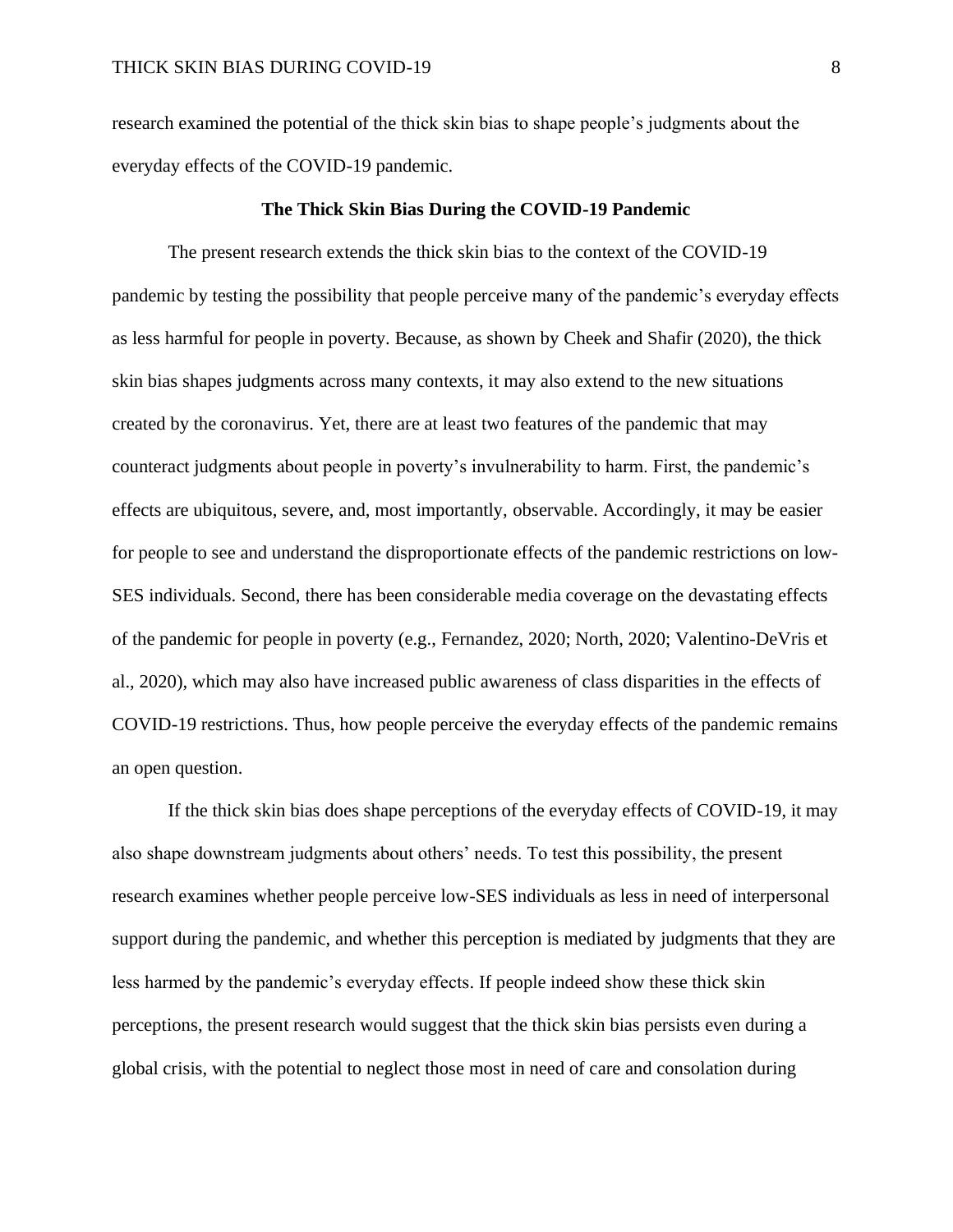research examined the potential of the thick skin bias to shape people's judgments about the everyday effects of the COVID-19 pandemic.

## The Thick Skin Bias During the COVID-19 Pandemic

The present research extends the thick skin bias to the context of the COVID-19 pandemic by testing the possibility that people perceive many of the pandemic's everyday effects as less harmful for people in poverty. Because, as shown by Cheek and Shafir (2020), the thick skin bias shapes judgments across many contexts, it may also extend to the new situations created by the coronavirus. Yet, there are at least two features of the pandemic that may counteract judgments about people in poverty's invulnerability to harm. First, the pandemic's effects are ubiquitous, severe, and, most importantly, observable. Accordingly, it may be easier for people to see and understand the disproportionate effects of the pandemic restrictions on low-SES individuals. Second, there has been considerable media coverage on the devastating effects of the pandemic for people in poverty (e.g., Fernandez, 2020; North, 2020; Valentino-DeVris et al., 2020), which may also have increased public awareness of class disparities in the effects of COVID-19 restrictions. Thus, how people perceive the everyday effects of the pandemic remains an open question.

If the thick skin bias does shape perceptions of the everyday effects of COVID-19, it may also shape downstream judgments about others' needs. To test this possibility, the present research examines whether people perceive low-SES individuals as less in need of interpersonal support during the pandemic, and whether this perception is mediated by judgments that they are less harmed by the pandemic's everyday effects. If people indeed show these thick skin perceptions, the present research would suggest that the thick skin bias persists even during a global crisis, with the potential to neglect those most in need of care and consolation during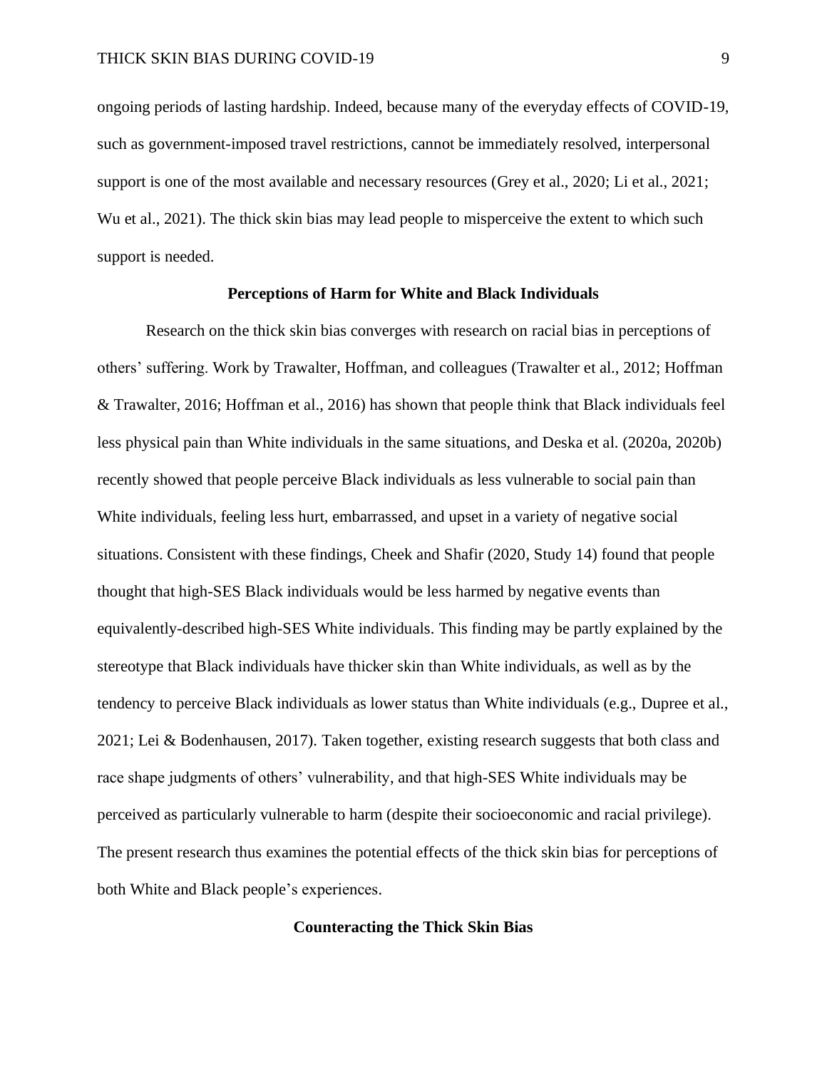ongoing periods of lasting hardship. Indeed, because many of the everyday effects of COVID-19, such as government-imposed travel restrictions, cannot be immediately resolved, interpersonal support is one of the most available and necessary resources (Grey et al., 2020; Li et al., 2021; Wu et al., 2021). The thick skin bias may lead people to misperceive the extent to which such support is needed.

## Perceptions of Harm for White and Black Individuals

Research on the thick skin bias converges with research on racial bias in perceptions of others' suffering. Work by Trawalter, Hoffman, and colleagues (Trawalter et al., 2012; Hoffman & Trawalter, 2016; Hoffman et al., 2016) has shown that people think that Black individuals feel less physical pain than White individuals in the same situations, and Deska et al. (2020a, 2020b) recently showed that people perceive Black individuals as less vulnerable to social pain than White individuals, feeling less hurt, embarrassed, and upset in a variety of negative social situations. Consistent with these findings, Cheek and Shafir (2020, Study 14) found that people thought that high-SES Black individuals would be less harmed by negative events than equivalently-described high-SES White individuals. This finding may be partly explained by the stereotype that Black individuals have thicker skin than White individuals, as well as by the tendency to perceive Black individuals as lower status than White individuals (e.g., Dupree et al., 2021; Lei & Bodenhausen, 2017). Taken together, existing research suggests that both class and race shape judgments of others' vulnerability, and that high-SES White individuals may be perceived as particularly vulnerable to harm (despite their socioeconomic and racial privilege). The present research thus examines the potential effects of the thick skin bias for perceptions of both White and Black people's experiences.

## Counteracting the Thick Skin Bias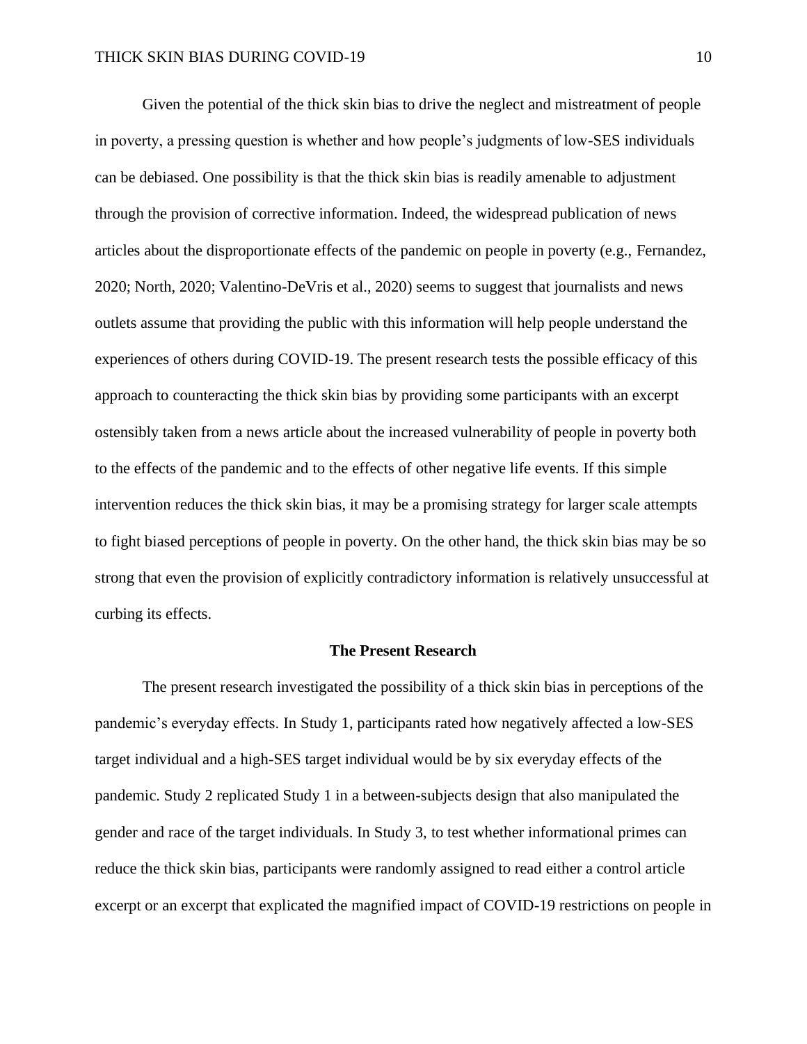Given the potential of the thick skin bias to drive the neglect and mistreatment of people in poverty, a pressing question is whether and how people's judgments of low-SES individuals can be debiased. One possibility is that the thick skin bias is readily amenable to adjustment through the provision of corrective information. Indeed, the widespread publication of news articles about the disproportionate effects of the pandemic on people in poverty (e.g., Fernandez, 2020; North, 2020; Valentino-DeVris et al., 2020) seems to suggest that journalists and news outlets assume that providing the public with this information will help people understand the experiences of others during COVID-19. The present research tests the possible efficacy of this approach to counteracting the thick skin bias by providing some participants with an excerpt ostensibly taken from a news article about the increased vulnerability of people in poverty both to the effects of the pandemic and to the effects of other negative life events. If this simple intervention reduces the thick skin bias, it may be a promising strategy for larger scale attempts to fight biased perceptions of people in poverty. On the other hand, the thick skin bias may be so strong that even the provision of explicitly contradictory information is relatively unsuccessful at curbing its effects.

## The Present Research

The present research investigated the possibility of a thick skin bias in perceptions of the pandemic's everyday effects. In Study 1, participants rated how negatively affected a low-SES target individual and a high-SES target individual would be by six everyday effects of the pandemic. Study 2 replicated Study 1 in a between-subjects design that also manipulated the gender and race of the target individuals. In Study 3, to test whether informational primes can reduce the thick skin bias, participants were randomly assigned to read either a control article excerpt or an excerpt that explicated the magnified impact of COVID-19 restrictions on people in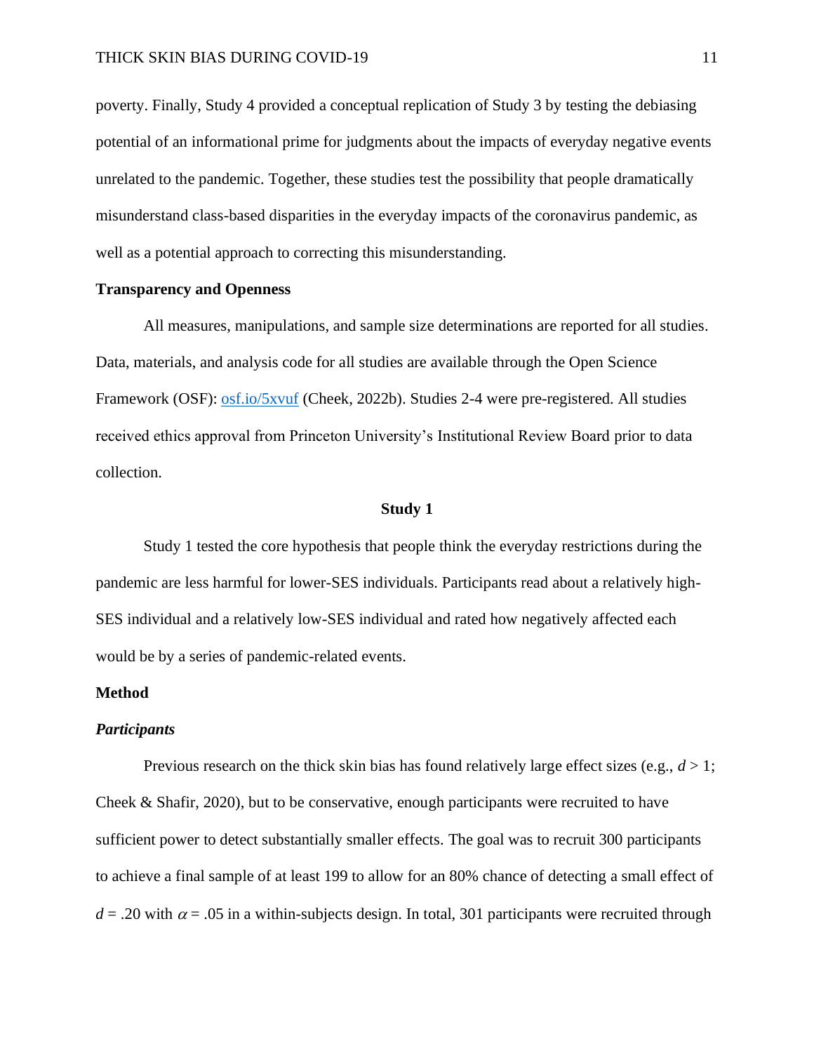poverty. Finally, Study 4 provided a conceptual replication of Study 3 by testing the debiasing potential of an informational prime for judgments about the impacts of everyday negative events unrelated to the pandemic. Together, these studies test the possibility that people dramatically misunderstand class-based disparities in the everyday impacts of the coronavirus pandemic, as well as a potential approach to correcting this misunderstanding.

## Transparency and Openness

All measures, manipulations, and sample size determinations are reported for all studies. Data, materials, and analysis code for all studies are available through the Open Science Framework (OSF): osf.io/5xvuf (Cheek, 2022b). Studies 2-4 were pre-registered. All studies received ethics approval from Princeton University's Institutional Review Board prior to data collection.

# Study 1

Study 1 tested the core hypothesis that people think the everyday restrictions during the pandemic are less harmful for lower-SES individuals. Participants read about a relatively high-SES individual and a relatively low-SES individual and rated how negatively affected each would be by a series of pandemic-related events.

## Method

### *Participants*

Previous research on the thick skin bias has found relatively large effect sizes (e.g., $d > 1$; Cheek & Shafir, 2020), but to be conservative, enough participants were recruited to have sufficient power to detect substantially smaller effects. The goal was to recruit 300 participants to achieve a final sample of at least 199 to allow for an 80% chance of detecting a small effect of $d = .20$ with $\alpha = .05$ in a within-subjects design. In total, 301 participants were recruited through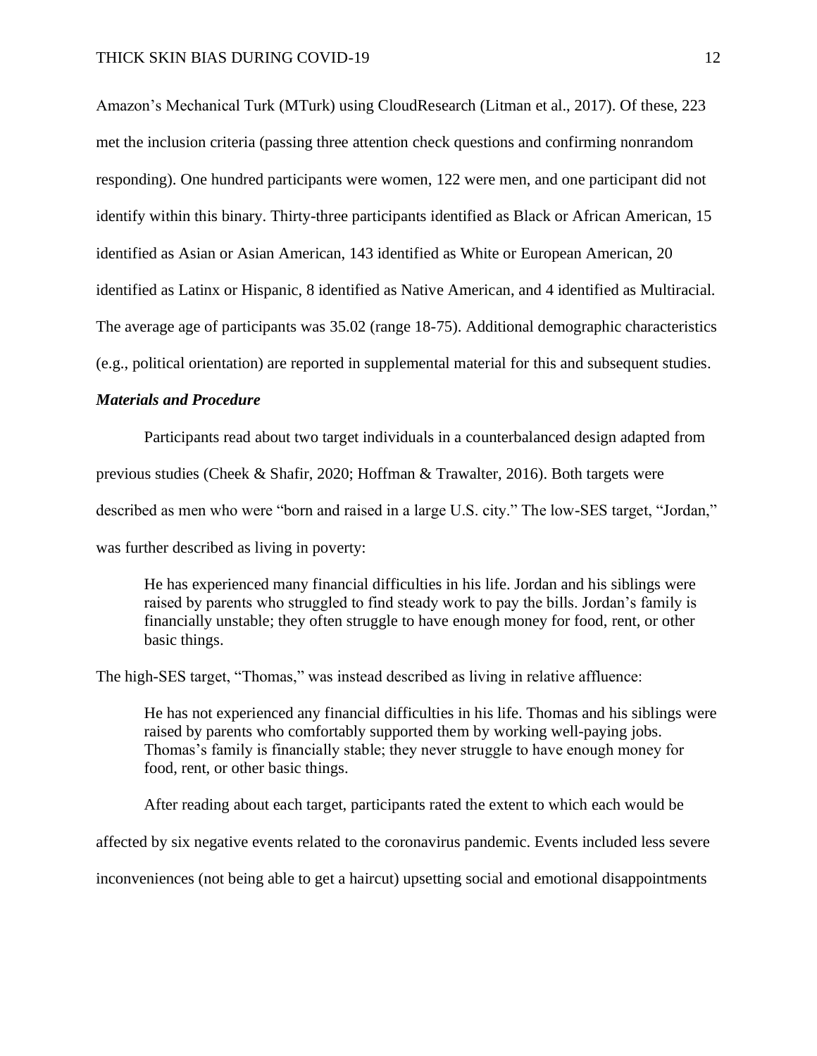Amazon's Mechanical Turk (MTurk) using CloudResearch (Litman et al., 2017). Of these, 223 met the inclusion criteria (passing three attention check questions and confirming nonrandom responding). One hundred participants were women, 122 were men, and one participant did not identify within this binary. Thirty-three participants identified as Black or African American, 15 identified as Asian or Asian American, 143 identified as White or European American, 20 identified as Latinx or Hispanic, 8 identified as Native American, and 4 identified as Multiracial. The average age of participants was 35.02 (range 18-75). Additional demographic characteristics (e.g., political orientation) are reported in supplemental material for this and subsequent studies.

### *Materials and Procedure*

Participants read about two target individuals in a counterbalanced design adapted from previous studies (Cheek & Shafir, 2020; Hoffman & Trawalter, 2016). Both targets were described as men who were "born and raised in a large U.S. city." The low-SES target, "Jordan," was further described as living in poverty:

> He has experienced many financial difficulties in his life. Jordan and his siblings were raised by parents who struggled to find steady work to pay the bills. Jordan's family is financially unstable; they often struggle to have enough money for food, rent, or other basic things.

The high-SES target, "Thomas," was instead described as living in relative affluence:

> He has not experienced any financial difficulties in his life. Thomas and his siblings were raised by parents who comfortably supported them by working well-paying jobs. Thomas's family is financially stable; they never struggle to have enough money for food, rent, or other basic things.

After reading about each target, participants rated the extent to which each would be affected by six negative events related to the coronavirus pandemic. Events included less severe inconveniences (not being able to get a haircut) upsetting social and emotional disappointments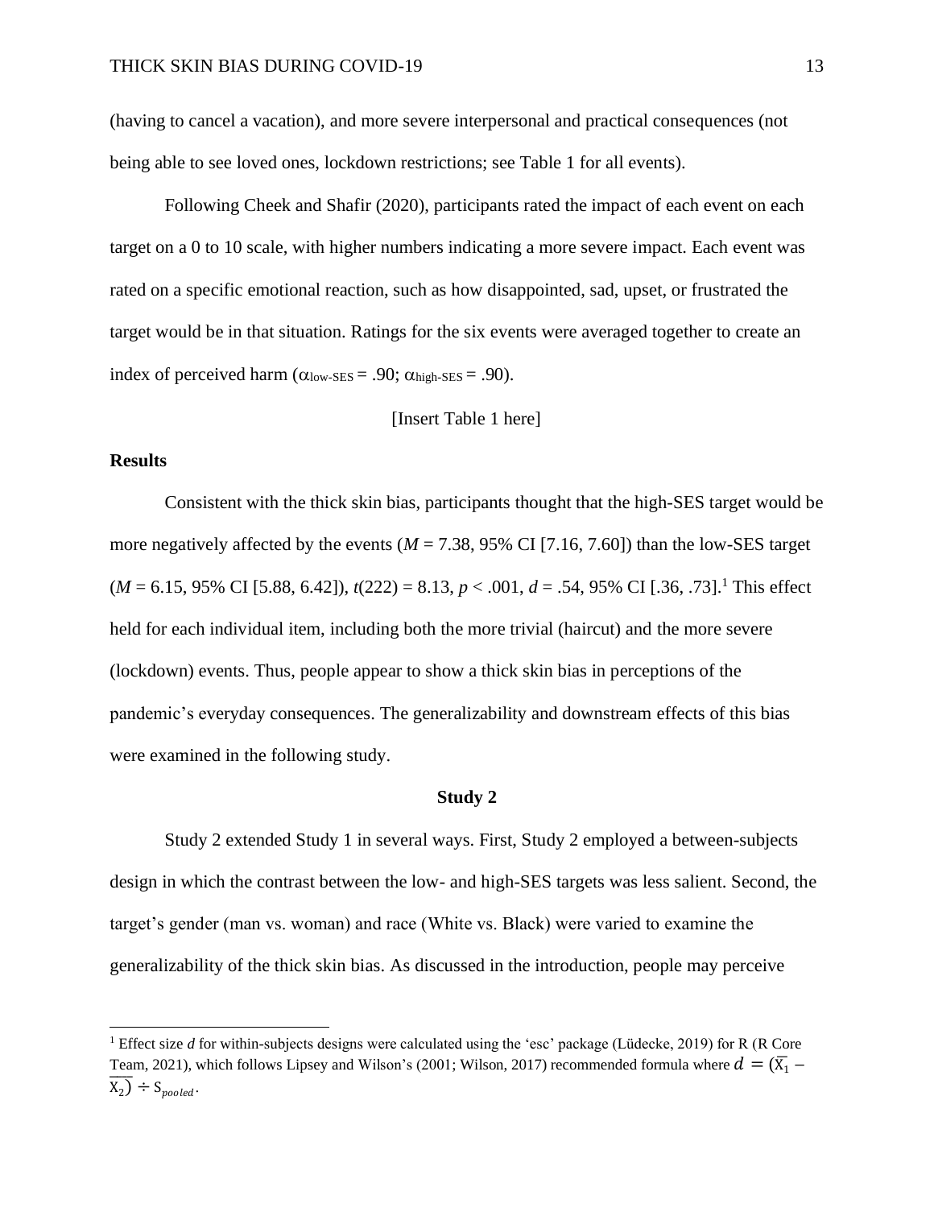(having to cancel a vacation), and more severe interpersonal and practical consequences (not being able to see loved ones, lockdown restrictions; see Table 1 for all events).

Following Cheek and Shafir (2020), participants rated the impact of each event on each target on a 0 to 10 scale, with higher numbers indicating a more severe impact. Each event was rated on a specific emotional reaction, such as how disappointed, sad, upset, or frustrated the target would be in that situation. Ratings for the six events were averaged together to create an index of perceived harm ($\alpha_{\text{low-SES}} = .90$; $\alpha_{\text{high-SES}} = .90$).

[Insert Table 1 here]

### Results

Consistent with the thick skin bias, participants thought that the high-SES target would be more negatively affected by the events ($M = 7.38$, 95% CI [7.16, 7.60]) than the low-SES target ($M = 6.15$, 95% CI [5.88, 6.42]), $t(222) = 8.13$, $p < .001$, $d = .54$, 95% CI [.36, .73].[1] This effect held for each individual item, including both the more trivial (haircut) and the more severe (lockdown) events. Thus, people appear to show a thick skin bias in perceptions of the pandemic's everyday consequences. The generalizability and downstream effects of this bias were examined in the following study.

## Study 2

Study 2 extended Study 1 in several ways. First, Study 2 employed a between-subjects design in which the contrast between the low- and high-SES targets was less salient. Second, the target's gender (man vs. woman) and race (White vs. Black) were varied to examine the generalizability of the thick skin bias. As discussed in the introduction, people may perceive

---

[1] Effect size *d* for within-subjects designs were calculated using the 'esc' package (Lüdecke, 2019) for R (R Core Team, 2021), which follows Lipsey and Wilson's (2001; Wilson, 2017) recommended formula where $d = (\overline{X_1} - \overline{X_2}) \div S_{pooled}$.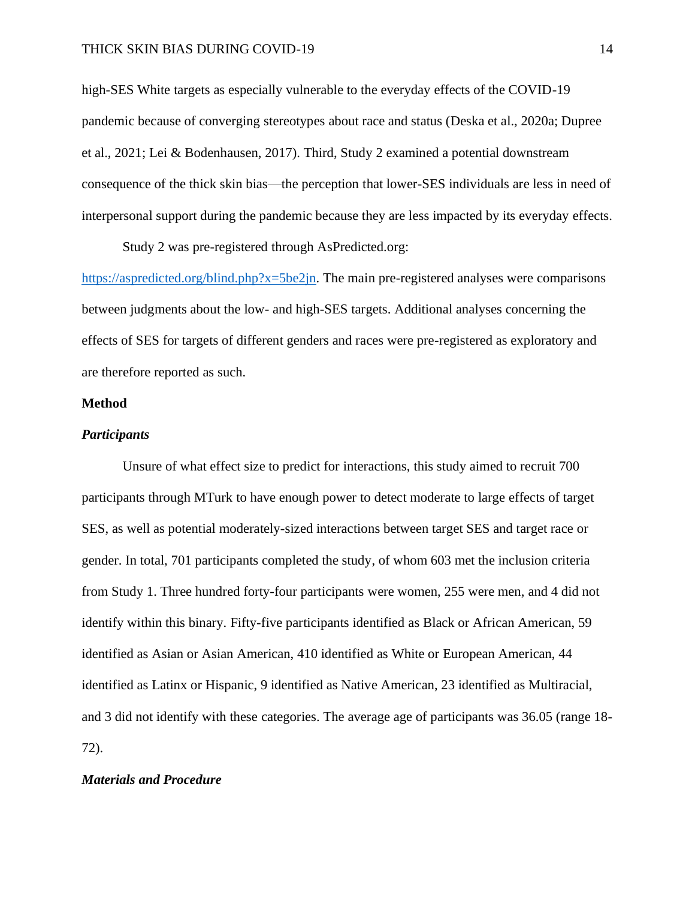high-SES White targets as especially vulnerable to the everyday effects of the COVID-19 pandemic because of converging stereotypes about race and status (Deska et al., 2020a; Dupree et al., 2021; Lei & Bodenhausen, 2017). Third, Study 2 examined a potential downstream consequence of the thick skin bias—the perception that lower-SES individuals are less in need of interpersonal support during the pandemic because they are less impacted by its everyday effects.

Study 2 was pre-registered through AsPredicted.org: [https://aspredicted.org/blind.php?x=5be2jn](https://aspredicted.org/blind.php?x=5be2jn). The main pre-registered analyses were comparisons between judgments about the low- and high-SES targets. Additional analyses concerning the effects of SES for targets of different genders and races were pre-registered as exploratory and are therefore reported as such.

## Method

### *Participants*

Unsure of what effect size to predict for interactions, this study aimed to recruit 700 participants through MTurk to have enough power to detect moderate to large effects of target SES, as well as potential moderately-sized interactions between target SES and target race or gender. In total, 701 participants completed the study, of whom 603 met the inclusion criteria from Study 1. Three hundred forty-four participants were women, 255 were men, and 4 did not identify within this binary. Fifty-five participants identified as Black or African American, 59 identified as Asian or Asian American, 410 identified as White or European American, 44 identified as Latinx or Hispanic, 9 identified as Native American, 23 identified as Multiracial, and 3 did not identify with these categories. The average age of participants was 36.05 (range 18-72).

### *Materials and Procedure*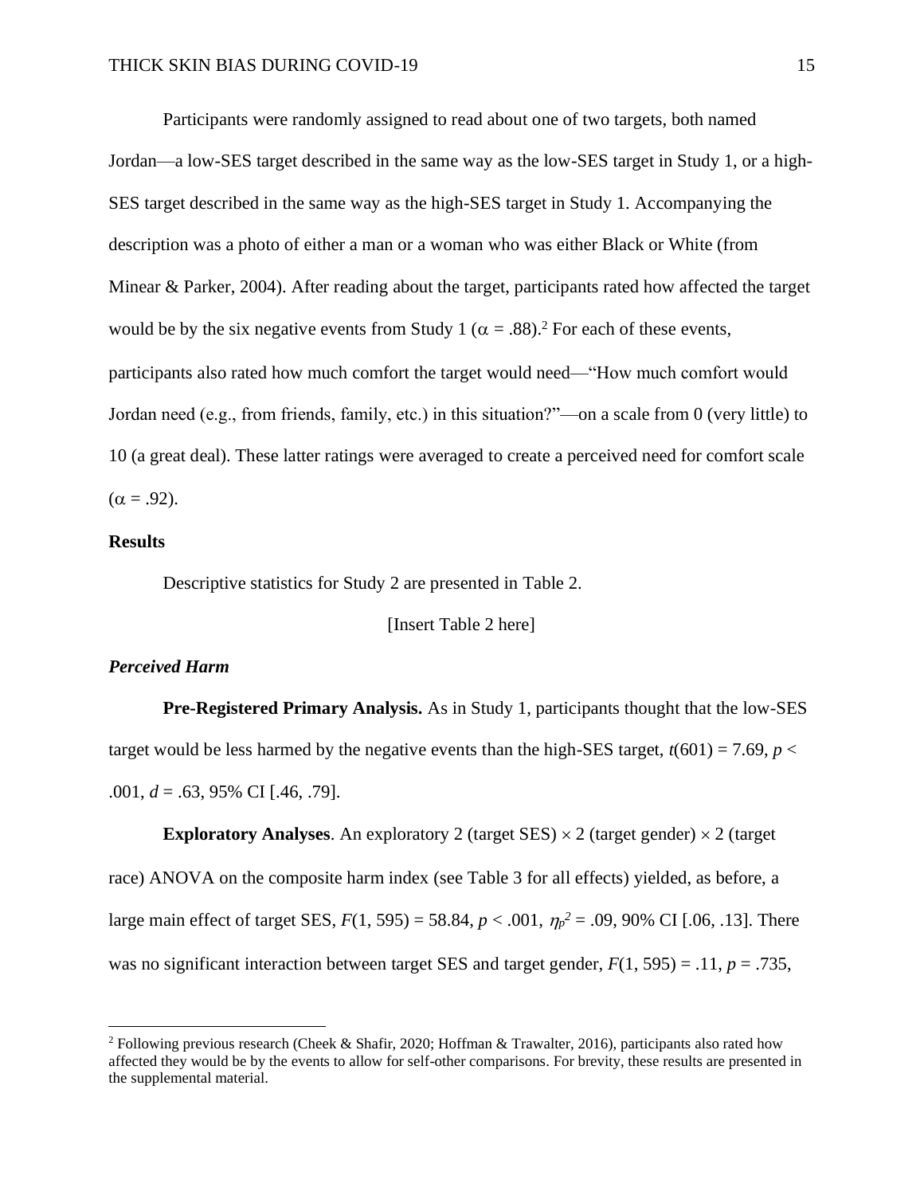Participants were randomly assigned to read about one of two targets, both named Jordan—a low-SES target described in the same way as the low-SES target in Study 1, or a high-SES target described in the same way as the high-SES target in Study 1. Accompanying the description was a photo of either a man or a woman who was either Black or White (from Minear & Parker, 2004). After reading about the target, participants rated how affected the target would be by the six negative events from Study 1 ($\alpha = .88$).[2] For each of these events, participants also rated how much comfort the target would need—"How much comfort would Jordan need (e.g., from friends, family, etc.) in this situation?"—on a scale from 0 (very little) to 10 (a great deal). These latter ratings were averaged to create a perceived need for comfort scale ($\alpha = .92$).

## Results

Descriptive statistics for Study 2 are presented in Table 2.

[Insert Table 2 here]

### *Perceived Harm*

**Pre-Registered Primary Analysis.** As in Study 1, participants thought that the low-SES target would be less harmed by the negative events than the high-SES target, $t(601) = 7.69$, $p < .001$, $d = .63$, 95% CI [.46, .79].

**Exploratory Analyses**. An exploratory 2 (target SES) $\times$ 2 (target gender) $\times$ 2 (target race) ANOVA on the composite harm index (see Table 3 for all effects) yielded, as before, a large main effect of target SES, $F(1, 595) = 58.84$, $p < .001$, $\eta_p^2 = .09$, 90% CI [.06, .13]. There was no significant interaction between target SES and target gender, $F(1, 595) = .11$, $p = .735$,

---

[2] Following previous research (Cheek & Shafir, 2020; Hoffman & Trawalter, 2016), participants also rated how affected they would be by the events to allow for self-other comparisons. For brevity, these results are presented in the supplemental material.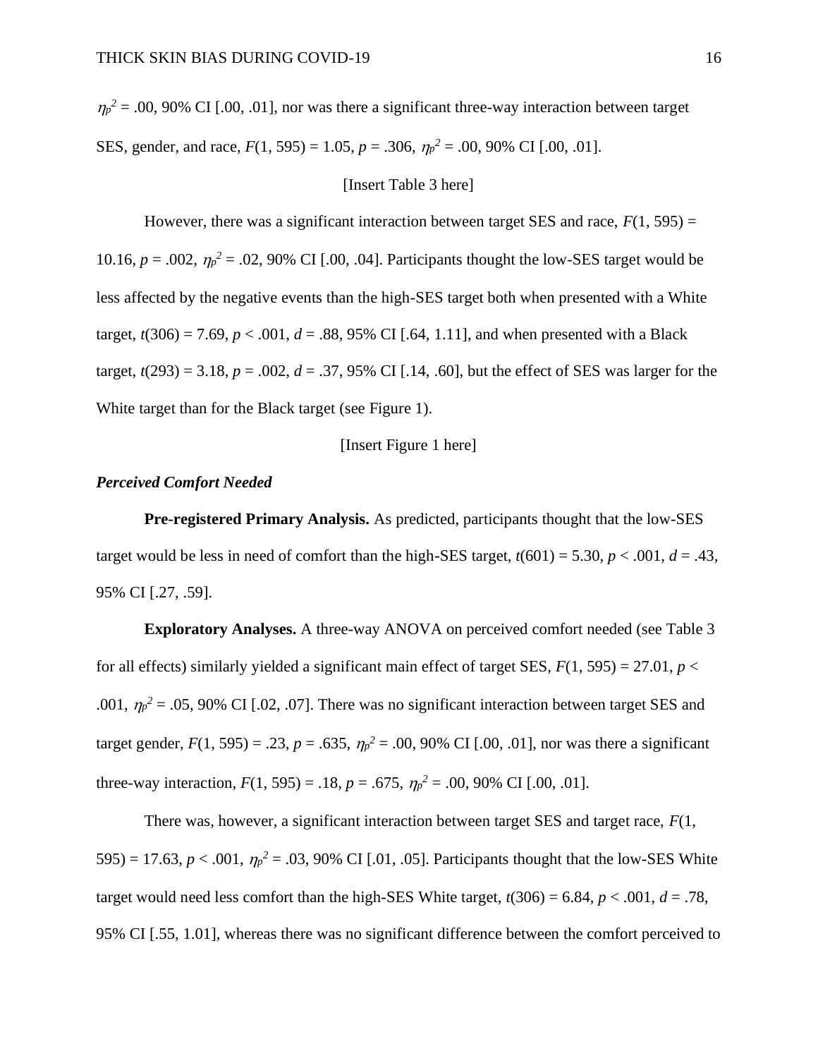$\eta_p^2 = .00$, 90% CI [.00, .01], nor was there a significant three-way interaction between target SES, gender, and race, $F(1, 595) = 1.05$, $p = .306$, $\eta_p^2 = .00$, 90% CI [.00, .01].

[Insert Table 3 here]

However, there was a significant interaction between target SES and race, $F(1, 595) = 10.16$, $p = .002$, $\eta_p^2 = .02$, 90% CI [.00, .04]. Participants thought the low-SES target would be less affected by the negative events than the high-SES target both when presented with a White target, $t(306) = 7.69$, $p < .001$, $d = .88$, 95% CI [.64, 1.11], and when presented with a Black target, $t(293) = 3.18$, $p = .002$, $d = .37$, 95% CI [.14, .60], but the effect of SES was larger for the White target than for the Black target (see Figure 1).

[Insert Figure 1 here]

***Perceived Comfort Needed***

**Pre-registered Primary Analysis.** As predicted, participants thought that the low-SES target would be less in need of comfort than the high-SES target, $t(601) = 5.30$, $p < .001$, $d = .43$, 95% CI [.27, .59].

**Exploratory Analyses.** A three-way ANOVA on perceived comfort needed (see Table 3 for all effects) similarly yielded a significant main effect of target SES, $F(1, 595) = 27.01$, $p < .001$, $\eta_p^2 = .05$, 90% CI [.02, .07]. There was no significant interaction between target SES and target gender, $F(1, 595) = .23$, $p = .635$, $\eta_p^2 = .00$, 90% CI [.00, .01], nor was there a significant three-way interaction, $F(1, 595) = .18$, $p = .675$, $\eta_p^2 = .00$, 90% CI [.00, .01].

There was, however, a significant interaction between target SES and target race, $F(1, 595) = 17.63$, $p < .001$, $\eta_p^2 = .03$, 90% CI [.01, .05]. Participants thought that the low-SES White target would need less comfort than the high-SES White target, $t(306) = 6.84$, $p < .001$, $d = .78$, 95% CI [.55, 1.01], whereas there was no significant difference between the comfort perceived to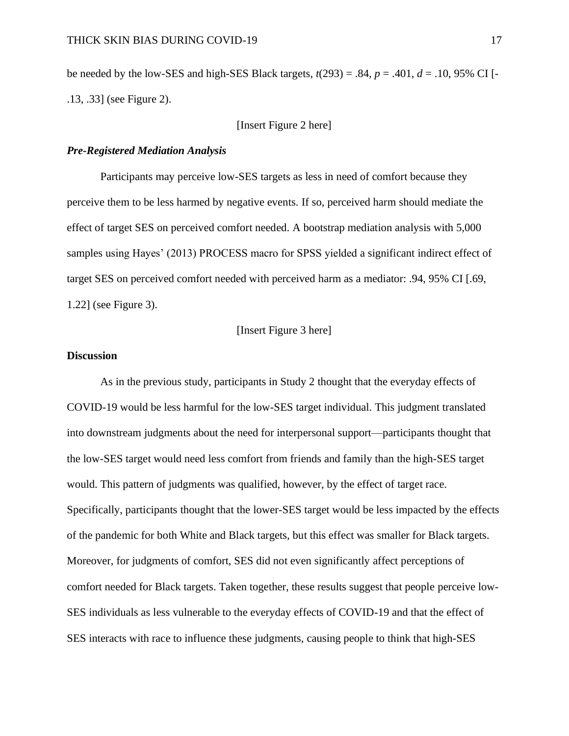be needed by the low-SES and high-SES Black targets, $t(293) = .84$, $p = .401$, $d = .10$, 95% CI [-.13, .33] (see Figure 2).

[Insert Figure 2 here]

### *Pre-Registered Mediation Analysis*

Participants may perceive low-SES targets as less in need of comfort because they perceive them to be less harmed by negative events. If so, perceived harm should mediate the effect of target SES on perceived comfort needed. A bootstrap mediation analysis with 5,000 samples using Hayes' (2013) PROCESS macro for SPSS yielded a significant indirect effect of target SES on perceived comfort needed with perceived harm as a mediator: .94, 95% CI [.69, 1.22] (see Figure 3).

[Insert Figure 3 here]

## **Discussion**

As in the previous study, participants in Study 2 thought that the everyday effects of COVID-19 would be less harmful for the low-SES target individual. This judgment translated into downstream judgments about the need for interpersonal support—participants thought that the low-SES target would need less comfort from friends and family than the high-SES target would. This pattern of judgments was qualified, however, by the effect of target race. Specifically, participants thought that the lower-SES target would be less impacted by the effects of the pandemic for both White and Black targets, but this effect was smaller for Black targets. Moreover, for judgments of comfort, SES did not even significantly affect perceptions of comfort needed for Black targets. Taken together, these results suggest that people perceive low-SES individuals as less vulnerable to the everyday effects of COVID-19 and that the effect of SES interacts with race to influence these judgments, causing people to think that high-SES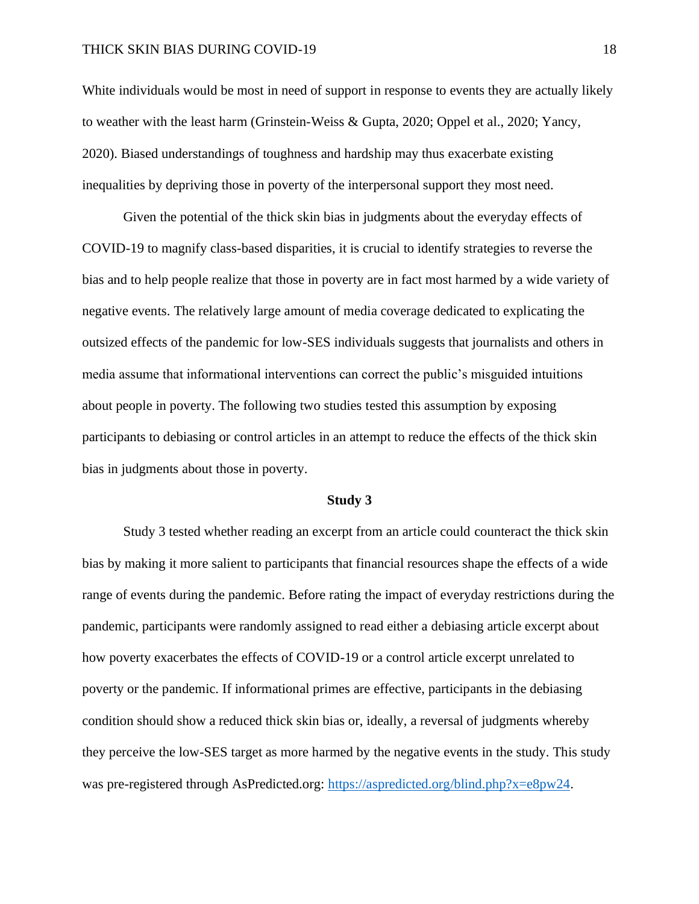White individuals would be most in need of support in response to events they are actually likely to weather with the least harm (Grinstein-Weiss & Gupta, 2020; Oppel et al., 2020; Yancy, 2020). Biased understandings of toughness and hardship may thus exacerbate existing inequalities by depriving those in poverty of the interpersonal support they most need.

Given the potential of the thick skin bias in judgments about the everyday effects of COVID-19 to magnify class-based disparities, it is crucial to identify strategies to reverse the bias and to help people realize that those in poverty are in fact most harmed by a wide variety of negative events. The relatively large amount of media coverage dedicated to explicating the outsized effects of the pandemic for low-SES individuals suggests that journalists and others in media assume that informational interventions can correct the public's misguided intuitions about people in poverty. The following two studies tested this assumption by exposing participants to debiasing or control articles in an attempt to reduce the effects of the thick skin bias in judgments about those in poverty.

## Study 3

Study 3 tested whether reading an excerpt from an article could counteract the thick skin bias by making it more salient to participants that financial resources shape the effects of a wide range of events during the pandemic. Before rating the impact of everyday restrictions during the pandemic, participants were randomly assigned to read either a debiasing article excerpt about how poverty exacerbates the effects of COVID-19 or a control article excerpt unrelated to poverty or the pandemic. If informational primes are effective, participants in the debiasing condition should show a reduced thick skin bias or, ideally, a reversal of judgments whereby they perceive the low-SES target as more harmed by the negative events in the study. This study was pre-registered through AsPredicted.org: [https://aspredicted.org/blind.php?x=e8pw24](https://aspredicted.org/blind.php?x=e8pw24).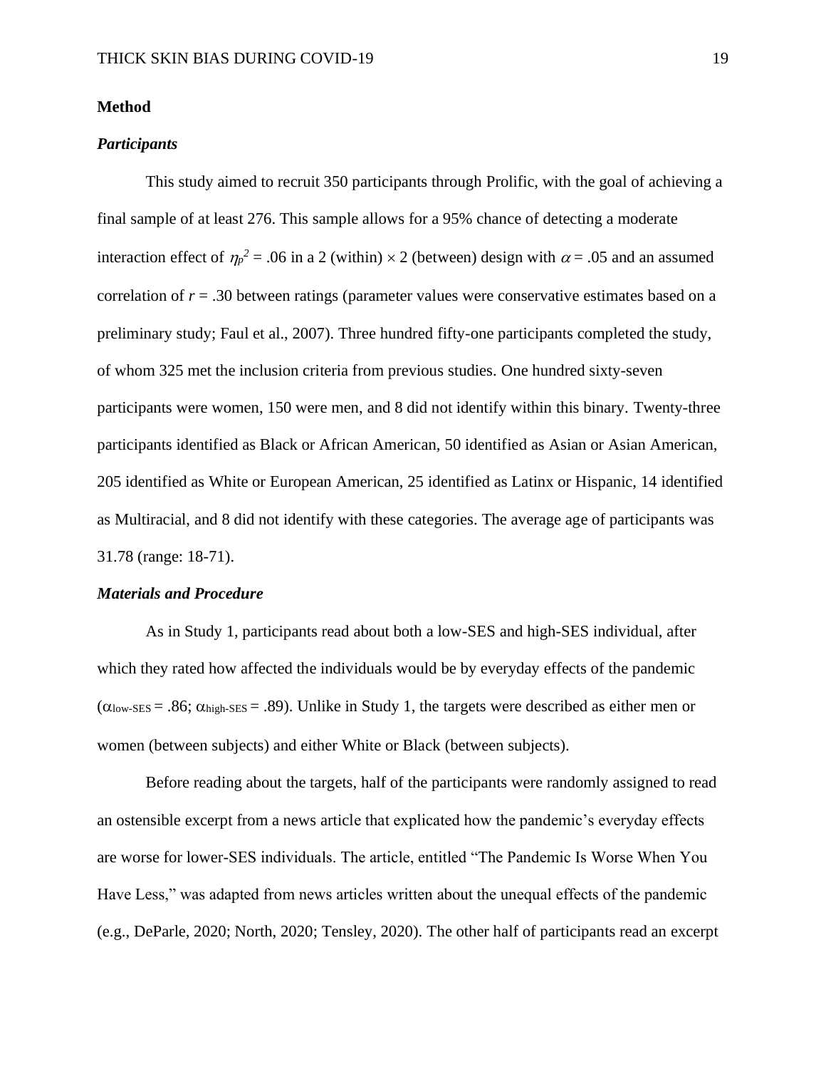## Method

### *Participants*

This study aimed to recruit 350 participants through Prolific, with the goal of achieving a final sample of at least 276. This sample allows for a 95% chance of detecting a moderate interaction effect of $\eta_p^2 = .06$ in a 2 (within) $\times$ 2 (between) design with $\alpha = .05$ and an assumed correlation of $r = .30$ between ratings (parameter values were conservative estimates based on a preliminary study; Faul et al., 2007). Three hundred fifty-one participants completed the study, of whom 325 met the inclusion criteria from previous studies. One hundred sixty-seven participants were women, 150 were men, and 8 did not identify within this binary. Twenty-three participants identified as Black or African American, 50 identified as Asian or Asian American, 205 identified as White or European American, 25 identified as Latinx or Hispanic, 14 identified as Multiracial, and 8 did not identify with these categories. The average age of participants was 31.78 (range: 18-71).

### *Materials and Procedure*

As in Study 1, participants read about both a low-SES and high-SES individual, after which they rated how affected the individuals would be by everyday effects of the pandemic ($\alpha_{\text{low-SES}} = .86$; $\alpha_{\text{high-SES}} = .89$). Unlike in Study 1, the targets were described as either men or women (between subjects) and either White or Black (between subjects).

Before reading about the targets, half of the participants were randomly assigned to read an ostensible excerpt from a news article that explicated how the pandemic's everyday effects are worse for lower-SES individuals. The article, entitled "The Pandemic Is Worse When You Have Less," was adapted from news articles written about the unequal effects of the pandemic (e.g., DeParle, 2020; North, 2020; Tensley, 2020). The other half of participants read an excerpt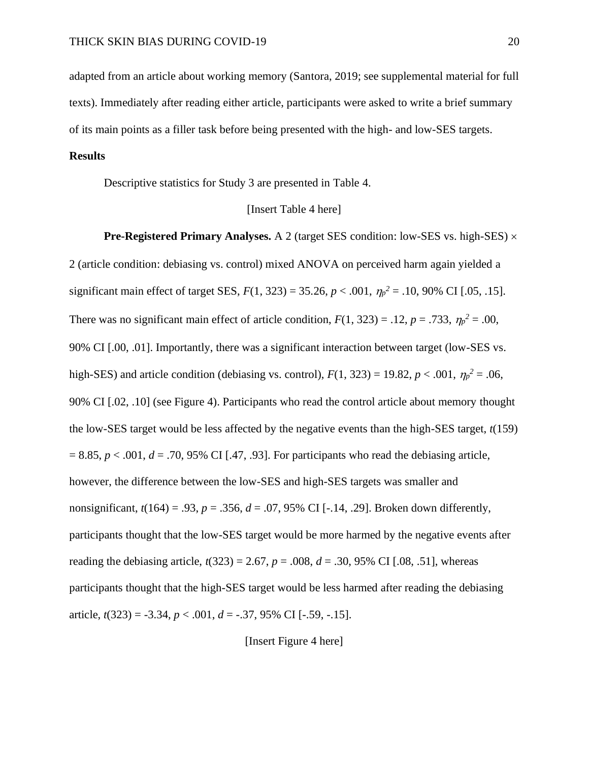adapted from an article about working memory (Santora, 2019; see supplemental material for full texts). Immediately after reading either article, participants were asked to write a brief summary of its main points as a filler task before being presented with the high- and low-SES targets.

**Results**

Descriptive statistics for Study 3 are presented in Table 4.

[Insert Table 4 here]

**Pre-Registered Primary Analyses.** A 2 (target SES condition: low-SES vs. high-SES) × 2 (article condition: debiasing vs. control) mixed ANOVA on perceived harm again yielded a significant main effect of target SES, $F(1, 323) = 35.26$, $p < .001$, $\eta_p^2 = .10$, 90% CI [.05, .15]. There was no significant main effect of article condition, $F(1, 323) = .12$, $p = .733$, $\eta_p^2 = .00$, 90% CI [.00, .01]. Importantly, there was a significant interaction between target (low-SES vs. high-SES) and article condition (debiasing vs. control), $F(1, 323) = 19.82$, $p < .001$, $\eta_p^2 = .06$, 90% CI [.02, .10] (see Figure 4). Participants who read the control article about memory thought the low-SES target would be less affected by the negative events than the high-SES target, $t(159) = 8.85$, $p < .001$, $d = .70$, 95% CI [.47, .93]. For participants who read the debiasing article, however, the difference between the low-SES and high-SES targets was smaller and nonsignificant, $t(164) = .93$, $p = .356$, $d = .07$, 95% CI [-.14, .29]. Broken down differently, participants thought that the low-SES target would be more harmed by the negative events after reading the debiasing article, $t(323) = 2.67$, $p = .008$, $d = .30$, 95% CI [.08, .51], whereas participants thought that the high-SES target would be less harmed after reading the debiasing article, $t(323) = -3.34$, $p < .001$, $d = -.37$, 95% CI [-.59, -.15].

[Insert Figure 4 here]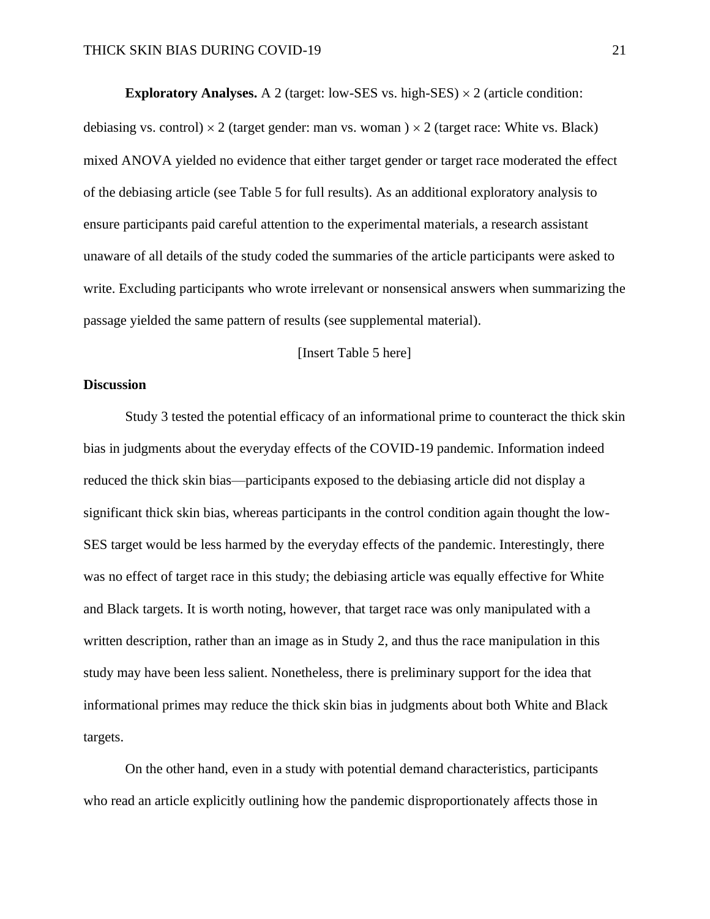**Exploratory Analyses.** A 2 (target: low-SES vs. high-SES) × 2 (article condition: debiasing vs. control) × 2 (target gender: man vs. woman ) × 2 (target race: White vs. Black) mixed ANOVA yielded no evidence that either target gender or target race moderated the effect of the debiasing article (see Table 5 for full results). As an additional exploratory analysis to ensure participants paid careful attention to the experimental materials, a research assistant unaware of all details of the study coded the summaries of the article participants were asked to write. Excluding participants who wrote irrelevant or nonsensical answers when summarizing the passage yielded the same pattern of results (see supplemental material).

[Insert Table 5 here]

### Discussion

Study 3 tested the potential efficacy of an informational prime to counteract the thick skin bias in judgments about the everyday effects of the COVID-19 pandemic. Information indeed reduced the thick skin bias—participants exposed to the debiasing article did not display a significant thick skin bias, whereas participants in the control condition again thought the low-SES target would be less harmed by the everyday effects of the pandemic. Interestingly, there was no effect of target race in this study; the debiasing article was equally effective for White and Black targets. It is worth noting, however, that target race was only manipulated with a written description, rather than an image as in Study 2, and thus the race manipulation in this study may have been less salient. Nonetheless, there is preliminary support for the idea that informational primes may reduce the thick skin bias in judgments about both White and Black targets.

On the other hand, even in a study with potential demand characteristics, participants who read an article explicitly outlining how the pandemic disproportionately affects those in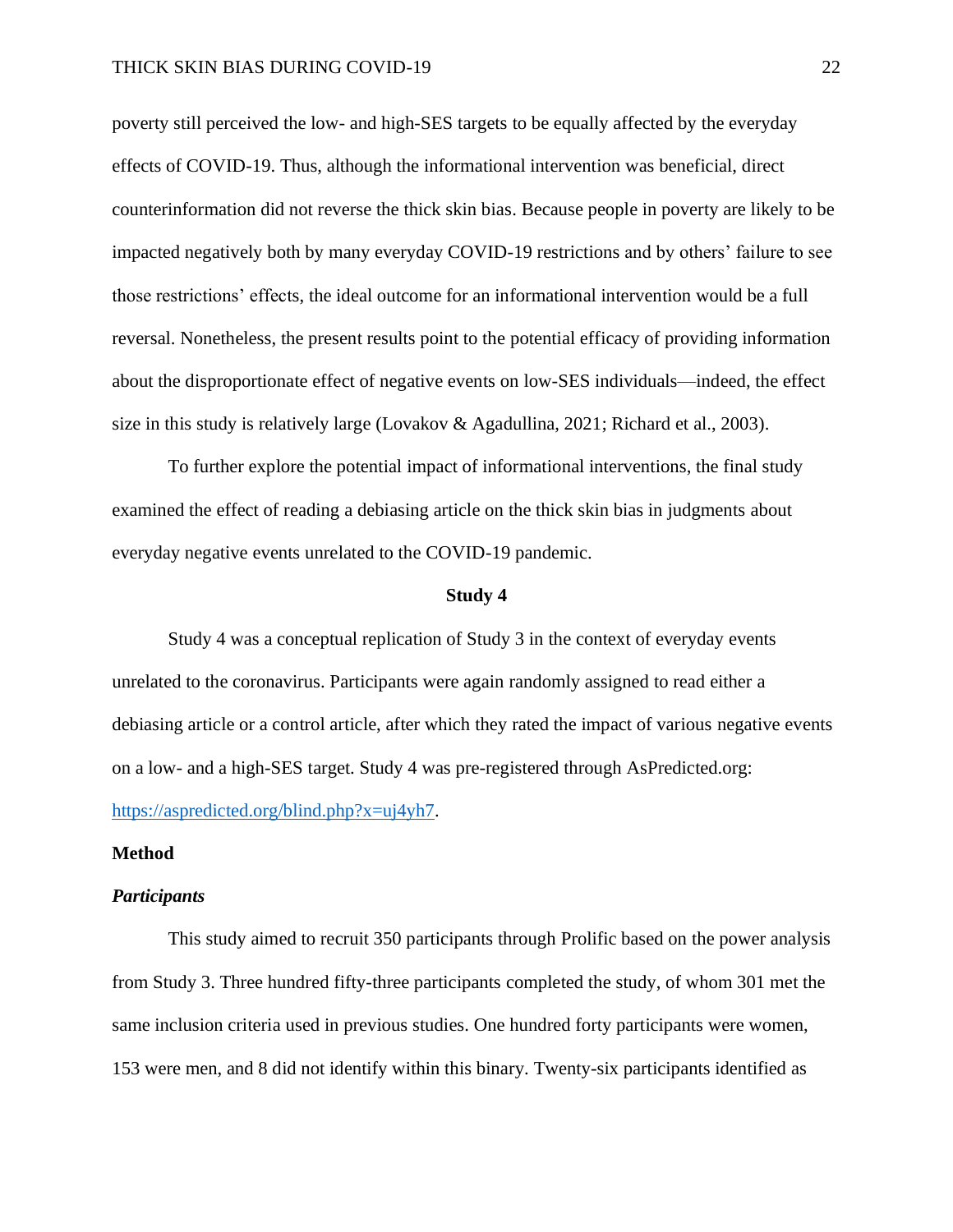poverty still perceived the low- and high-SES targets to be equally affected by the everyday effects of COVID-19. Thus, although the informational intervention was beneficial, direct counterinformation did not reverse the thick skin bias. Because people in poverty are likely to be impacted negatively both by many everyday COVID-19 restrictions and by others' failure to see those restrictions' effects, the ideal outcome for an informational intervention would be a full reversal. Nonetheless, the present results point to the potential efficacy of providing information about the disproportionate effect of negative events on low-SES individuals—indeed, the effect size in this study is relatively large (Lovakov & Agadullina, 2021; Richard et al., 2003).

To further explore the potential impact of informational interventions, the final study examined the effect of reading a debiasing article on the thick skin bias in judgments about everyday negative events unrelated to the COVID-19 pandemic.

## Study 4

Study 4 was a conceptual replication of Study 3 in the context of everyday events unrelated to the coronavirus. Participants were again randomly assigned to read either a debiasing article or a control article, after which they rated the impact of various negative events on a low- and a high-SES target. Study 4 was pre-registered through AsPredicted.org: https://aspredicted.org/blind.php?x=uj4yh7.

### Method

#### *Participants*

This study aimed to recruit 350 participants through Prolific based on the power analysis from Study 3. Three hundred fifty-three participants completed the study, of whom 301 met the same inclusion criteria used in previous studies. One hundred forty participants were women, 153 were men, and 8 did not identify within this binary. Twenty-six participants identified as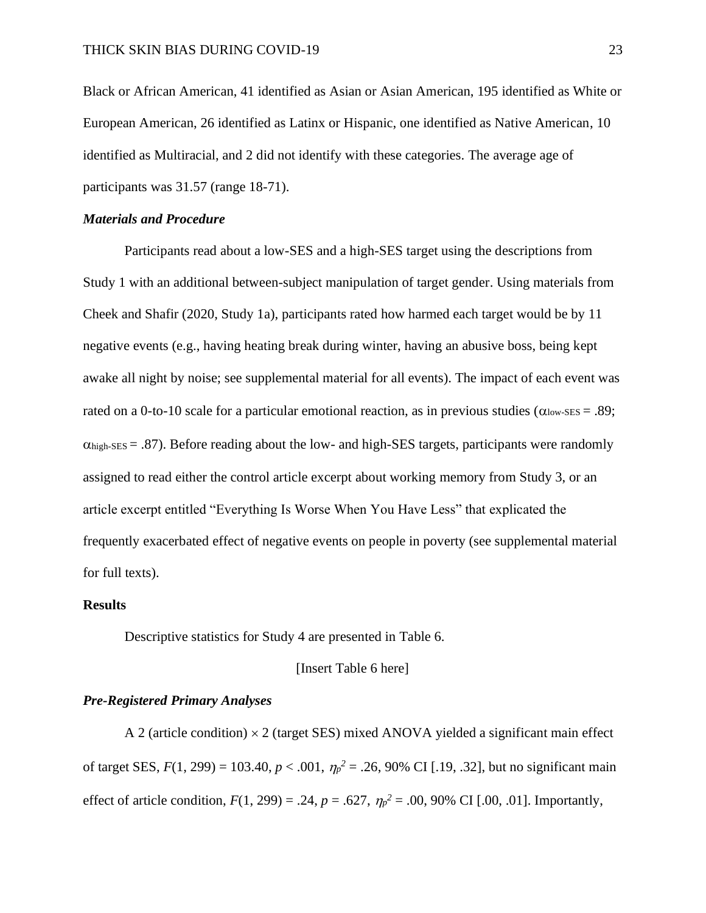Black or African American, 41 identified as Asian or Asian American, 195 identified as White or European American, 26 identified as Latinx or Hispanic, one identified as Native American, 10 identified as Multiracial, and 2 did not identify with these categories. The average age of participants was 31.57 (range 18-71).

### *Materials and Procedure*

Participants read about a low-SES and a high-SES target using the descriptions from Study 1 with an additional between-subject manipulation of target gender. Using materials from Cheek and Shafir (2020, Study 1a), participants rated how harmed each target would be by 11 negative events (e.g., having heating break during winter, having an abusive boss, being kept awake all night by noise; see supplemental material for all events). The impact of each event was rated on a 0-to-10 scale for a particular emotional reaction, as in previous studies ($\alpha_{\text{low-SES}} = .89$; $\alpha_{\text{high-SES}} = .87$). Before reading about the low- and high-SES targets, participants were randomly assigned to read either the control article excerpt about working memory from Study 3, or an article excerpt entitled "Everything Is Worse When You Have Less" that explicated the frequently exacerbated effect of negative events on people in poverty (see supplemental material for full texts).

## Results

Descriptive statistics for Study 4 are presented in Table 6.

[Insert Table 6 here]

### *Pre-Registered Primary Analyses*

A 2 (article condition) $\times$ 2 (target SES) mixed ANOVA yielded a significant main effect of target SES, $F(1, 299) = 103.40$, $p < .001$, $\eta_p^2 = .26$, 90% CI [.19, .32], but no significant main effect of article condition, $F(1, 299) = .24$, $p = .627$, $\eta_p^2 = .00$, 90% CI [.00, .01]. Importantly,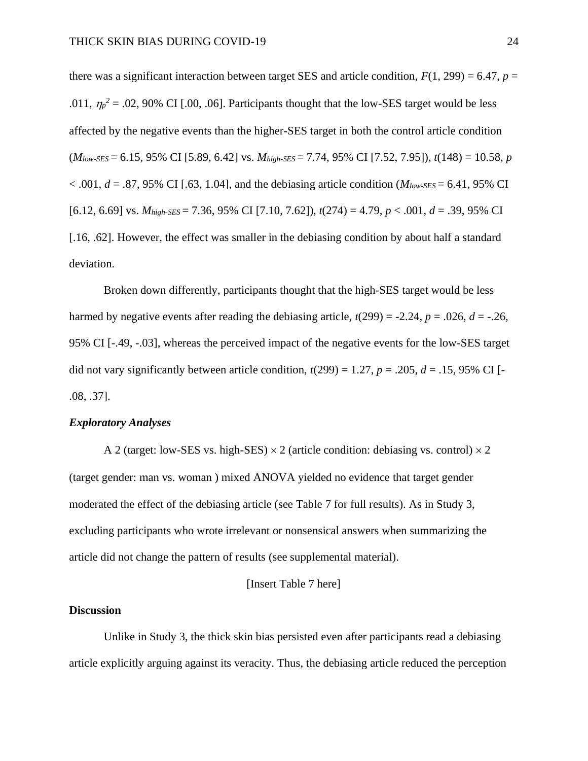there was a significant interaction between target SES and article condition, $F(1, 299) = 6.47$, $p = .011$, $\eta_p^2 = .02$, 90% CI [.00, .06]. Participants thought that the low-SES target would be less affected by the negative events than the higher-SES target in both the control article condition ($M_{low\text{-}SES} = 6.15$, 95% CI [5.89, 6.42] vs. $M_{high\text{-}SES} = 7.74$, 95% CI [7.52, 7.95]), $t(148) = 10.58$, $p < .001$, $d = .87$, 95% CI [.63, 1.04], and the debiasing article condition ($M_{low\text{-}SES} = 6.41$, 95% CI [6.12, 6.69] vs. $M_{high\text{-}SES} = 7.36$, 95% CI [7.10, 7.62]), $t(274) = 4.79$, $p < .001$, $d = .39$, 95% CI [.16, .62]. However, the effect was smaller in the debiasing condition by about half a standard deviation.

Broken down differently, participants thought that the high-SES target would be less harmed by negative events after reading the debiasing article, $t(299) = -2.24$, $p = .026$, $d = -.26$, 95% CI [-.49, -.03], whereas the perceived impact of the negative events for the low-SES target did not vary significantly between article condition, $t(299) = 1.27$, $p = .205$, $d = .15$, 95% CI [-.08, .37].

### *Exploratory Analyses*

A 2 (target: low-SES vs. high-SES) × 2 (article condition: debiasing vs. control) × 2 (target gender: man vs. woman ) mixed ANOVA yielded no evidence that target gender moderated the effect of the debiasing article (see Table 7 for full results). As in Study 3, excluding participants who wrote irrelevant or nonsensical answers when summarizing the article did not change the pattern of results (see supplemental material).

[Insert Table 7 here]

## Discussion

Unlike in Study 3, the thick skin bias persisted even after participants read a debiasing article explicitly arguing against its veracity. Thus, the debiasing article reduced the perception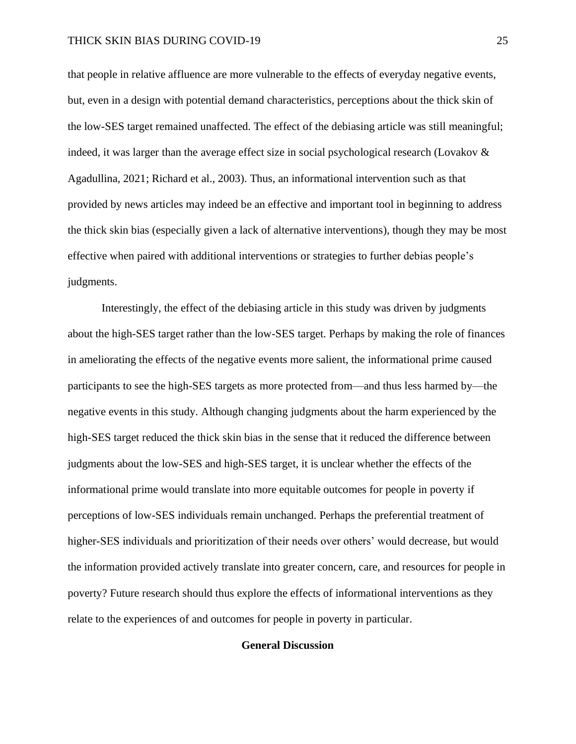that people in relative affluence are more vulnerable to the effects of everyday negative events, but, even in a design with potential demand characteristics, perceptions about the thick skin of the low-SES target remained unaffected. The effect of the debiasing article was still meaningful; indeed, it was larger than the average effect size in social psychological research (Lovakov & Agadullina, 2021; Richard et al., 2003). Thus, an informational intervention such as that provided by news articles may indeed be an effective and important tool in beginning to address the thick skin bias (especially given a lack of alternative interventions), though they may be most effective when paired with additional interventions or strategies to further debias people's judgments.

Interestingly, the effect of the debiasing article in this study was driven by judgments about the high-SES target rather than the low-SES target. Perhaps by making the role of finances in ameliorating the effects of the negative events more salient, the informational prime caused participants to see the high-SES targets as more protected from—and thus less harmed by—the negative events in this study. Although changing judgments about the harm experienced by the high-SES target reduced the thick skin bias in the sense that it reduced the difference between judgments about the low-SES and high-SES target, it is unclear whether the effects of the informational prime would translate into more equitable outcomes for people in poverty if perceptions of low-SES individuals remain unchanged. Perhaps the preferential treatment of higher-SES individuals and prioritization of their needs over others' would decrease, but would the information provided actively translate into greater concern, care, and resources for people in poverty? Future research should thus explore the effects of informational interventions as they relate to the experiences of and outcomes for people in poverty in particular.

## General Discussion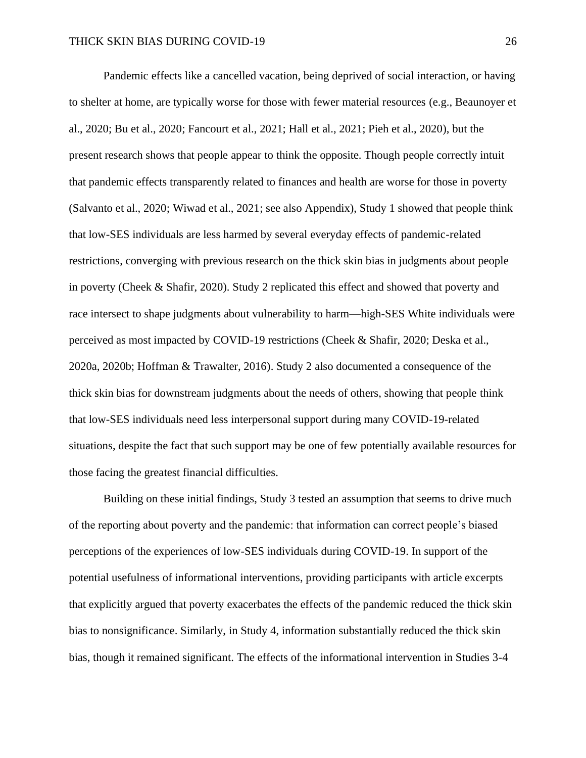Pandemic effects like a cancelled vacation, being deprived of social interaction, or having to shelter at home, are typically worse for those with fewer material resources (e.g., Beaunoyer et al., 2020; Bu et al., 2020; Fancourt et al., 2021; Hall et al., 2021; Pieh et al., 2020), but the present research shows that people appear to think the opposite. Though people correctly intuit that pandemic effects transparently related to finances and health are worse for those in poverty (Salvanto et al., 2020; Wiwad et al., 2021; see also Appendix), Study 1 showed that people think that low-SES individuals are less harmed by several everyday effects of pandemic-related restrictions, converging with previous research on the thick skin bias in judgments about people in poverty (Cheek & Shafir, 2020). Study 2 replicated this effect and showed that poverty and race intersect to shape judgments about vulnerability to harm—high-SES White individuals were perceived as most impacted by COVID-19 restrictions (Cheek & Shafir, 2020; Deska et al., 2020a, 2020b; Hoffman & Trawalter, 2016). Study 2 also documented a consequence of the thick skin bias for downstream judgments about the needs of others, showing that people think that low-SES individuals need less interpersonal support during many COVID-19-related situations, despite the fact that such support may be one of few potentially available resources for those facing the greatest financial difficulties.

Building on these initial findings, Study 3 tested an assumption that seems to drive much of the reporting about poverty and the pandemic: that information can correct people's biased perceptions of the experiences of low-SES individuals during COVID-19. In support of the potential usefulness of informational interventions, providing participants with article excerpts that explicitly argued that poverty exacerbates the effects of the pandemic reduced the thick skin bias to nonsignificance. Similarly, in Study 4, information substantially reduced the thick skin bias, though it remained significant. The effects of the informational intervention in Studies 3-4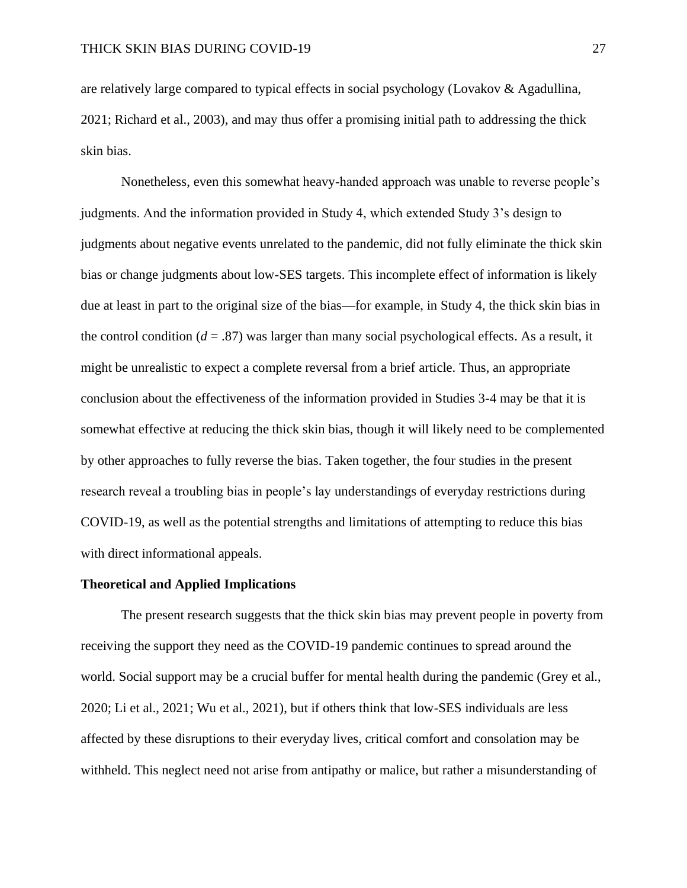are relatively large compared to typical effects in social psychology (Lovakov & Agadullina, 2021; Richard et al., 2003), and may thus offer a promising initial path to addressing the thick skin bias.

Nonetheless, even this somewhat heavy-handed approach was unable to reverse people's judgments. And the information provided in Study 4, which extended Study 3's design to judgments about negative events unrelated to the pandemic, did not fully eliminate the thick skin bias or change judgments about low-SES targets. This incomplete effect of information is likely due at least in part to the original size of the bias—for example, in Study 4, the thick skin bias in the control condition ($d$ = .87) was larger than many social psychological effects. As a result, it might be unrealistic to expect a complete reversal from a brief article. Thus, an appropriate conclusion about the effectiveness of the information provided in Studies 3-4 may be that it is somewhat effective at reducing the thick skin bias, though it will likely need to be complemented by other approaches to fully reverse the bias. Taken together, the four studies in the present research reveal a troubling bias in people's lay understandings of everyday restrictions during COVID-19, as well as the potential strengths and limitations of attempting to reduce this bias with direct informational appeals.

## Theoretical and Applied Implications

The present research suggests that the thick skin bias may prevent people in poverty from receiving the support they need as the COVID-19 pandemic continues to spread around the world. Social support may be a crucial buffer for mental health during the pandemic (Grey et al., 2020; Li et al., 2021; Wu et al., 2021), but if others think that low-SES individuals are less affected by these disruptions to their everyday lives, critical comfort and consolation may be withheld. This neglect need not arise from antipathy or malice, but rather a misunderstanding of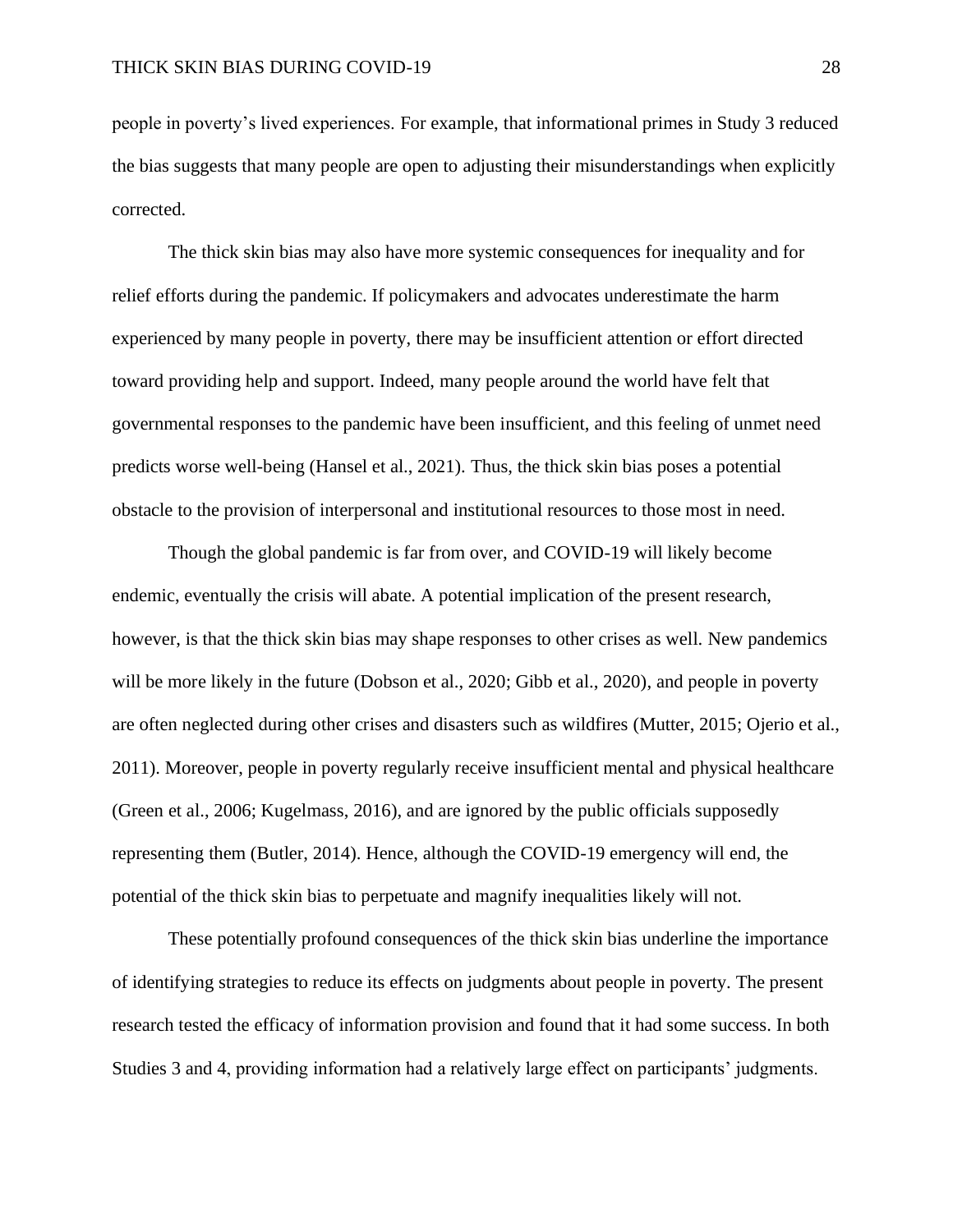people in poverty's lived experiences. For example, that informational primes in Study 3 reduced the bias suggests that many people are open to adjusting their misunderstandings when explicitly corrected.

The thick skin bias may also have more systemic consequences for inequality and for relief efforts during the pandemic. If policymakers and advocates underestimate the harm experienced by many people in poverty, there may be insufficient attention or effort directed toward providing help and support. Indeed, many people around the world have felt that governmental responses to the pandemic have been insufficient, and this feeling of unmet need predicts worse well-being (Hansel et al., 2021). Thus, the thick skin bias poses a potential obstacle to the provision of interpersonal and institutional resources to those most in need.

Though the global pandemic is far from over, and COVID-19 will likely become endemic, eventually the crisis will abate. A potential implication of the present research, however, is that the thick skin bias may shape responses to other crises as well. New pandemics will be more likely in the future (Dobson et al., 2020; Gibb et al., 2020), and people in poverty are often neglected during other crises and disasters such as wildfires (Mutter, 2015; Ojerio et al., 2011). Moreover, people in poverty regularly receive insufficient mental and physical healthcare (Green et al., 2006; Kugelmass, 2016), and are ignored by the public officials supposedly representing them (Butler, 2014). Hence, although the COVID-19 emergency will end, the potential of the thick skin bias to perpetuate and magnify inequalities likely will not.

These potentially profound consequences of the thick skin bias underline the importance of identifying strategies to reduce its effects on judgments about people in poverty. The present research tested the efficacy of information provision and found that it had some success. In both Studies 3 and 4, providing information had a relatively large effect on participants' judgments.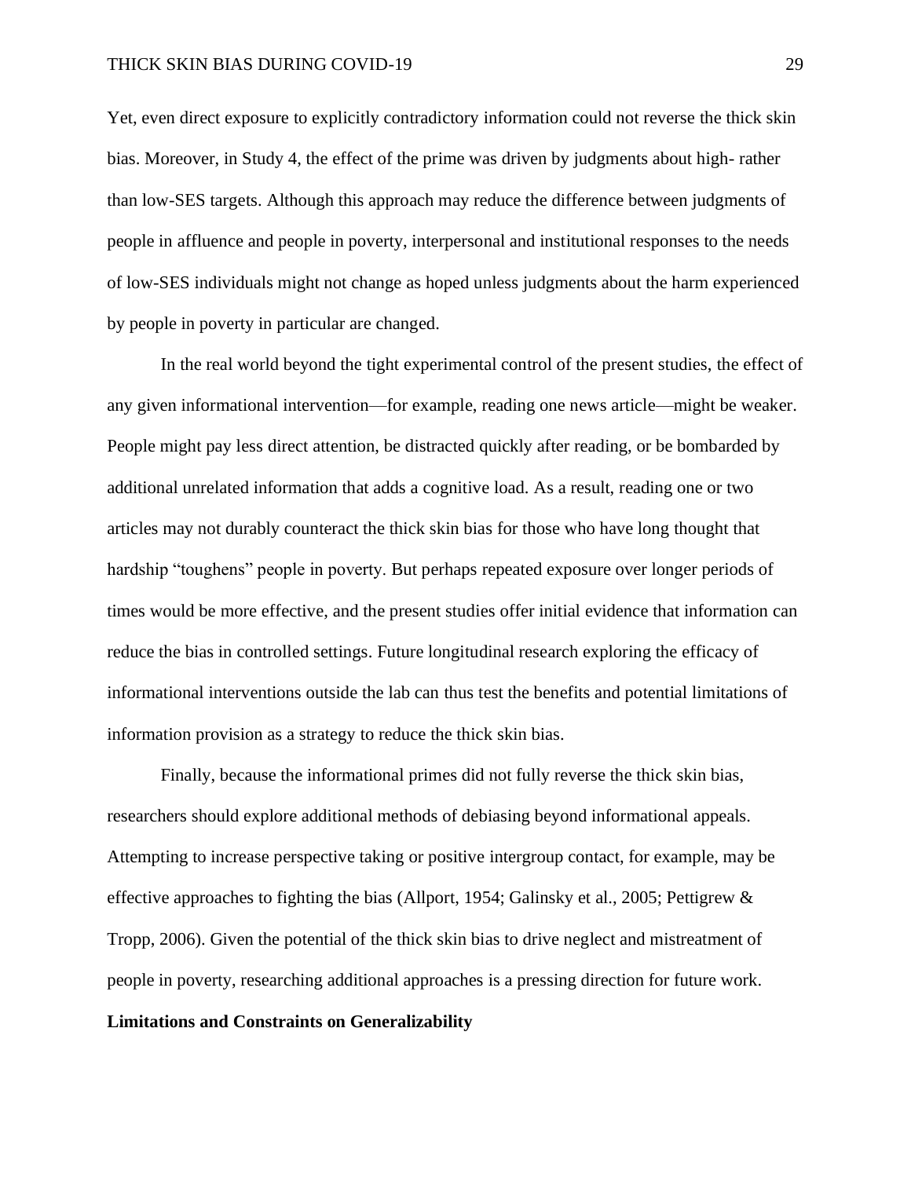Yet, even direct exposure to explicitly contradictory information could not reverse the thick skin bias. Moreover, in Study 4, the effect of the prime was driven by judgments about high- rather than low-SES targets. Although this approach may reduce the difference between judgments of people in affluence and people in poverty, interpersonal and institutional responses to the needs of low-SES individuals might not change as hoped unless judgments about the harm experienced by people in poverty in particular are changed.

In the real world beyond the tight experimental control of the present studies, the effect of any given informational intervention—for example, reading one news article—might be weaker. People might pay less direct attention, be distracted quickly after reading, or be bombarded by additional unrelated information that adds a cognitive load. As a result, reading one or two articles may not durably counteract the thick skin bias for those who have long thought that hardship "toughens" people in poverty. But perhaps repeated exposure over longer periods of times would be more effective, and the present studies offer initial evidence that information can reduce the bias in controlled settings. Future longitudinal research exploring the efficacy of informational interventions outside the lab can thus test the benefits and potential limitations of information provision as a strategy to reduce the thick skin bias.

Finally, because the informational primes did not fully reverse the thick skin bias, researchers should explore additional methods of debiasing beyond informational appeals. Attempting to increase perspective taking or positive intergroup contact, for example, may be effective approaches to fighting the bias (Allport, 1954; Galinsky et al., 2005; Pettigrew & Tropp, 2006). Given the potential of the thick skin bias to drive neglect and mistreatment of people in poverty, researching additional approaches is a pressing direction for future work.

## Limitations and Constraints on Generalizability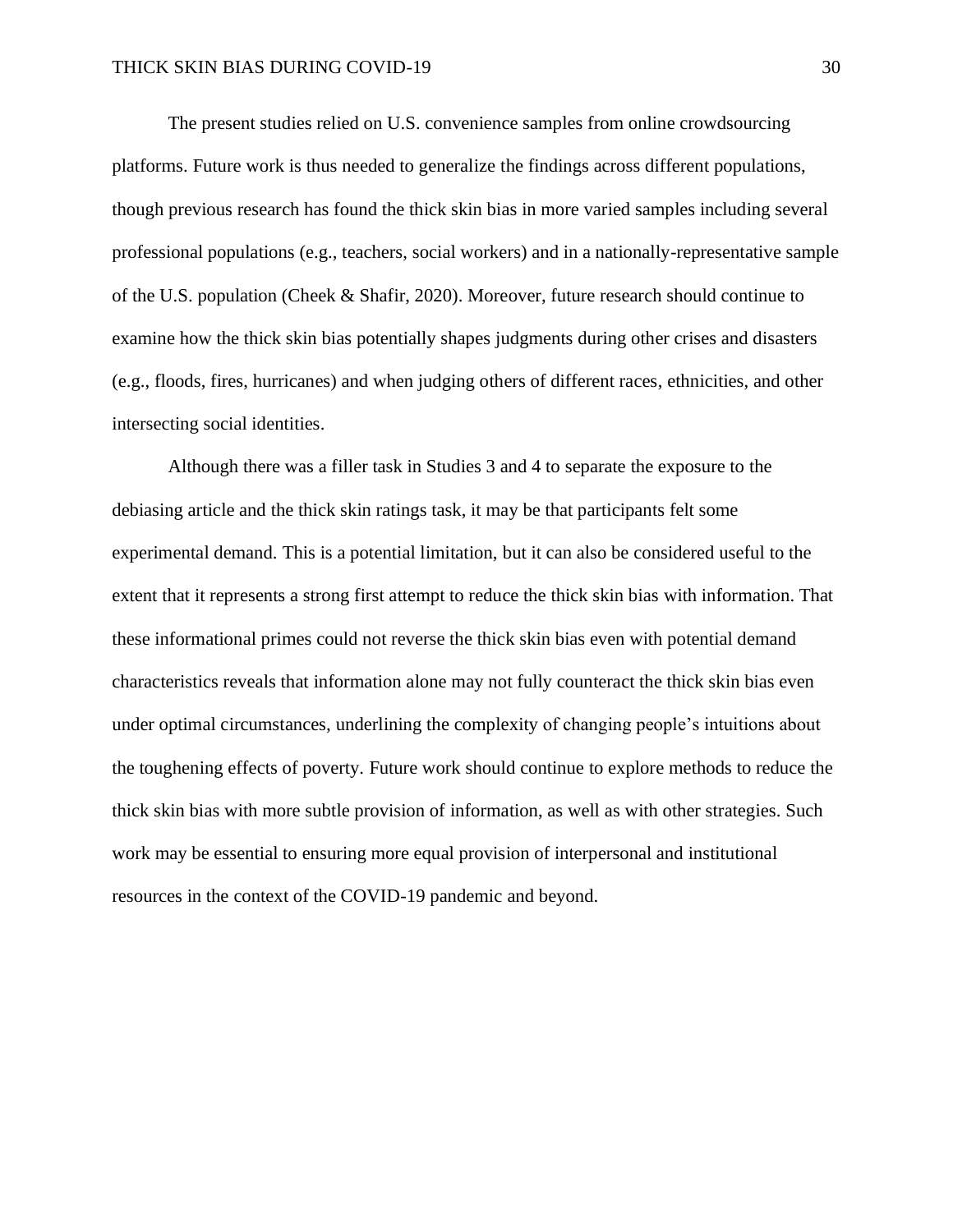The present studies relied on U.S. convenience samples from online crowdsourcing platforms. Future work is thus needed to generalize the findings across different populations, though previous research has found the thick skin bias in more varied samples including several professional populations (e.g., teachers, social workers) and in a nationally-representative sample of the U.S. population (Cheek & Shafir, 2020). Moreover, future research should continue to examine how the thick skin bias potentially shapes judgments during other crises and disasters (e.g., floods, fires, hurricanes) and when judging others of different races, ethnicities, and other intersecting social identities.

Although there was a filler task in Studies 3 and 4 to separate the exposure to the debiasing article and the thick skin ratings task, it may be that participants felt some experimental demand. This is a potential limitation, but it can also be considered useful to the extent that it represents a strong first attempt to reduce the thick skin bias with information. That these informational primes could not reverse the thick skin bias even with potential demand characteristics reveals that information alone may not fully counteract the thick skin bias even under optimal circumstances, underlining the complexity of changing people's intuitions about the toughening effects of poverty. Future work should continue to explore methods to reduce the thick skin bias with more subtle provision of information, as well as with other strategies. Such work may be essential to ensuring more equal provision of interpersonal and institutional resources in the context of the COVID-19 pandemic and beyond.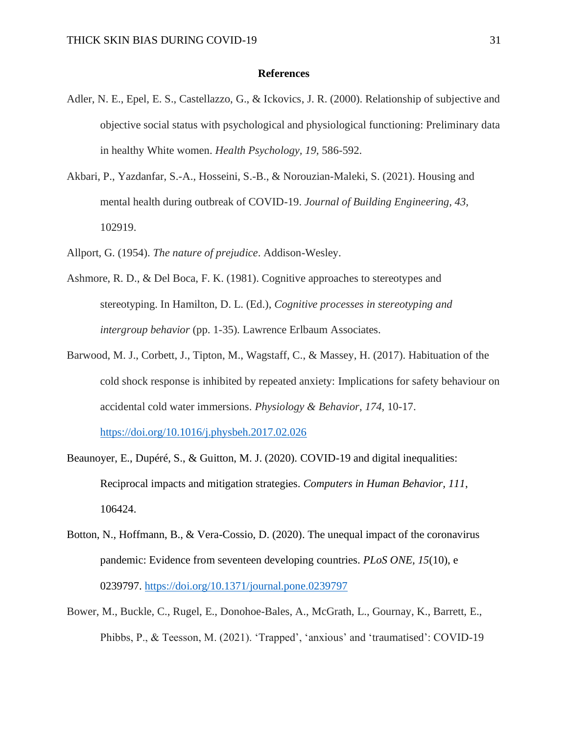## References

Adler, N. E., Epel, E. S., Castellazzo, G., & Ickovics, J. R. (2000). Relationship of subjective and objective social status with psychological and physiological functioning: Preliminary data in healthy White women. *Health Psychology, 19,* 586-592.

Akbari, P., Yazdanfar, S.-A., Hosseini, S.-B., & Norouzian-Maleki, S. (2021). Housing and mental health during outbreak of COVID-19. *Journal of Building Engineering, 43,* 102919.

Allport, G. (1954). *The nature of prejudice*. Addison-Wesley.

Ashmore, R. D., & Del Boca, F. K. (1981). Cognitive approaches to stereotypes and stereotyping. In Hamilton, D. L. (Ed.), *Cognitive processes in stereotyping and intergroup behavior* (pp. 1-35). Lawrence Erlbaum Associates.

Barwood, M. J., Corbett, J., Tipton, M., Wagstaff, C., & Massey, H. (2017). Habituation of the cold shock response is inhibited by repeated anxiety: Implications for safety behaviour on accidental cold water immersions. *Physiology & Behavior, 174*, 10-17. https://doi.org/10.1016/j.physbeh.2017.02.026

Beaunoyer, E., Dupéré, S., & Guitton, M. J. (2020). COVID-19 and digital inequalities: Reciprocal impacts and mitigation strategies. *Computers in Human Behavior, 111*, 106424.

Botton, N., Hoffmann, B., & Vera-Cossio, D. (2020). The unequal impact of the coronavirus pandemic: Evidence from seventeen developing countries. *PLoS ONE, 15*(10), e 0239797. https://doi.org/10.1371/journal.pone.0239797

Bower, M., Buckle, C., Rugel, E., Donohoe-Bales, A., McGrath, L., Gournay, K., Barrett, E., Phibbs, P., & Teesson, M. (2021). 'Trapped', 'anxious' and 'traumatised': COVID-19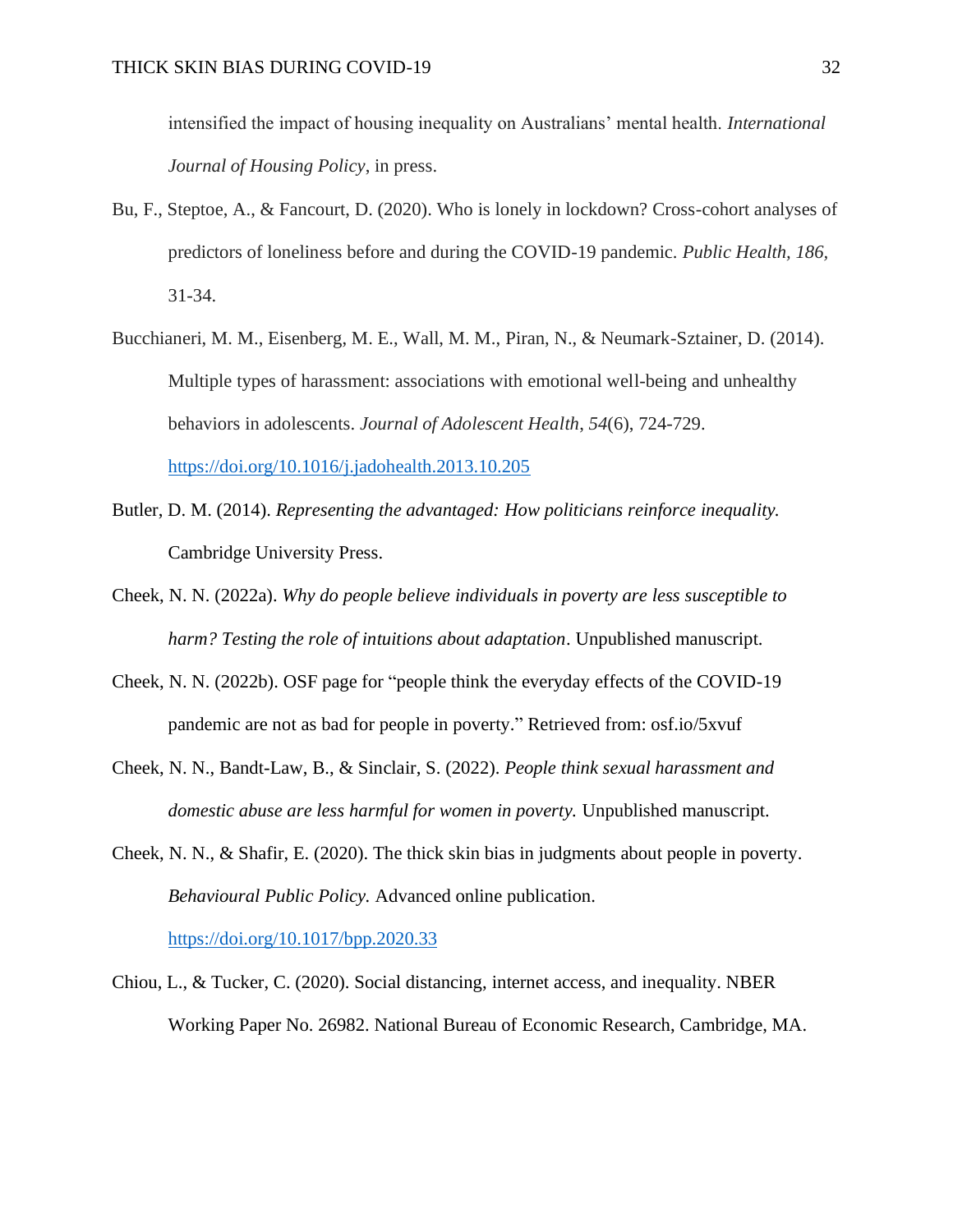intensified the impact of housing inequality on Australians' mental health. *International Journal of Housing Policy*, in press.

Bu, F., Steptoe, A., & Fancourt, D. (2020). Who is lonely in lockdown? Cross-cohort analyses of predictors of loneliness before and during the COVID-19 pandemic. *Public Health, 186,* 31-34.

Bucchianeri, M. M., Eisenberg, M. E., Wall, M. M., Piran, N., & Neumark-Sztainer, D. (2014). Multiple types of harassment: associations with emotional well-being and unhealthy behaviors in adolescents. *Journal of Adolescent Health*, *54*(6), 724-729. https://doi.org/10.1016/j.jadohealth.2013.10.205

Butler, D. M. (2014). *Representing the advantaged: How politicians reinforce inequality.* Cambridge University Press.

Cheek, N. N. (2022a). *Why do people believe individuals in poverty are less susceptible to harm? Testing the role of intuitions about adaptation*. Unpublished manuscript.

Cheek, N. N. (2022b). OSF page for "people think the everyday effects of the COVID-19 pandemic are not as bad for people in poverty." Retrieved from: osf.io/5xvuf

Cheek, N. N., Bandt-Law, B., & Sinclair, S. (2022). *People think sexual harassment and domestic abuse are less harmful for women in poverty.* Unpublished manuscript.

Cheek, N. N., & Shafir, E. (2020). The thick skin bias in judgments about people in poverty. *Behavioural Public Policy.* Advanced online publication. https://doi.org/10.1017/bpp.2020.33

Chiou, L., & Tucker, C. (2020). Social distancing, internet access, and inequality. NBER Working Paper No. 26982. National Bureau of Economic Research, Cambridge, MA.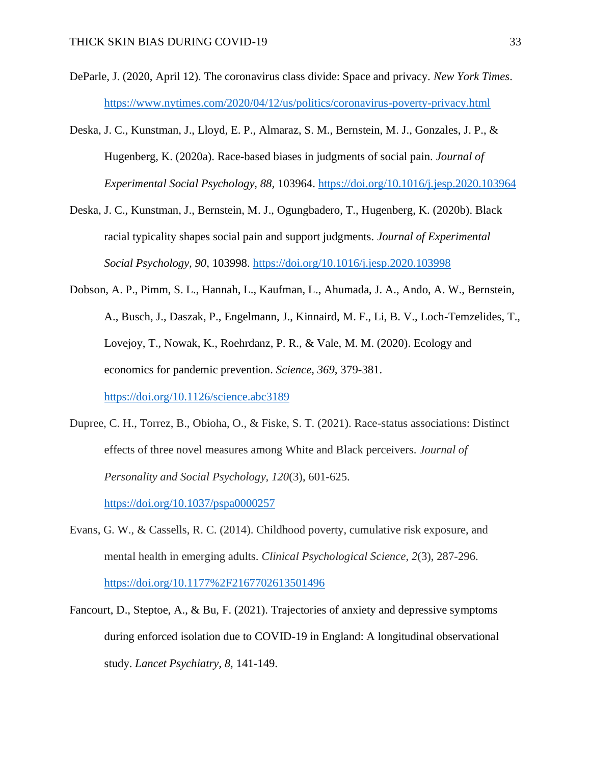DeParle, J. (2020, April 12). The coronavirus class divide: Space and privacy. *New York Times*. https://www.nytimes.com/2020/04/12/us/politics/coronavirus-poverty-privacy.html

Deska, J. C., Kunstman, J., Lloyd, E. P., Almaraz, S. M., Bernstein, M. J., Gonzales, J. P., & Hugenberg, K. (2020a). Race-based biases in judgments of social pain. *Journal of Experimental Social Psychology, 88*, 103964. https://doi.org/10.1016/j.jesp.2020.103964

Deska, J. C., Kunstman, J., Bernstein, M. J., Ogungbadero, T., Hugenberg, K. (2020b). Black racial typicality shapes social pain and support judgments. *Journal of Experimental Social Psychology, 90*, 103998. https://doi.org/10.1016/j.jesp.2020.103998

Dobson, A. P., Pimm, S. L., Hannah, L., Kaufman, L., Ahumada, J. A., Ando, A. W., Bernstein, A., Busch, J., Daszak, P., Engelmann, J., Kinnaird, M. F., Li, B. V., Loch-Temzelides, T., Lovejoy, T., Nowak, K., Roehrdanz, P. R., & Vale, M. M. (2020). Ecology and economics for pandemic prevention. *Science, 369,* 379-381. https://doi.org/10.1126/science.abc3189

Dupree, C. H., Torrez, B., Obioha, O., & Fiske, S. T. (2021). Race-status associations: Distinct effects of three novel measures among White and Black perceivers. *Journal of Personality and Social Psychology, 120*(3), 601-625. https://doi.org/10.1037/pspa0000257

Evans, G. W., & Cassells, R. C. (2014). Childhood poverty, cumulative risk exposure, and mental health in emerging adults. *Clinical Psychological Science*, *2*(3), 287-296. https://doi.org/10.1177%2F2167702613501496

Fancourt, D., Steptoe, A., & Bu, F. (2021). Trajectories of anxiety and depressive symptoms during enforced isolation due to COVID-19 in England: A longitudinal observational study. *Lancet Psychiatry, 8,* 141-149.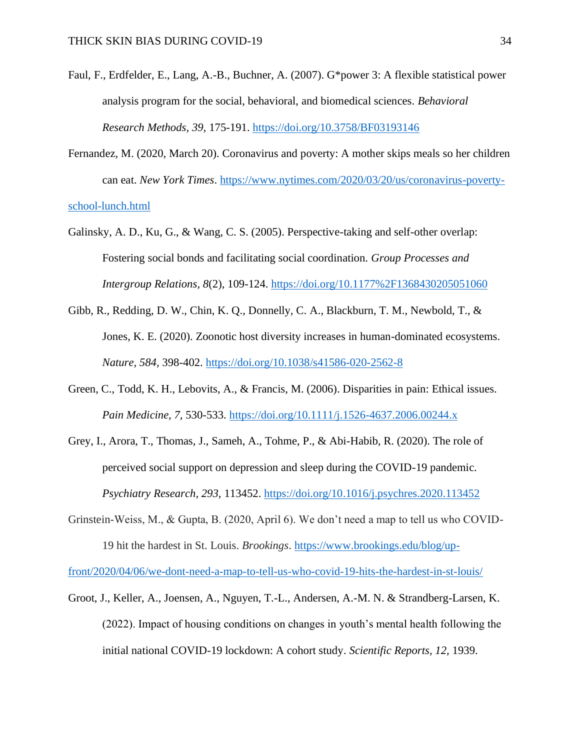Faul, F., Erdfelder, E., Lang, A.-B., Buchner, A. (2007). G*power 3: A flexible statistical power analysis program for the social, behavioral, and biomedical sciences. *Behavioral Research Methods, 39,* 175-191. https://doi.org/10.3758/BF03193146

Fernandez, M. (2020, March 20). Coronavirus and poverty: A mother skips meals so her children can eat. *New York Times*. https://www.nytimes.com/2020/03/20/us/coronavirus-poverty-school-lunch.html

Galinsky, A. D., Ku, G., & Wang, C. S. (2005). Perspective-taking and self-other overlap: Fostering social bonds and facilitating social coordination. *Group Processes and Intergroup Relations, 8*(2), 109-124. https://doi.org/10.1177%2F1368430205051060

Gibb, R., Redding, D. W., Chin, K. Q., Donnelly, C. A., Blackburn, T. M., Newbold, T., & Jones, K. E. (2020). Zoonotic host diversity increases in human-dominated ecosystems. *Nature, 584,* 398-402. https://doi.org/10.1038/s41586-020-2562-8

Green, C., Todd, K. H., Lebovits, A., & Francis, M. (2006). Disparities in pain: Ethical issues. *Pain Medicine, 7,* 530-533. https://doi.org/10.1111/j.1526-4637.2006.00244.x

Grey, I., Arora, T., Thomas, J., Sameh, A., Tohme, P., & Abi-Habib, R. (2020). The role of perceived social support on depression and sleep during the COVID-19 pandemic. *Psychiatry Research, 293,* 113452. https://doi.org/10.1016/j.psychres.2020.113452

Grinstein-Weiss, M., & Gupta, B. (2020, April 6). We don't need a map to tell us who COVID-19 hit the hardest in St. Louis. *Brookings*. https://www.brookings.edu/blog/up-front/2020/04/06/we-dont-need-a-map-to-tell-us-who-covid-19-hits-the-hardest-in-st-louis/

Groot, J., Keller, A., Joensen, A., Nguyen, T.-L., Andersen, A.-M. N. & Strandberg-Larsen, K. (2022). Impact of housing conditions on changes in youth's mental health following the initial national COVID-19 lockdown: A cohort study. *Scientific Reports, 12,* 1939.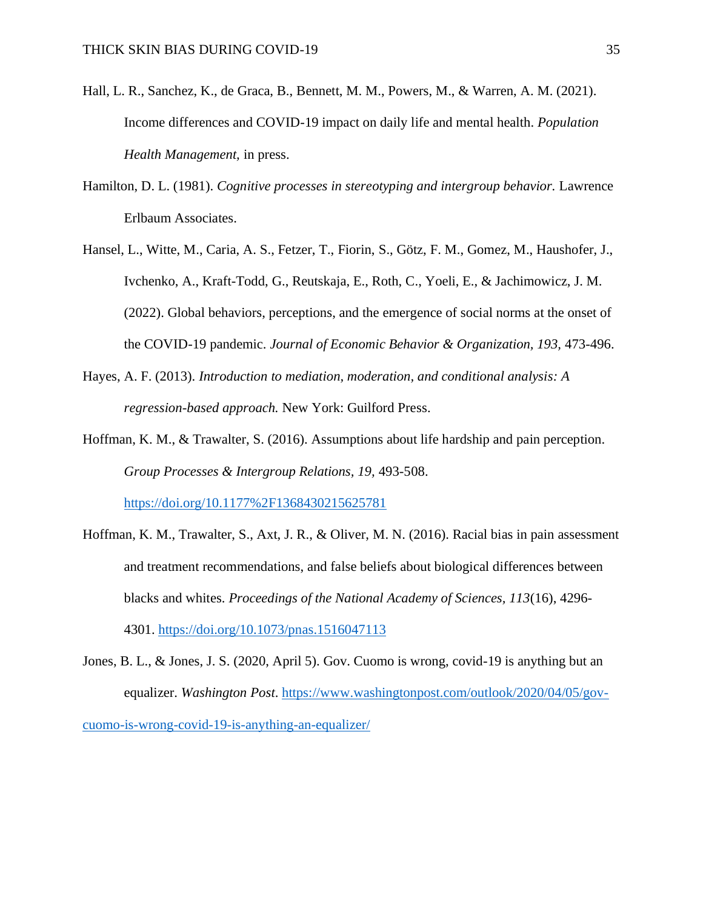Hall, L. R., Sanchez, K., de Graca, B., Bennett, M. M., Powers, M., & Warren, A. M. (2021). Income differences and COVID-19 impact on daily life and mental health. *Population Health Management,* in press.

Hamilton, D. L. (1981). *Cognitive processes in stereotyping and intergroup behavior.* Lawrence Erlbaum Associates.

Hansel, L., Witte, M., Caria, A. S., Fetzer, T., Fiorin, S., Götz, F. M., Gomez, M., Haushofer, J., Ivchenko, A., Kraft-Todd, G., Reutskaja, E., Roth, C., Yoeli, E., & Jachimowicz, J. M. (2022). Global behaviors, perceptions, and the emergence of social norms at the onset of the COVID-19 pandemic. *Journal of Economic Behavior & Organization, 193,* 473-496.

Hayes, A. F. (2013). *Introduction to mediation, moderation, and conditional analysis: A regression-based approach.* New York: Guilford Press.

Hoffman, K. M., & Trawalter, S. (2016). Assumptions about life hardship and pain perception. *Group Processes & Intergroup Relations, 19,* 493-508. https://doi.org/10.1177%2F1368430215625781

Hoffman, K. M., Trawalter, S., Axt, J. R., & Oliver, M. N. (2016). Racial bias in pain assessment and treatment recommendations, and false beliefs about biological differences between blacks and whites. *Proceedings of the National Academy of Sciences, 113*(16), 4296-4301. https://doi.org/10.1073/pnas.1516047113

Jones, B. L., & Jones, J. S. (2020, April 5). Gov. Cuomo is wrong, covid-19 is anything but an equalizer. *Washington Post*. https://www.washingtonpost.com/outlook/2020/04/05/gov-cuomo-is-wrong-covid-19-is-anything-an-equalizer/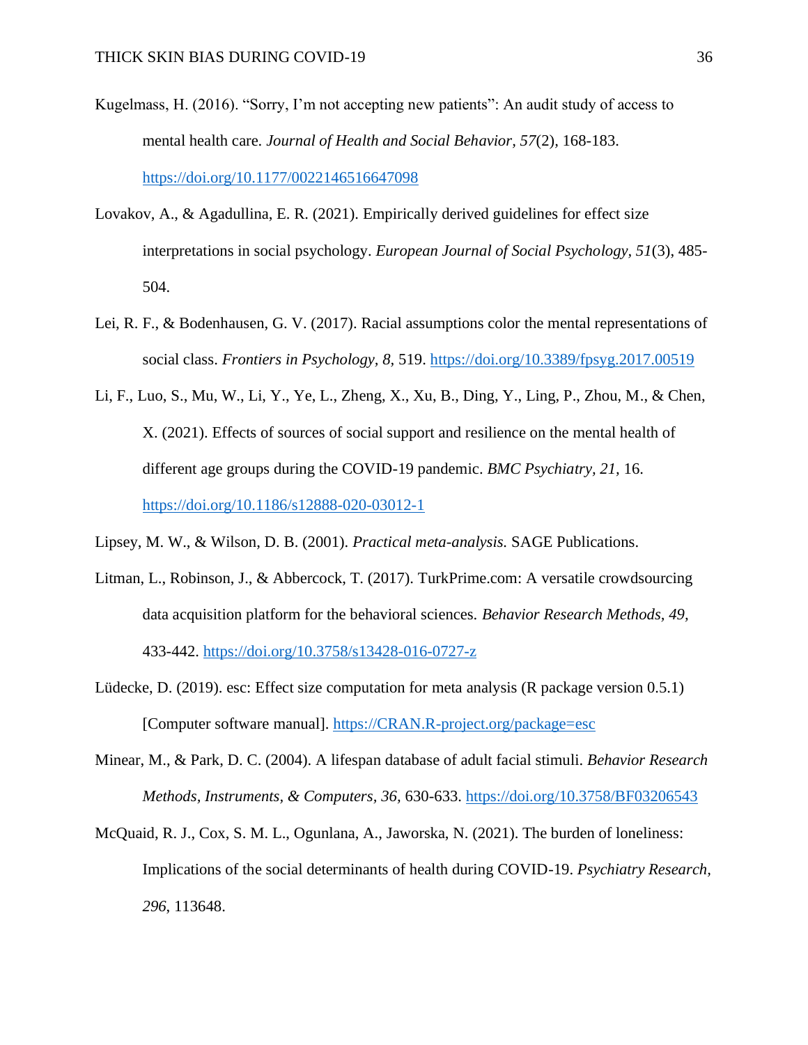Kugelmass, H. (2016). "Sorry, I'm not accepting new patients": An audit study of access to mental health care. *Journal of Health and Social Behavior, 57*(2), 168-183. https://doi.org/10.1177/0022146516647098

Lovakov, A., & Agadullina, E. R. (2021). Empirically derived guidelines for effect size interpretations in social psychology. *European Journal of Social Psychology, 51*(3), 485-504.

Lei, R. F., & Bodenhausen, G. V. (2017). Racial assumptions color the mental representations of social class. *Frontiers in Psychology, 8*, 519. https://doi.org/10.3389/fpsyg.2017.00519

Li, F., Luo, S., Mu, W., Li, Y., Ye, L., Zheng, X., Xu, B., Ding, Y., Ling, P., Zhou, M., & Chen, X. (2021). Effects of sources of social support and resilience on the mental health of different age groups during the COVID-19 pandemic. *BMC Psychiatry, 21*, 16. https://doi.org/10.1186/s12888-020-03012-1

Lipsey, M. W., & Wilson, D. B. (2001). *Practical meta-analysis.* SAGE Publications.

Litman, L., Robinson, J., & Abbercock, T. (2017). TurkPrime.com: A versatile crowdsourcing data acquisition platform for the behavioral sciences. *Behavior Research Methods, 49*, 433-442. https://doi.org/10.3758/s13428-016-0727-z

Lüdecke, D. (2019). esc: Effect size computation for meta analysis (R package version 0.5.1) [Computer software manual]. https://CRAN.R-project.org/package=esc

Minear, M., & Park, D. C. (2004). A lifespan database of adult facial stimuli. *Behavior Research Methods, Instruments, & Computers, 36*, 630-633. https://doi.org/10.3758/BF03206543

McQuaid, R. J., Cox, S. M. L., Ogunlana, A., Jaworska, N. (2021). The burden of loneliness: Implications of the social determinants of health during COVID-19. *Psychiatry Research, 296*, 113648.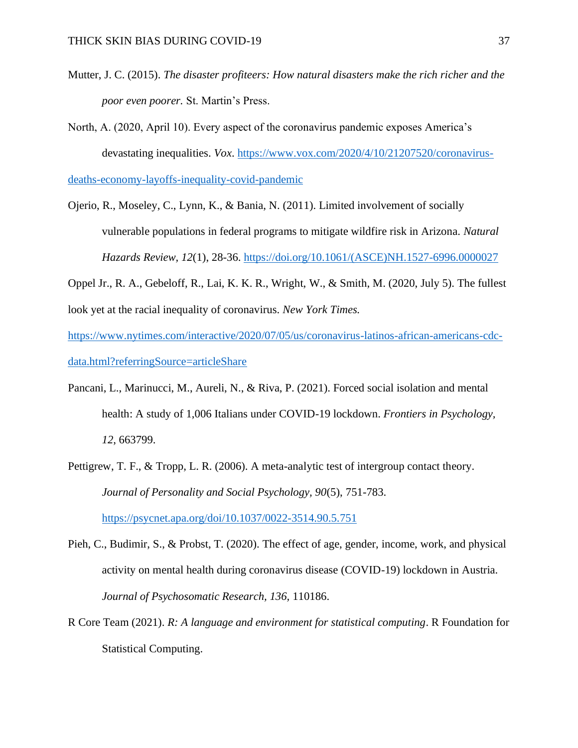Mutter, J. C. (2015). *The disaster profiteers: How natural disasters make the rich richer and the poor even poorer.* St. Martin's Press.

North, A. (2020, April 10). Every aspect of the coronavirus pandemic exposes America's devastating inequalities. *Vox.* https://www.vox.com/2020/4/10/21207520/coronavirus-deaths-economy-layoffs-inequality-covid-pandemic

Ojerio, R., Moseley, C., Lynn, K., & Bania, N. (2011). Limited involvement of socially vulnerable populations in federal programs to mitigate wildfire risk in Arizona. *Natural Hazards Review, 12*(1), 28-36. https://doi.org/10.1061/(ASCE)NH.1527-6996.0000027

Oppel Jr., R. A., Gebeloff, R., Lai, K. K. R., Wright, W., & Smith, M. (2020, July 5). The fullest look yet at the racial inequality of coronavirus. *New York Times.* https://www.nytimes.com/interactive/2020/07/05/us/coronavirus-latinos-african-americans-cdc-data.html?referringSource=articleShare

Pancani, L., Marinucci, M., Aureli, N., & Riva, P. (2021). Forced social isolation and mental health: A study of 1,006 Italians under COVID-19 lockdown. *Frontiers in Psychology, 12*, 663799.

Pettigrew, T. F., & Tropp, L. R. (2006). A meta-analytic test of intergroup contact theory. *Journal of Personality and Social Psychology, 90*(5), 751-783. https://psycnet.apa.org/doi/10.1037/0022-3514.90.5.751

Pieh, C., Budimir, S., & Probst, T. (2020). The effect of age, gender, income, work, and physical activity on mental health during coronavirus disease (COVID-19) lockdown in Austria. *Journal of Psychosomatic Research, 136*, 110186.

R Core Team (2021). *R: A language and environment for statistical computing*. R Foundation for Statistical Computing.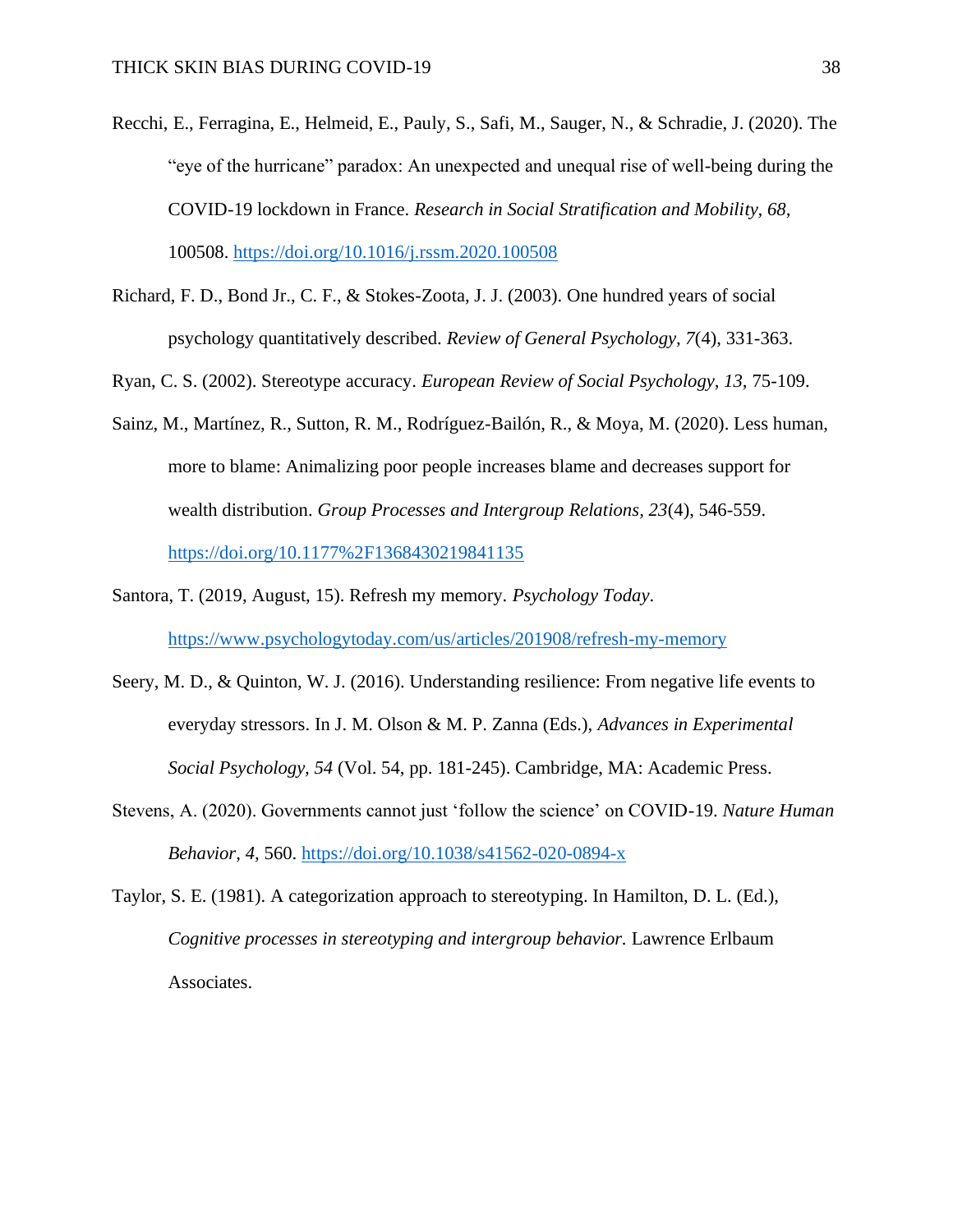Recchi, E., Ferragina, E., Helmeid, E., Pauly, S., Safi, M., Sauger, N., & Schradie, J. (2020). The "eye of the hurricane" paradox: An unexpected and unequal rise of well-being during the COVID-19 lockdown in France. *Research in Social Stratification and Mobility, 68*, 100508. https://doi.org/10.1016/j.rssm.2020.100508

Richard, F. D., Bond Jr., C. F., & Stokes-Zoota, J. J. (2003). One hundred years of social psychology quantitatively described. *Review of General Psychology, 7*(4), 331-363.

Ryan, C. S. (2002). Stereotype accuracy. *European Review of Social Psychology, 13*, 75-109.

Sainz, M., Martínez, R., Sutton, R. M., Rodríguez-Bailón, R., & Moya, M. (2020). Less human, more to blame: Animalizing poor people increases blame and decreases support for wealth distribution. *Group Processes and Intergroup Relations, 23*(4), 546-559. https://doi.org/10.1177%2F1368430219841135

Santora, T. (2019, August, 15). Refresh my memory. *Psychology Today*. https://www.psychologytoday.com/us/articles/201908/refresh-my-memory

Seery, M. D., & Quinton, W. J. (2016). Understanding resilience: From negative life events to everyday stressors. In J. M. Olson & M. P. Zanna (Eds.), *Advances in Experimental Social Psychology, 54* (Vol. 54, pp. 181-245). Cambridge, MA: Academic Press.

Stevens, A. (2020). Governments cannot just 'follow the science' on COVID-19. *Nature Human Behavior, 4*, 560. https://doi.org/10.1038/s41562-020-0894-x

Taylor, S. E. (1981). A categorization approach to stereotyping. In Hamilton, D. L. (Ed.), *Cognitive processes in stereotyping and intergroup behavior.* Lawrence Erlbaum Associates.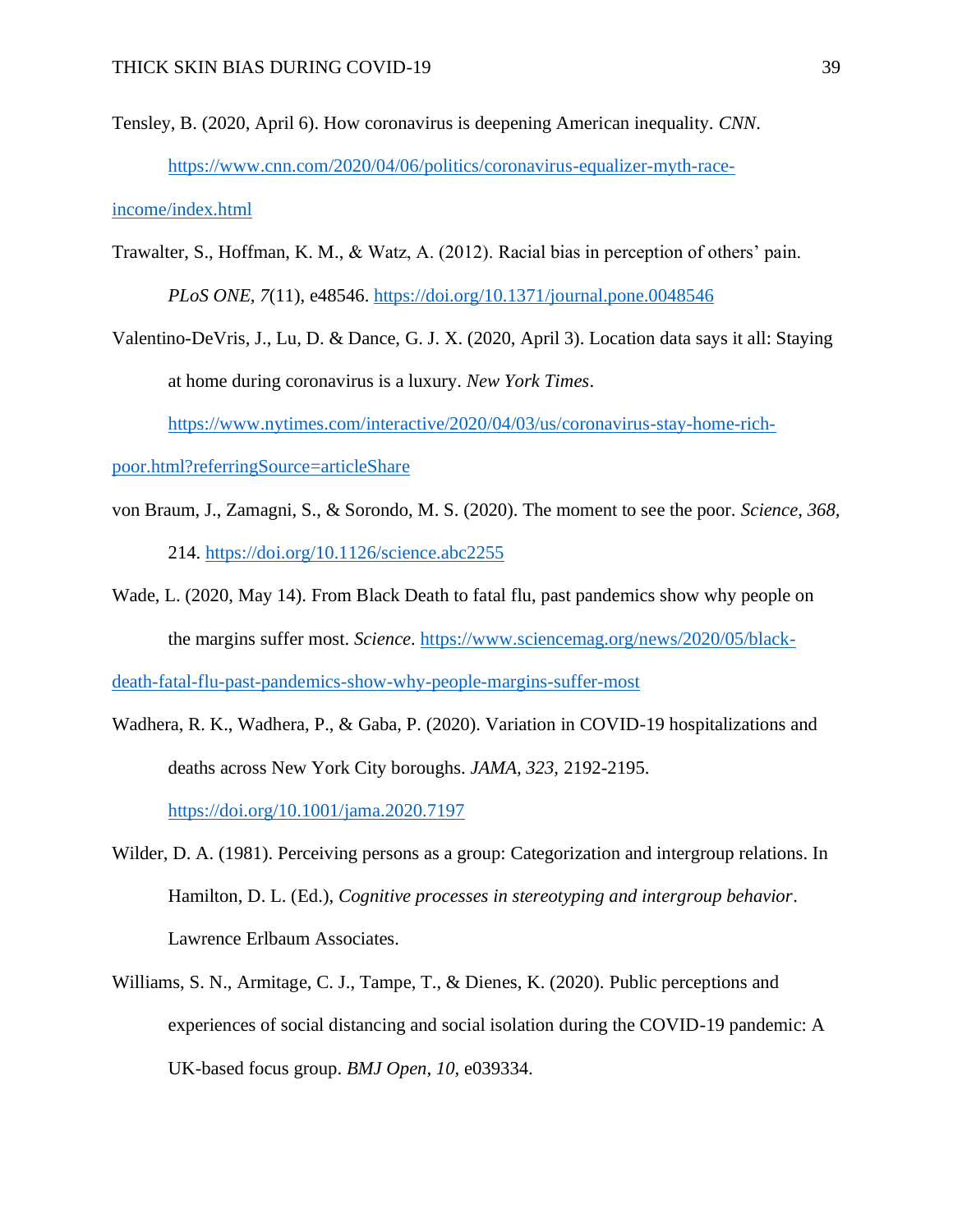Tensley, B. (2020, April 6). How coronavirus is deepening American inequality. *CNN*. https://www.cnn.com/2020/04/06/politics/coronavirus-equalizer-myth-race-income/index.html

Trawalter, S., Hoffman, K. M., & Watz, A. (2012). Racial bias in perception of others' pain. *PLoS ONE, 7*(11), e48546. https://doi.org/10.1371/journal.pone.0048546

Valentino-DeVris, J., Lu, D. & Dance, G. J. X. (2020, April 3). Location data says it all: Staying at home during coronavirus is a luxury. *New York Times*. https://www.nytimes.com/interactive/2020/04/03/us/coronavirus-stay-home-rich-poor.html?referringSource=articleShare

von Braum, J., Zamagni, S., & Sorondo, M. S. (2020). The moment to see the poor. *Science, 368,* 214. https://doi.org/10.1126/science.abc2255

Wade, L. (2020, May 14). From Black Death to fatal flu, past pandemics show why people on the margins suffer most. *Science*. https://www.sciencemag.org/news/2020/05/black-death-fatal-flu-past-pandemics-show-why-people-margins-suffer-most

Wadhera, R. K., Wadhera, P., & Gaba, P. (2020). Variation in COVID-19 hospitalizations and deaths across New York City boroughs. *JAMA, 323,* 2192-2195. https://doi.org/10.1001/jama.2020.7197

Wilder, D. A. (1981). Perceiving persons as a group: Categorization and intergroup relations. In Hamilton, D. L. (Ed.), *Cognitive processes in stereotyping and intergroup behavior*. Lawrence Erlbaum Associates.

Williams, S. N., Armitage, C. J., Tampe, T., & Dienes, K. (2020). Public perceptions and experiences of social distancing and social isolation during the COVID-19 pandemic: A UK-based focus group. *BMJ Open, 10,* e039334.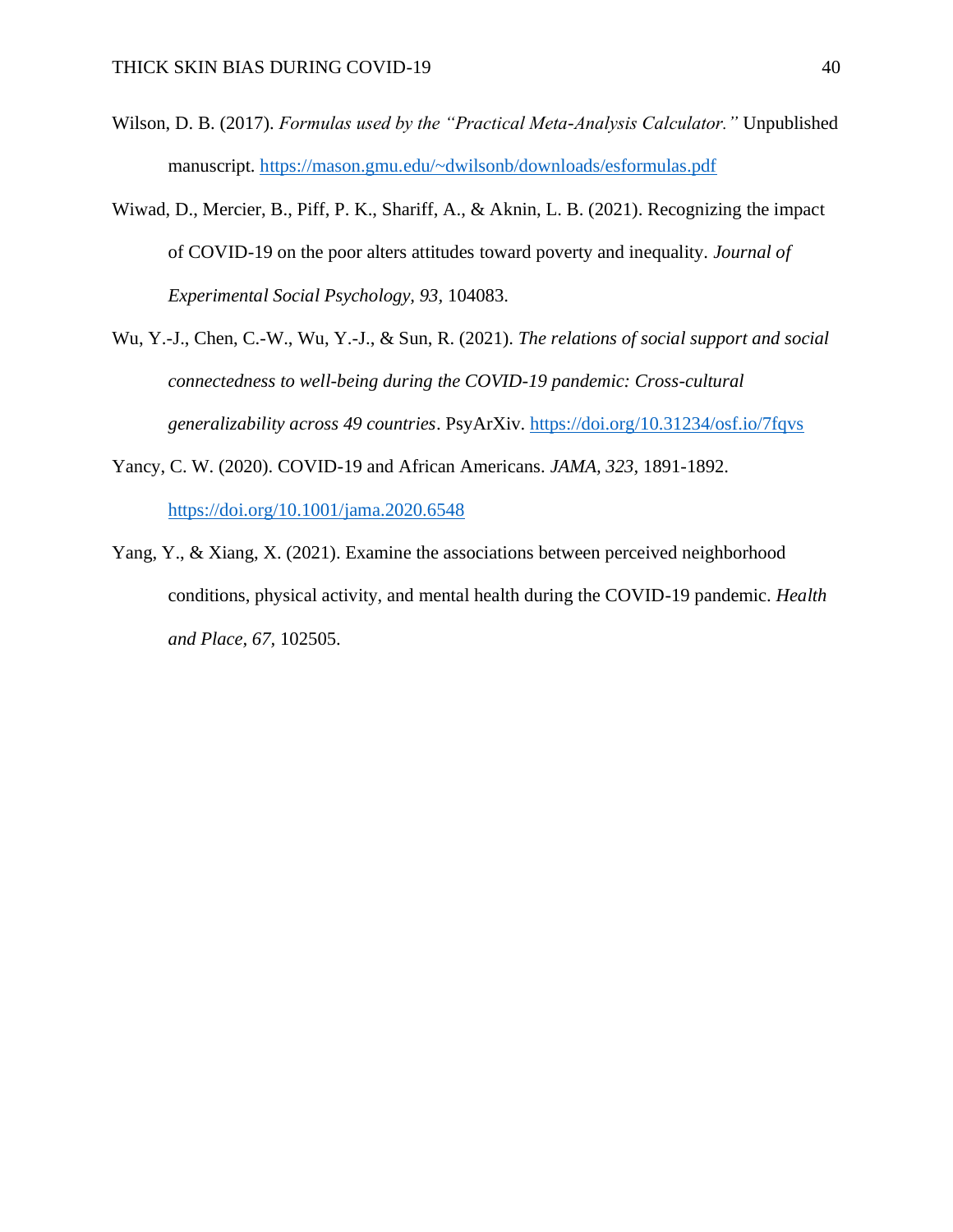Wilson, D. B. (2017). *Formulas used by the "Practical Meta-Analysis Calculator."* Unpublished manuscript. https://mason.gmu.edu/~dwilsonb/downloads/esformulas.pdf

Wiwad, D., Mercier, B., Piff, P. K., Shariff, A., & Aknin, L. B. (2021). Recognizing the impact of COVID-19 on the poor alters attitudes toward poverty and inequality. *Journal of Experimental Social Psychology, 93*, 104083.

Wu, Y.-J., Chen, C.-W., Wu, Y.-J., & Sun, R. (2021). *The relations of social support and social connectedness to well-being during the COVID-19 pandemic: Cross-cultural generalizability across 49 countries*. PsyArXiv. https://doi.org/10.31234/osf.io/7fqvs

Yancy, C. W. (2020). COVID-19 and African Americans. *JAMA, 323*, 1891-1892. https://doi.org/10.1001/jama.2020.6548

Yang, Y., & Xiang, X. (2021). Examine the associations between perceived neighborhood conditions, physical activity, and mental health during the COVID-19 pandemic. *Health and Place, 67*, 102505.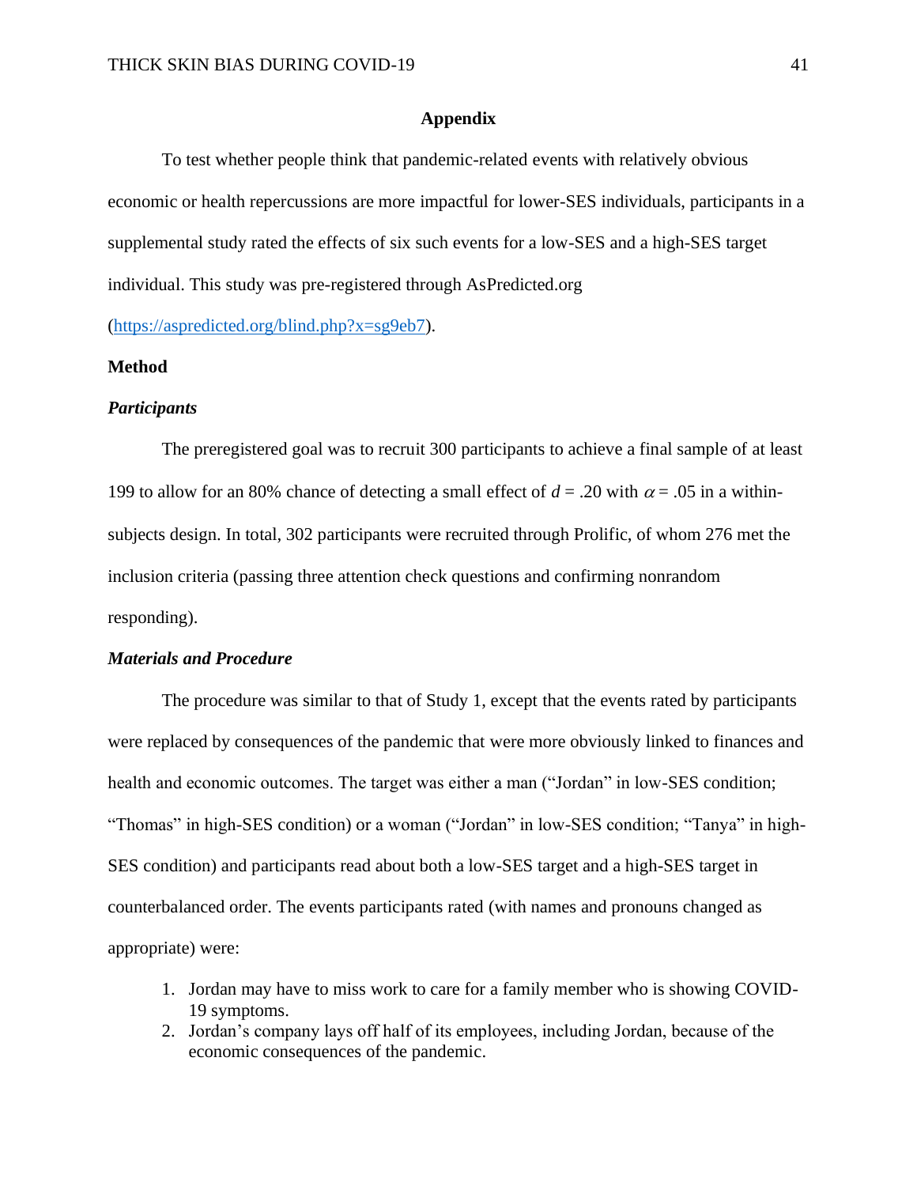# Appendix

To test whether people think that pandemic-related events with relatively obvious economic or health repercussions are more impactful for lower-SES individuals, participants in a supplemental study rated the effects of six such events for a low-SES and a high-SES target individual. This study was pre-registered through AsPredicted.org (https://aspredicted.org/blind.php?x=sg9eb7).

## Method

### *Participants*

The preregistered goal was to recruit 300 participants to achieve a final sample of at least 199 to allow for an 80% chance of detecting a small effect of $d = .20$ with $\alpha = .05$ in a within-subjects design. In total, 302 participants were recruited through Prolific, of whom 276 met the inclusion criteria (passing three attention check questions and confirming nonrandom responding).

### *Materials and Procedure*

The procedure was similar to that of Study 1, except that the events rated by participants were replaced by consequences of the pandemic that were more obviously linked to finances and health and economic outcomes. The target was either a man ("Jordan" in low-SES condition; "Thomas" in high-SES condition) or a woman ("Jordan" in low-SES condition; "Tanya" in high-SES condition) and participants read about both a low-SES target and a high-SES target in counterbalanced order. The events participants rated (with names and pronouns changed as appropriate) were:

1. Jordan may have to miss work to care for a family member who is showing COVID-19 symptoms.
2. Jordan's company lays off half of its employees, including Jordan, because of the economic consequences of the pandemic.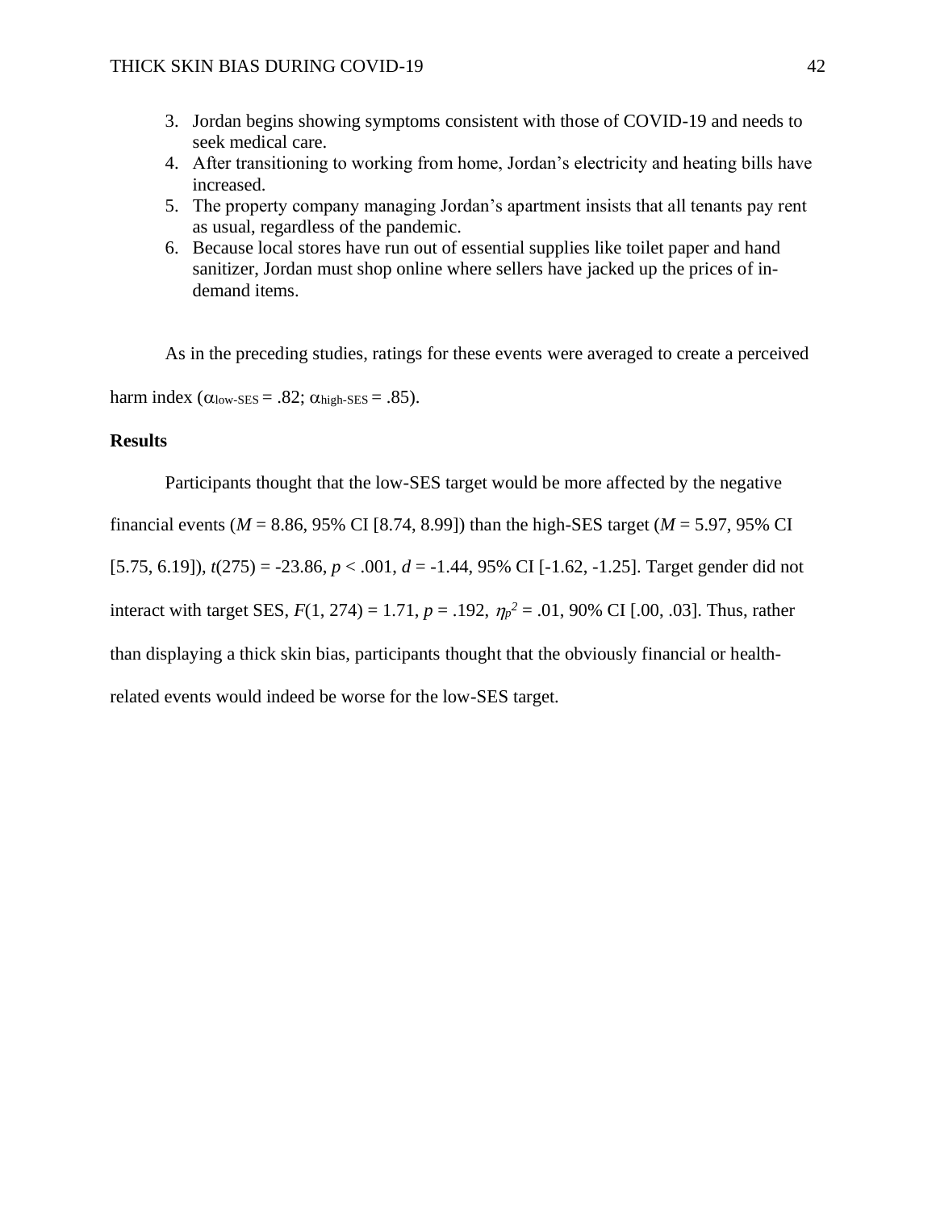3. Jordan begins showing symptoms consistent with those of COVID-19 and needs to seek medical care.
4. After transitioning to working from home, Jordan's electricity and heating bills have increased.
5. The property company managing Jordan's apartment insists that all tenants pay rent as usual, regardless of the pandemic.
6. Because local stores have run out of essential supplies like toilet paper and hand sanitizer, Jordan must shop online where sellers have jacked up the prices of in-demand items.

As in the preceding studies, ratings for these events were averaged to create a perceived harm index ($\alpha_{\text{low-SES}} = .82$; $\alpha_{\text{high-SES}} = .85$).

**Results**

Participants thought that the low-SES target would be more affected by the negative financial events ($M = 8.86$, 95% CI [8.74, 8.99]) than the high-SES target ($M = 5.97$, 95% CI [5.75, 6.19]), $t(275) = -23.86$, $p < .001$, $d = -1.44$, 95% CI [-1.62, -1.25]. Target gender did not interact with target SES, $F(1, 274) = 1.71$, $p = .192$, $\eta_p^2 = .01$, 90% CI [.00, .03]. Thus, rather than displaying a thick skin bias, participants thought that the obviously financial or health-related events would indeed be worse for the low-SES target.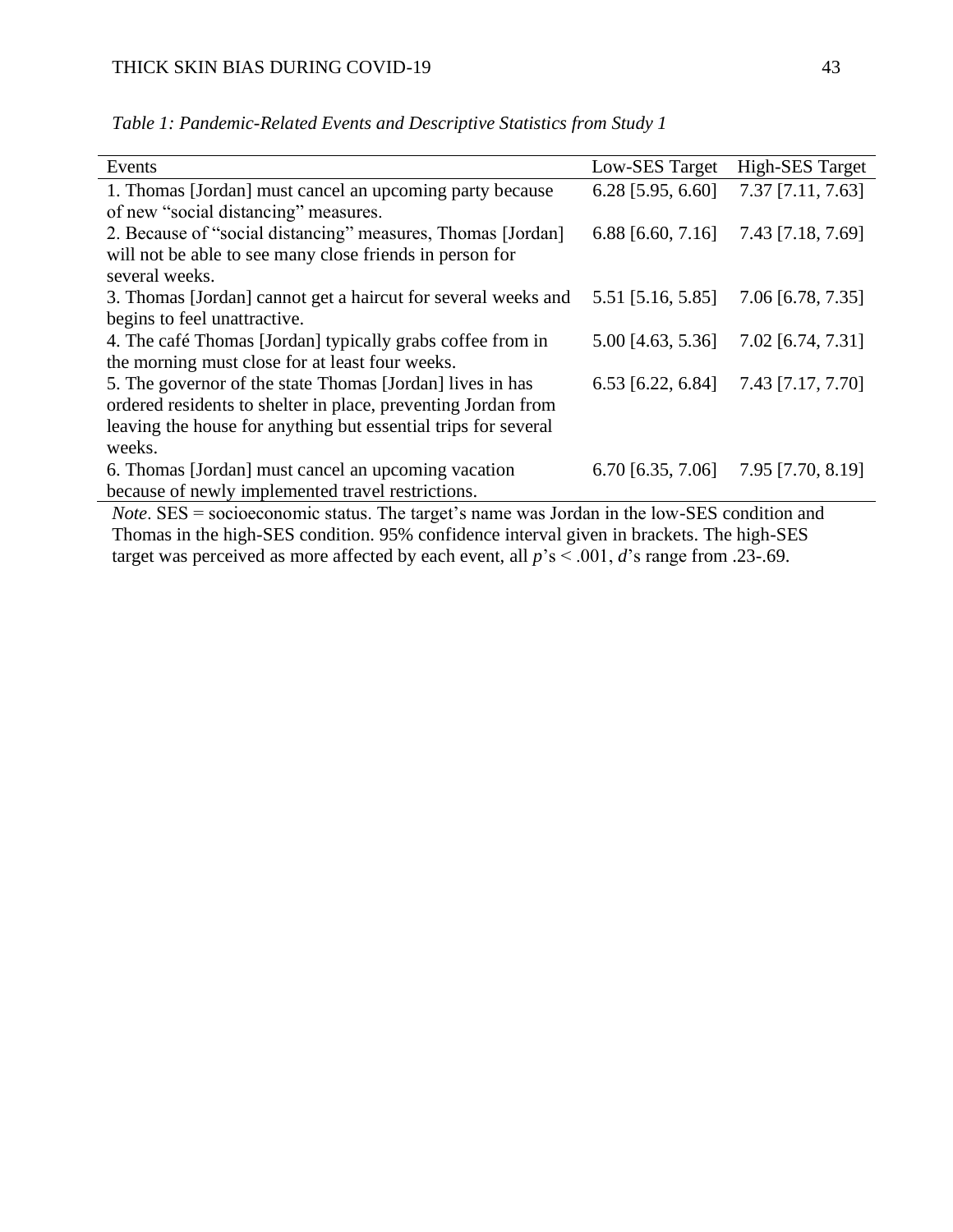*Table 1: Pandemic-Related Events and Descriptive Statistics from Study 1*

| Events | Low-SES Target | High-SES Target |
|---|---|---|
| 1. Thomas [Jordan] must cancel an upcoming party because of new "social distancing" measures. | 6.28 [5.95, 6.60] | 7.37 [7.11, 7.63] |
| 2. Because of "social distancing" measures, Thomas [Jordan] will not be able to see many close friends in person for several weeks. | 6.88 [6.60, 7.16] | 7.43 [7.18, 7.69] |
| 3. Thomas [Jordan] cannot get a haircut for several weeks and begins to feel unattractive. | 5.51 [5.16, 5.85] | 7.06 [6.78, 7.35] |
| 4. The café Thomas [Jordan] typically grabs coffee from in the morning must close for at least four weeks. | 5.00 [4.63, 5.36] | 7.02 [6.74, 7.31] |
| 5. The governor of the state Thomas [Jordan] lives in has ordered residents to shelter in place, preventing Jordan from leaving the house for anything but essential trips for several weeks. | 6.53 [6.22, 6.84] | 7.43 [7.17, 7.70] |
| 6. Thomas [Jordan] must cancel an upcoming vacation because of newly implemented travel restrictions. | 6.70 [6.35, 7.06] | 7.95 [7.70, 8.19] |

*Note*. SES = socioeconomic status. The target's name was Jordan in the low-SES condition and Thomas in the high-SES condition. 95% confidence interval given in brackets. The high-SES target was perceived as more affected by each event, all $p$'s $< .001$, $d$'s range from .23-.69.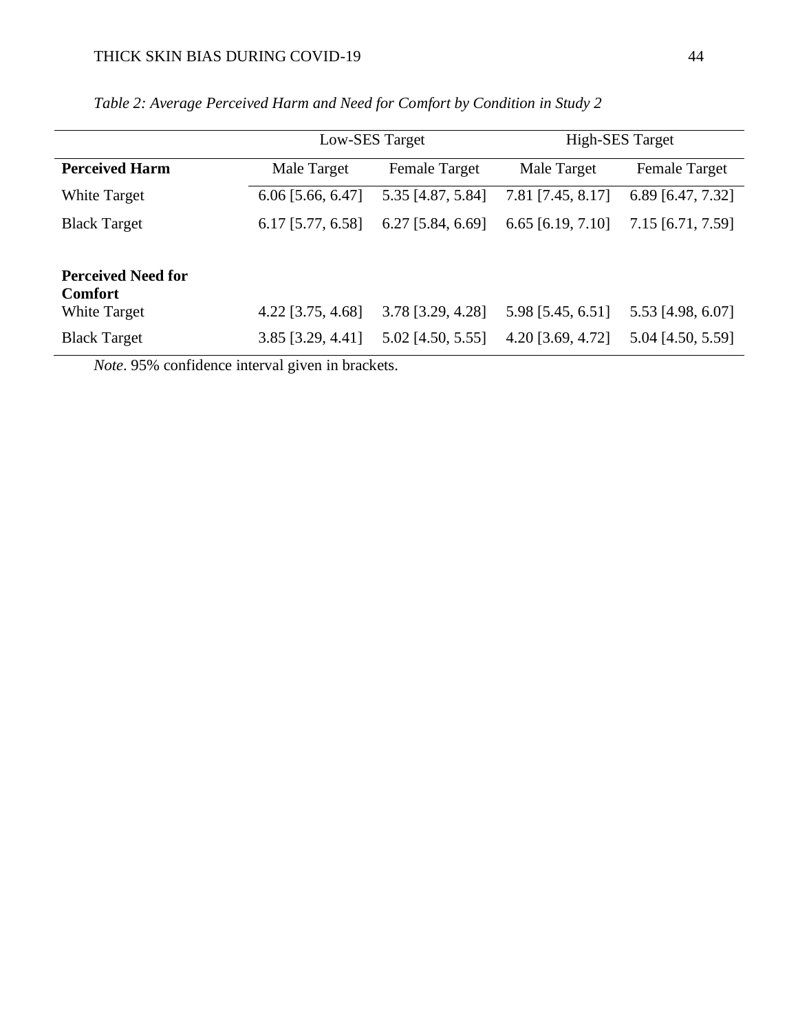*Table 2: Average Perceived Harm and Need for Comfort by Condition in Study 2*

| | Low-SES Target | | High-SES Target | |
|---|---|---|---|---|
| **Perceived Harm** | Male Target | Female Target | Male Target | Female Target |
| White Target | 6.06 [5.66, 6.47] | 5.35 [4.87, 5.84] | 7.81 [7.45, 8.17] | 6.89 [6.47, 7.32] |
| Black Target | 6.17 [5.77, 6.58] | 6.27 [5.84, 6.69] | 6.65 [6.19, 7.10] | 7.15 [6.71, 7.59] |
| **Perceived Need for Comfort** | | | | |
| White Target | 4.22 [3.75, 4.68] | 3.78 [3.29, 4.28] | 5.98 [5.45, 6.51] | 5.53 [4.98, 6.07] |
| Black Target | 3.85 [3.29, 4.41] | 5.02 [4.50, 5.55] | 4.20 [3.69, 4.72] | 5.04 [4.50, 5.59] |

*Note*. 95% confidence interval given in brackets.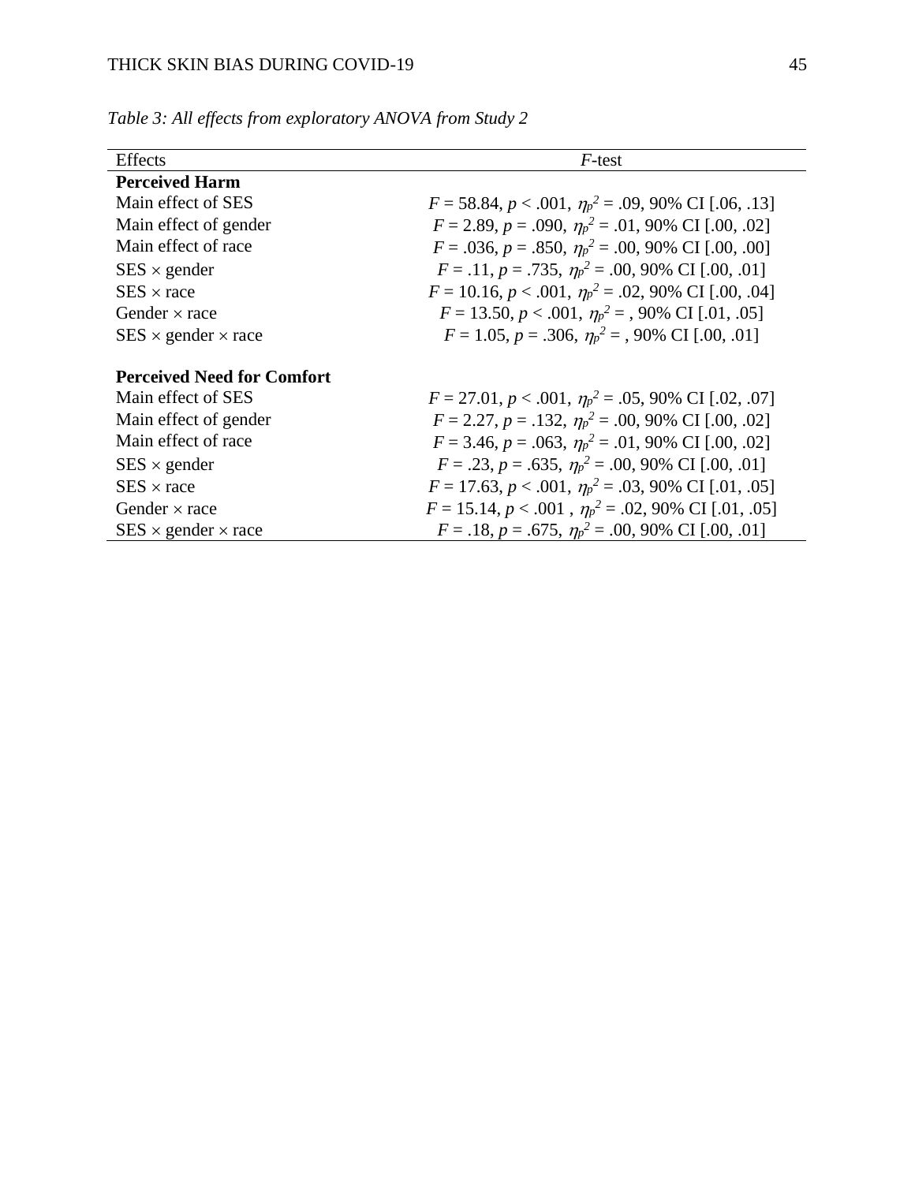*Table 3: All effects from exploratory ANOVA from Study 2*

| Effects | *F*-test |
|---|---|
| **Perceived Harm** | |
| Main effect of SES | $F = 58.84$, $p < .001$, $\eta_p^2 = .09$, 90% CI [.06, .13] |
| Main effect of gender | $F = 2.89$, $p = .090$, $\eta_p^2 = .01$, 90% CI [.00, .02] |
| Main effect of race | $F = .036$, $p = .850$, $\eta_p^2 = .00$, 90% CI [.00, .00] |
| SES × gender | $F = .11$, $p = .735$, $\eta_p^2 = .00$, 90% CI [.00, .01] |
| SES × race | $F = 10.16$, $p < .001$, $\eta_p^2 = .02$, 90% CI [.00, .04] |
| Gender × race | $F = 13.50$, $p < .001$, $\eta_p^2 =$ , 90% CI [.01, .05] |
| SES × gender × race | $F = 1.05$, $p = .306$, $\eta_p^2 =$ , 90% CI [.00, .01] |
| | |
| **Perceived Need for Comfort** | |
| Main effect of SES | $F = 27.01$, $p < .001$, $\eta_p^2 = .05$, 90% CI [.02, .07] |
| Main effect of gender | $F = 2.27$, $p = .132$, $\eta_p^2 = .00$, 90% CI [.00, .02] |
| Main effect of race | $F = 3.46$, $p = .063$, $\eta_p^2 = .01$, 90% CI [.00, .02] |
| SES × gender | $F = .23$, $p = .635$, $\eta_p^2 = .00$, 90% CI [.00, .01] |
| SES × race | $F = 17.63$, $p < .001$, $\eta_p^2 = .03$, 90% CI [.01, .05] |
| Gender × race | $F = 15.14$, $p < .001$ , $\eta_p^2 = .02$, 90% CI [.01, .05] |
| SES × gender × race | $F = .18$, $p = .675$, $\eta_p^2 = .00$, 90% CI [.00, .01] |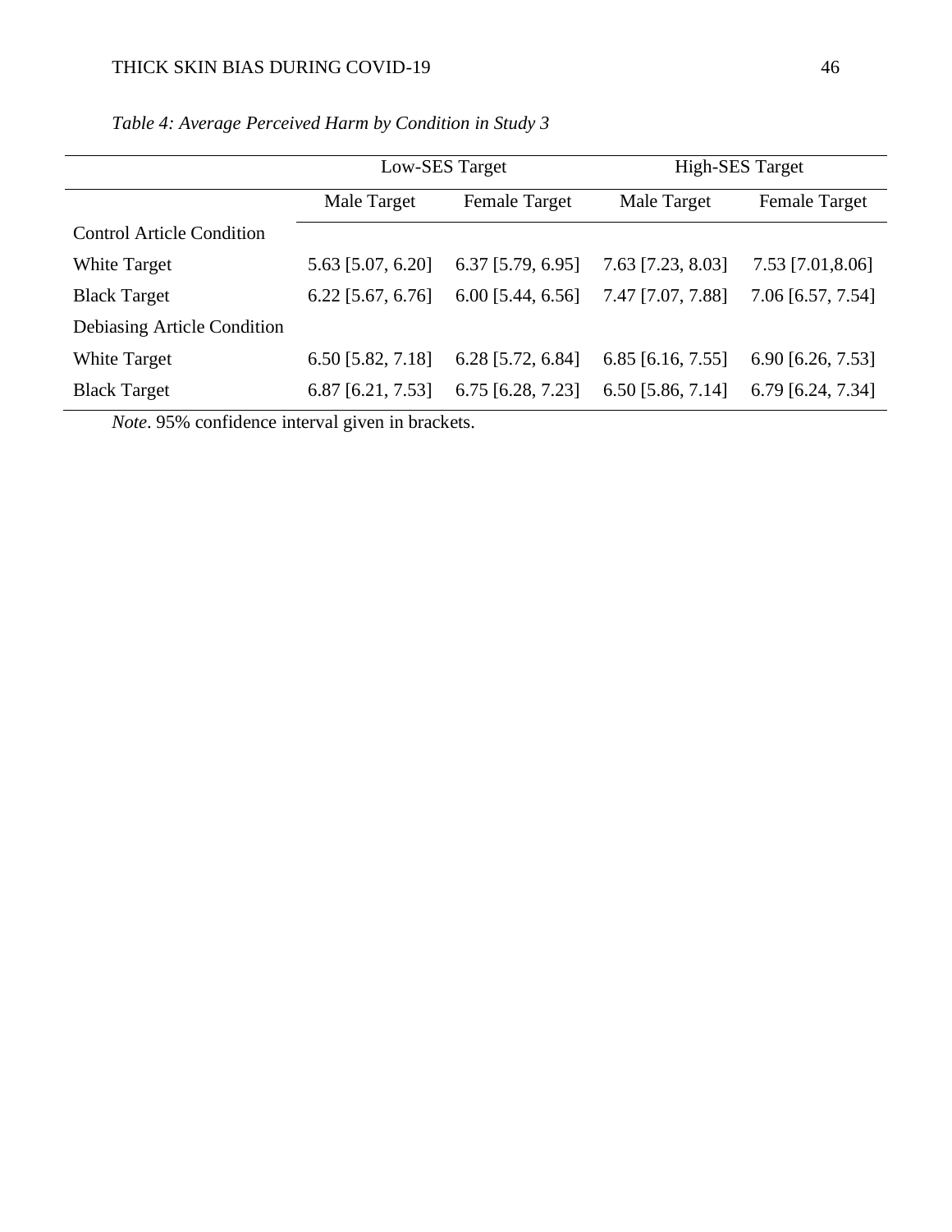*Table 4: Average Perceived Harm by Condition in Study 3*

| | Low-SES Target | | High-SES Target | |
|---|---|---|---|---|
| | Male Target | Female Target | Male Target | Female Target |
| Control Article Condition | | | | |
| White Target | 5.63 [5.07, 6.20] | 6.37 [5.79, 6.95] | 7.63 [7.23, 8.03] | 7.53 [7.01,8.06] |
| Black Target | 6.22 [5.67, 6.76] | 6.00 [5.44, 6.56] | 7.47 [7.07, 7.88] | 7.06 [6.57, 7.54] |
| Debiasing Article Condition | | | | |
| White Target | 6.50 [5.82, 7.18] | 6.28 [5.72, 6.84] | 6.85 [6.16, 7.55] | 6.90 [6.26, 7.53] |
| Black Target | 6.87 [6.21, 7.53] | 6.75 [6.28, 7.23] | 6.50 [5.86, 7.14] | 6.79 [6.24, 7.34] |

*Note*. 95% confidence interval given in brackets.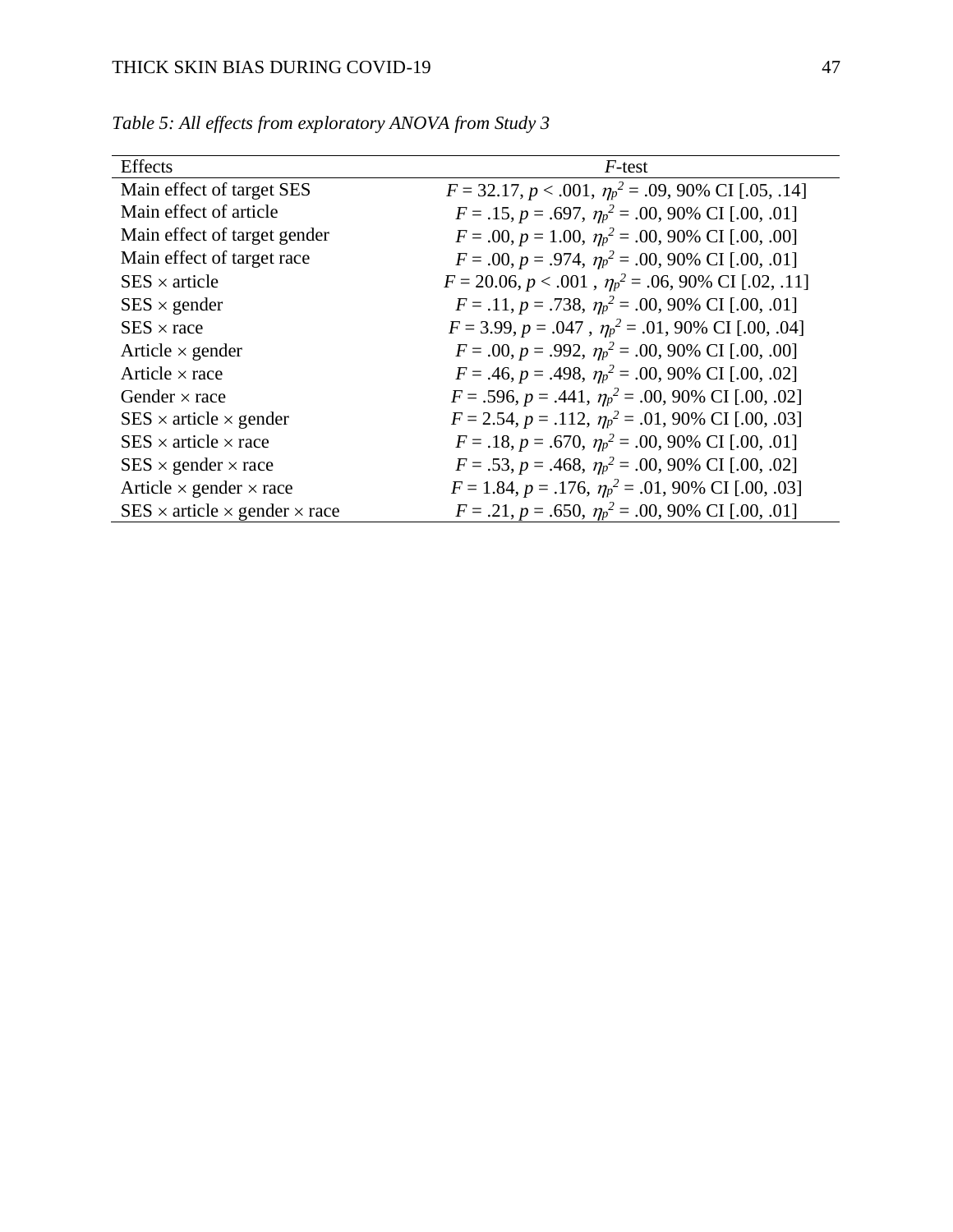*Table 5: All effects from exploratory ANOVA from Study 3*

| Effects | $F$-test |
|---|---|
| Main effect of target SES | $F = 32.17$, $p < .001$, $\eta_p^2 = .09$, 90% CI [.05, .14] |
| Main effect of article | $F = .15$, $p = .697$, $\eta_p^2 = .00$, 90% CI [.00, .01] |
| Main effect of target gender | $F = .00$, $p = 1.00$, $\eta_p^2 = .00$, 90% CI [.00, .00] |
| Main effect of target race | $F = .00$, $p = .974$, $\eta_p^2 = .00$, 90% CI [.00, .01] |
| SES × article | $F = 20.06$, $p < .001$ , $\eta_p^2 = .06$, 90% CI [.02, .11] |
| SES × gender | $F = .11$, $p = .738$, $\eta_p^2 = .00$, 90% CI [.00, .01] |
| SES × race | $F = 3.99$, $p = .047$ , $\eta_p^2 = .01$, 90% CI [.00, .04] |
| Article × gender | $F = .00$, $p = .992$, $\eta_p^2 = .00$, 90% CI [.00, .00] |
| Article × race | $F = .46$, $p = .498$, $\eta_p^2 = .00$, 90% CI [.00, .02] |
| Gender × race | $F = .596$, $p = .441$, $\eta_p^2 = .00$, 90% CI [.00, .02] |
| SES × article × gender | $F = 2.54$, $p = .112$, $\eta_p^2 = .01$, 90% CI [.00, .03] |
| SES × article × race | $F = .18$, $p = .670$, $\eta_p^2 = .00$, 90% CI [.00, .01] |
| SES × gender × race | $F = .53$, $p = .468$, $\eta_p^2 = .00$, 90% CI [.00, .02] |
| Article × gender × race | $F = 1.84$, $p = .176$, $\eta_p^2 = .01$, 90% CI [.00, .03] |
| SES × article × gender × race | $F = .21$, $p = .650$, $\eta_p^2 = .00$, 90% CI [.00, .01] |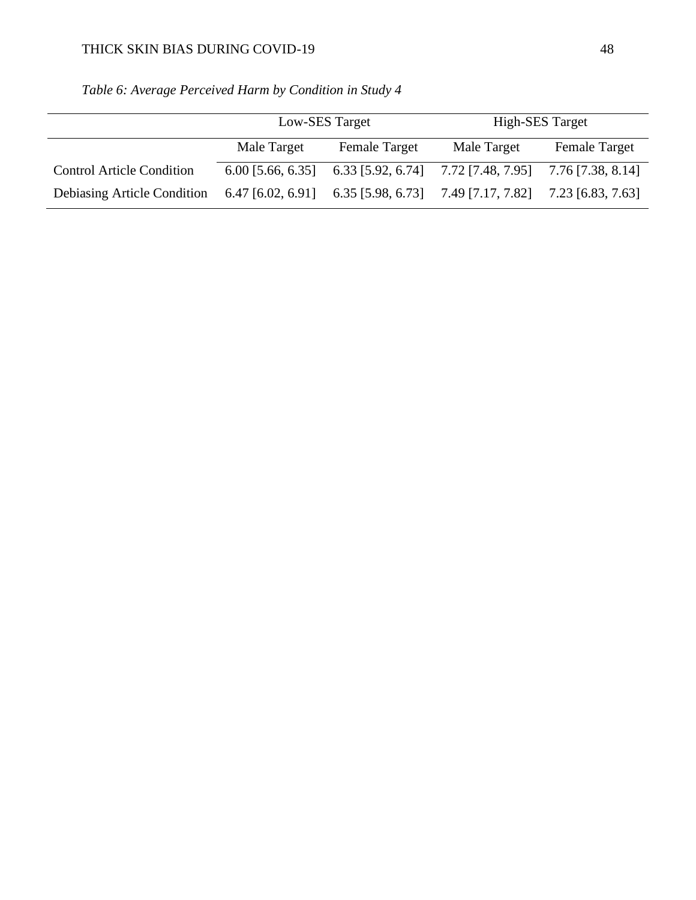*Table 6: Average Perceived Harm by Condition in Study 4*

| | Low-SES Target | | High-SES Target | |
|---|---|---|---|---|
| | Male Target | Female Target | Male Target | Female Target |
| Control Article Condition | 6.00 [5.66, 6.35] | 6.33 [5.92, 6.74] | 7.72 [7.48, 7.95] | 7.76 [7.38, 8.14] |
| Debiasing Article Condition | 6.47 [6.02, 6.91] | 6.35 [5.98, 6.73] | 7.49 [7.17, 7.82] | 7.23 [6.83, 7.63] |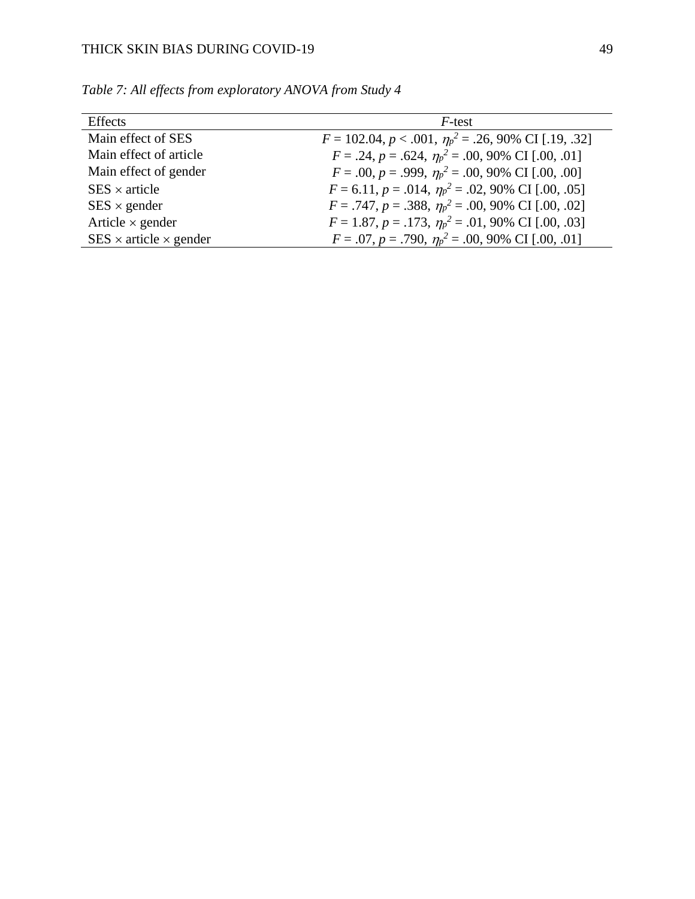*Table 7: All effects from exploratory ANOVA from Study 4*

| Effects | *F*-test |
| --- | --- |
| Main effect of SES | $F = 102.04$, $p < .001$, $\eta_p^2 = .26$, 90% CI [.19, .32] |
| Main effect of article | $F = .24$, $p = .624$, $\eta_p^2 = .00$, 90% CI [.00, .01] |
| Main effect of gender | $F = .00$, $p = .999$, $\eta_p^2 = .00$, 90% CI [.00, .00] |
| SES × article | $F = 6.11$, $p = .014$, $\eta_p^2 = .02$, 90% CI [.00, .05] |
| SES × gender | $F = .747$, $p = .388$, $\eta_p^2 = .00$, 90% CI [.00, .02] |
| Article × gender | $F = 1.87$, $p = .173$, $\eta_p^2 = .01$, 90% CI [.00, .03] |
| SES × article × gender | $F = .07$, $p = .790$, $\eta_p^2 = .00$, 90% CI [.00, .01] |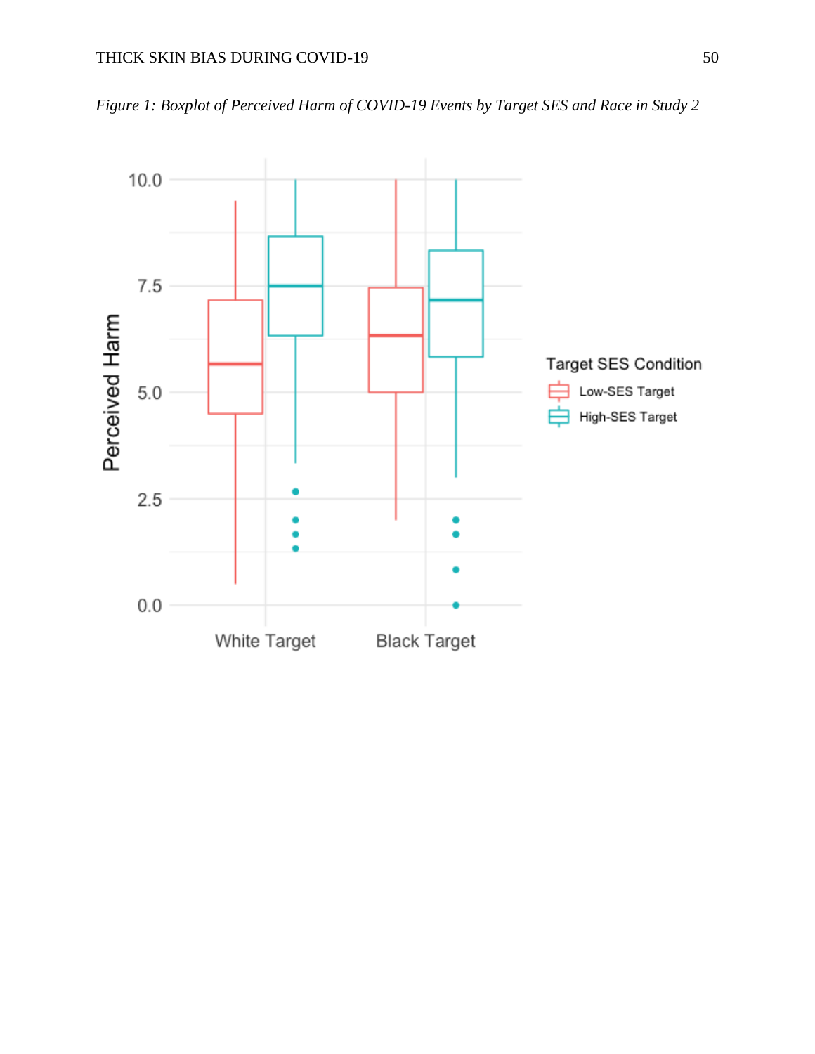*Figure 1: Boxplot of Perceived Harm of COVID-19 Events by Target SES and Race in Study 2*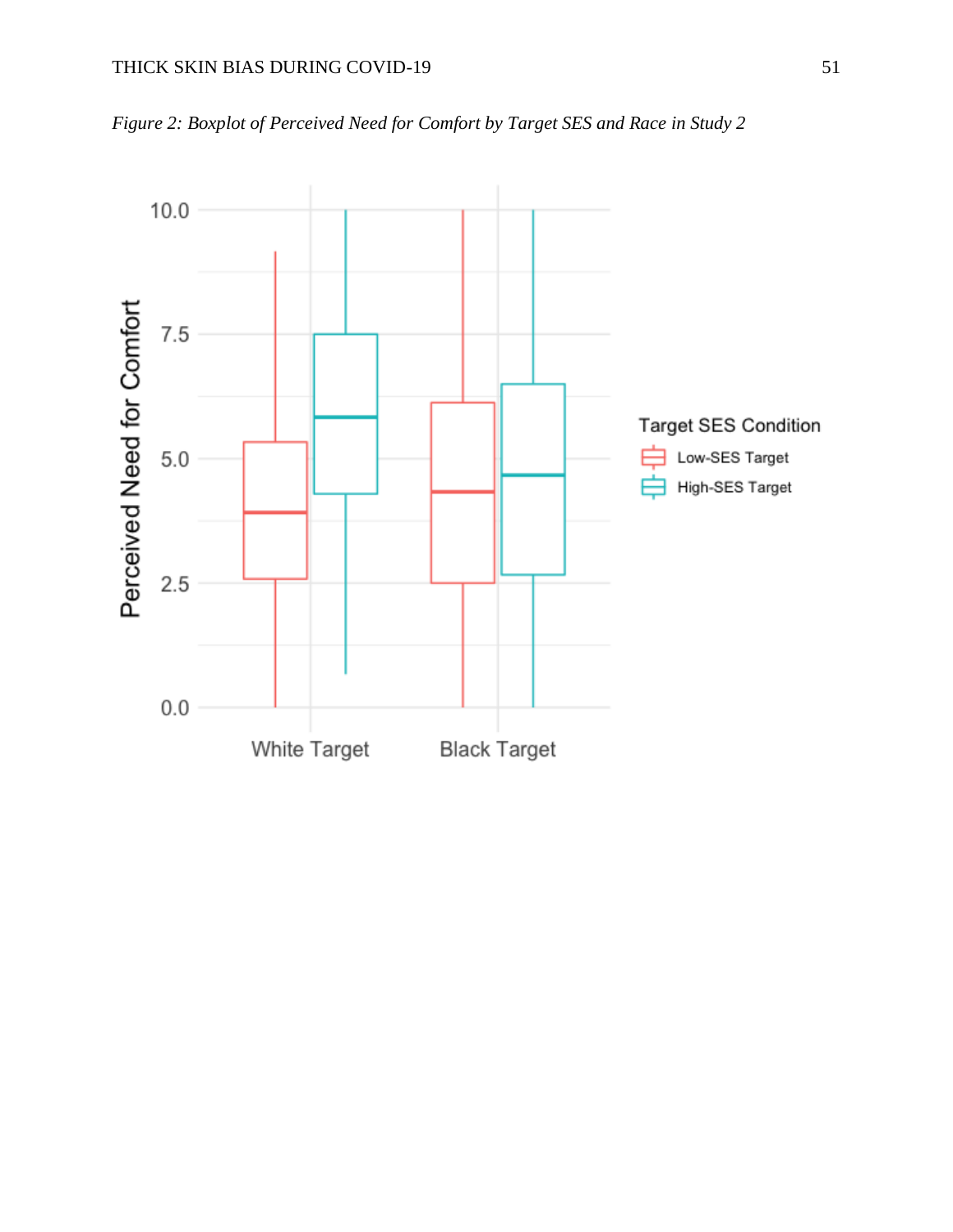*Figure 2: Boxplot of Perceived Need for Comfort by Target SES and Race in Study 2*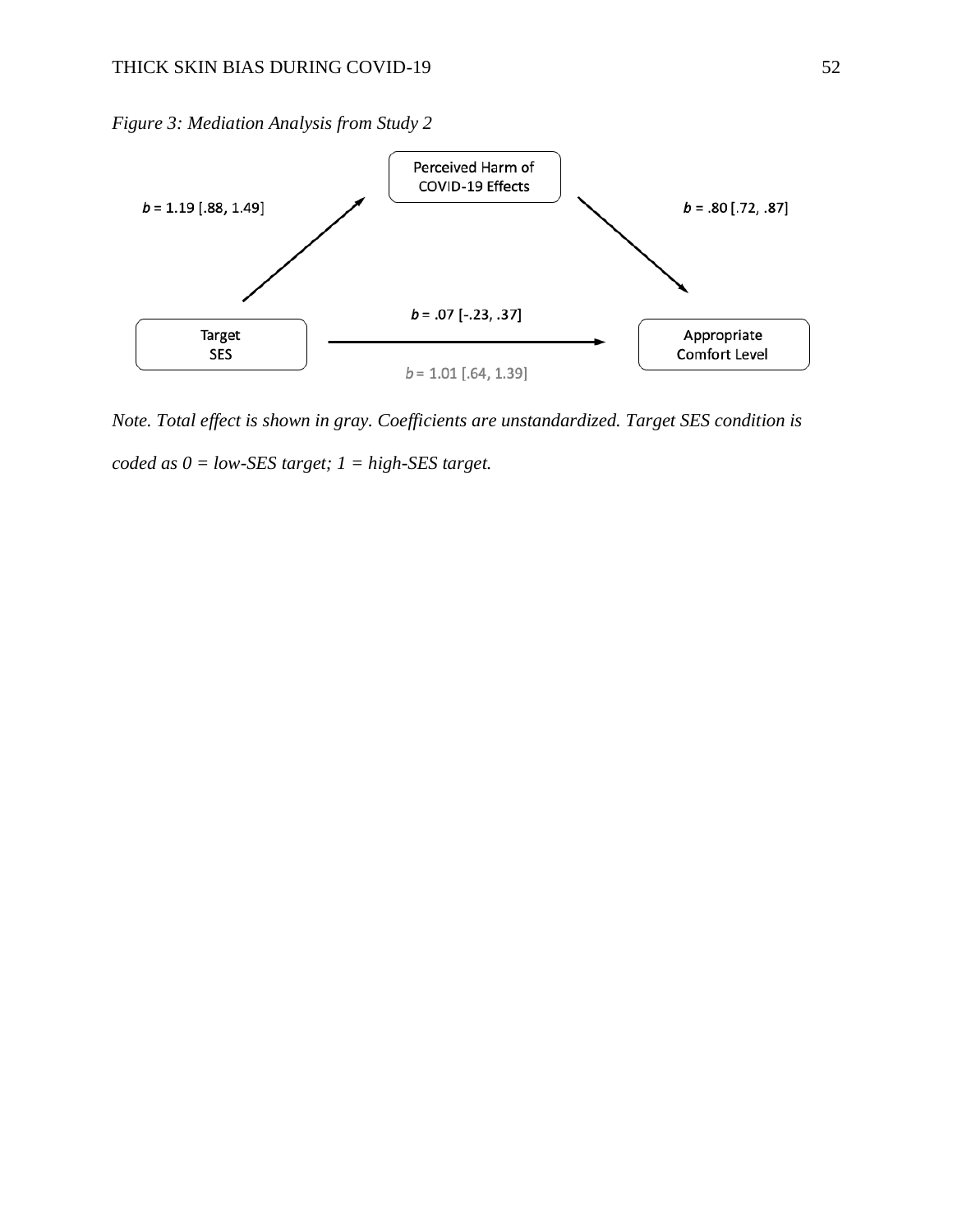*Figure 3: Mediation Analysis from Study 2*

Perceived Harm of COVID-19 Effects

*b* = 1.19 [.88, 1.49]

*b* = .80 [.72, .87]

Target SES

*b* = .07 [-.23, .37]

*b* = 1.01 [.64, 1.39]

Appropriate Comfort Level

*Note. Total effect is shown in gray. Coefficients are unstandardized. Target SES condition is coded as 0 = low-SES target; 1 = high-SES target.*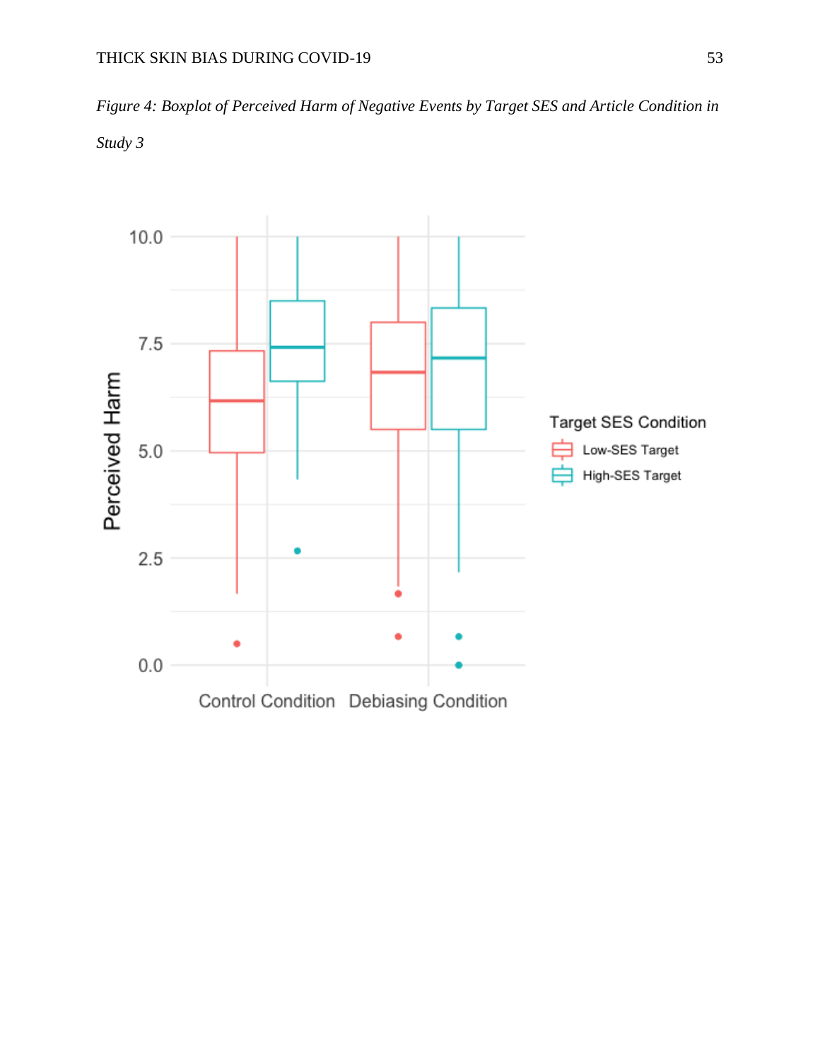*Figure 4: Boxplot of Perceived Harm of Negative Events by Target SES and Article Condition in Study 3*

Perceived Harm

10.0

7.5

5.0

2.5

0.0

Control Condition

Debiasing Condition

Target SES Condition

Low-SES Target

High-SES Target